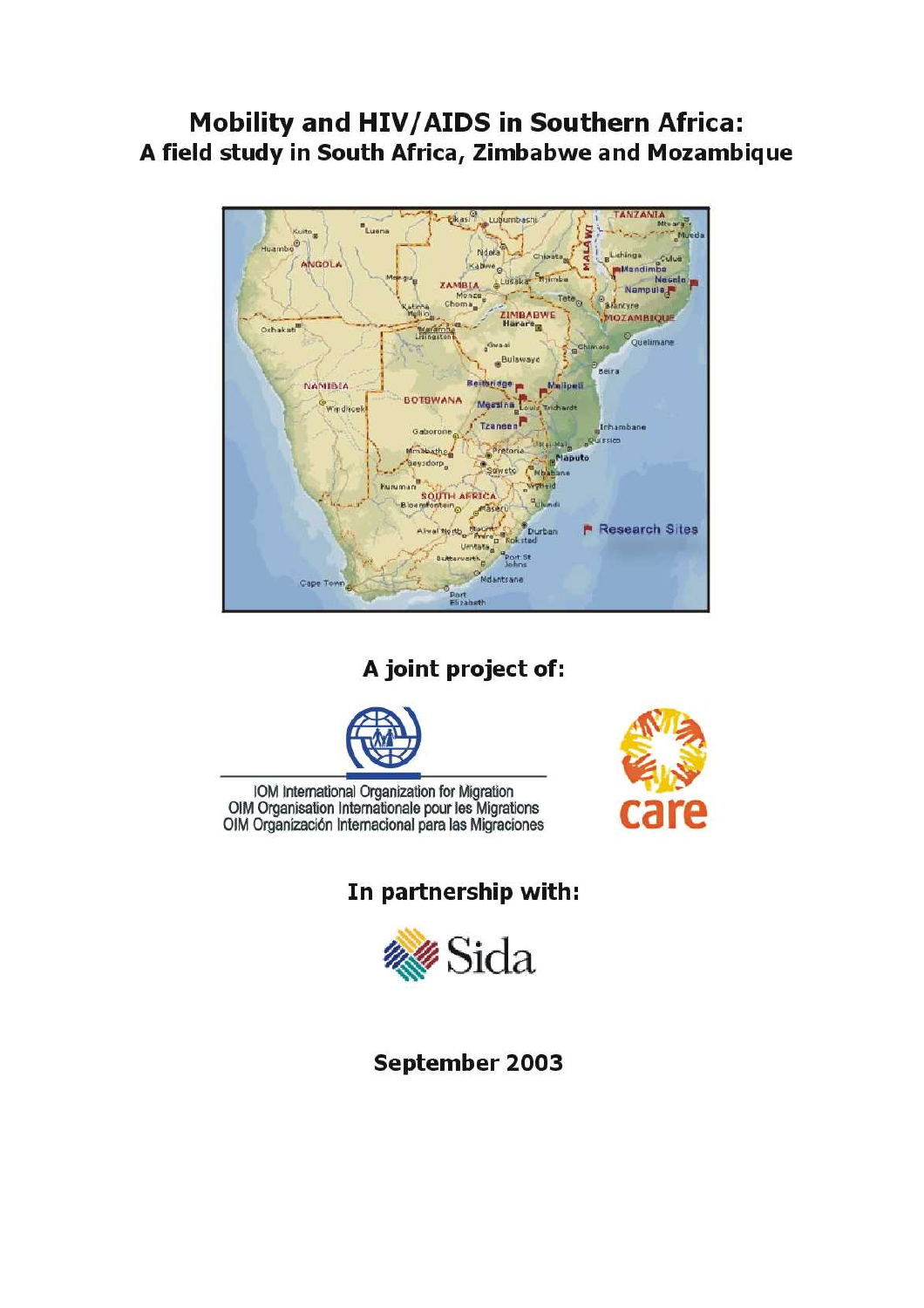# Mobility and HIV/AIDS in Southern Africa:
## A field study in South Africa, Zimbabwe and Mozambique

A joint project of:

IOM International Organization for Migration
OIM Organisation Internationale pour les Migrations
OIM Organización Internacional para las Migraciones

care

In partnership with:

Sida

September 2003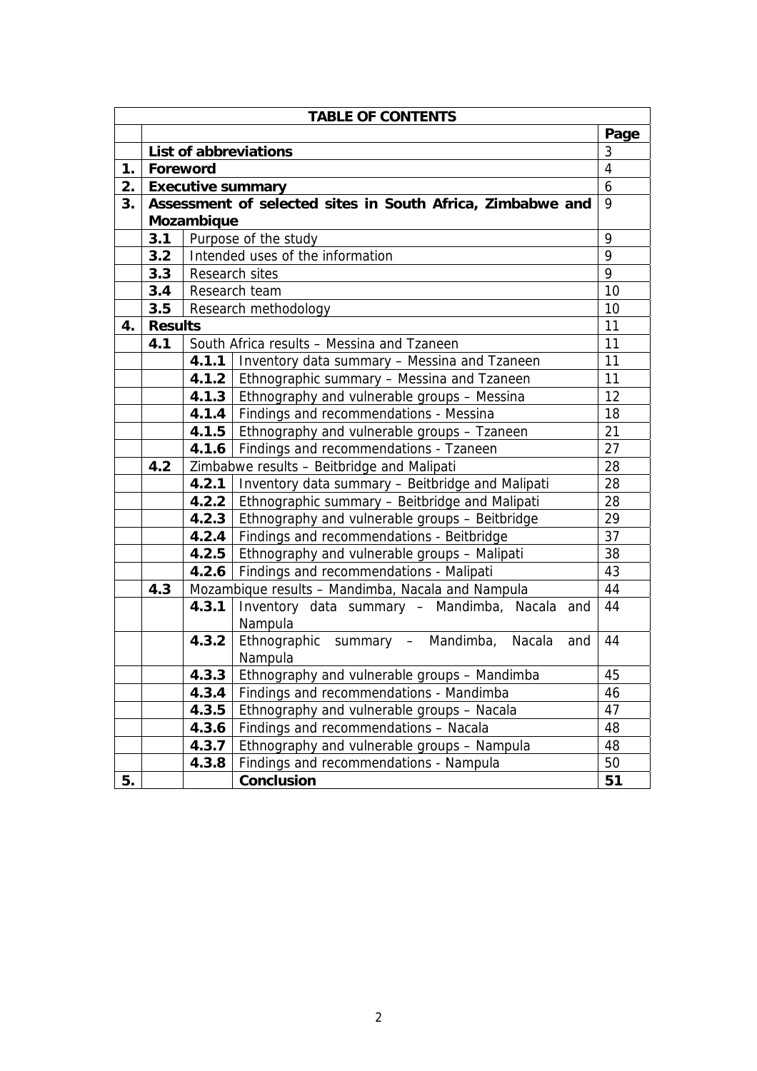| TABLE OF CONTENTS | | | | |
|---|---|---|---|---|
| | | | | **Page** |
| | **List of abbreviations** | | | 3 |
| **1.** | **Foreword** | | | 4 |
| **2.** | **Executive summary** | | | 6 |
| **3.** | **Assessment of selected sites in South Africa, Zimbabwe and Mozambique** | | | 9 |
| | **3.1** | Purpose of the study | | 9 |
| | **3.2** | Intended uses of the information | | 9 |
| | **3.3** | Research sites | | 9 |
| | **3.4** | Research team | | 10 |
| | **3.5** | Research methodology | | 10 |
| **4.** | **Results** | | | 11 |
| | **4.1** | South Africa results – Messina and Tzaneen | | 11 |
| | | **4.1.1** | Inventory data summary – Messina and Tzaneen | 11 |
| | | **4.1.2** | Ethnographic summary – Messina and Tzaneen | 11 |
| | | **4.1.3** | Ethnography and vulnerable groups – Messina | 12 |
| | | **4.1.4** | Findings and recommendations - Messina | 18 |
| | | **4.1.5** | Ethnography and vulnerable groups – Tzaneen | 21 |
| | | **4.1.6** | Findings and recommendations - Tzaneen | 27 |
| | **4.2** | Zimbabwe results – Beitbridge and Malipati | | 28 |
| | | **4.2.1** | Inventory data summary – Beitbridge and Malipati | 28 |
| | | **4.2.2** | Ethnographic summary – Beitbridge and Malipati | 28 |
| | | **4.2.3** | Ethnography and vulnerable groups – Beitbridge | 29 |
| | | **4.2.4** | Findings and recommendations - Beitbridge | 37 |
| | | **4.2.5** | Ethnography and vulnerable groups – Malipati | 38 |
| | | **4.2.6** | Findings and recommendations - Malipati | 43 |
| | **4.3** | Mozambique results – Mandimba, Nacala and Nampula | | 44 |
| | | **4.3.1** | Inventory data summary – Mandimba, Nacala and Nampula | 44 |
| | | **4.3.2** | Ethnographic summary – Mandimba, Nacala and Nampula | 44 |
| | | **4.3.3** | Ethnography and vulnerable groups – Mandimba | 45 |
| | | **4.3.4** | Findings and recommendations - Mandimba | 46 |
| | | **4.3.5** | Ethnography and vulnerable groups – Nacala | 47 |
| | | **4.3.6** | Findings and recommendations – Nacala | 48 |
| | | **4.3.7** | Ethnography and vulnerable groups – Nampula | 48 |
| | | **4.3.8** | Findings and recommendations - Nampula | 50 |
| **5.** | | | **Conclusion** | **51** |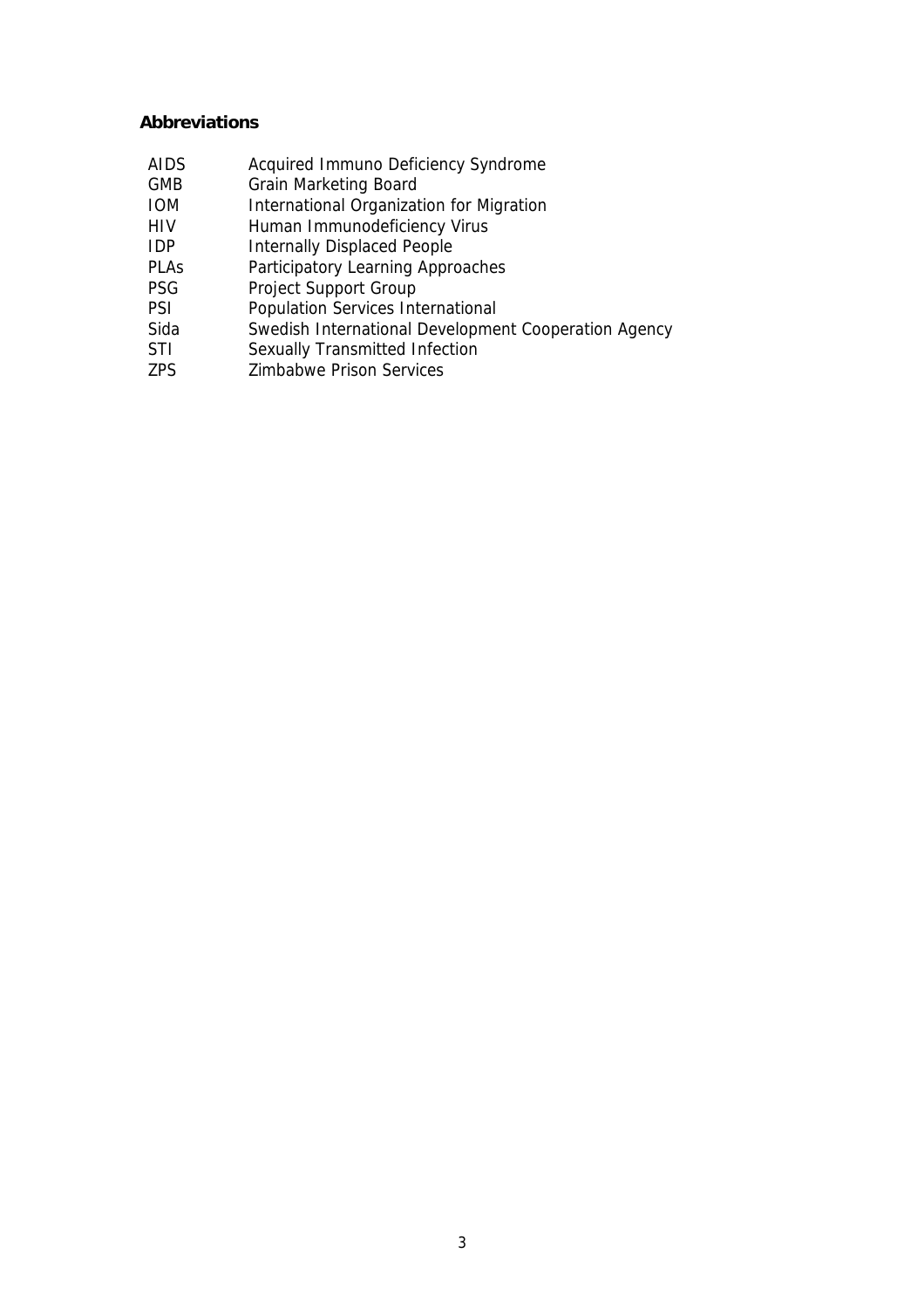## Abbreviations

| | |
|---|---|
| AIDS | Acquired Immuno Deficiency Syndrome |
| GMB | Grain Marketing Board |
| IOM | International Organization for Migration |
| HIV | Human Immunodeficiency Virus |
| IDP | Internally Displaced People |
| PLAs | Participatory Learning Approaches |
| PSG | Project Support Group |
| PSI | Population Services International |
| Sida | Swedish International Development Cooperation Agency |
| STI | Sexually Transmitted Infection |
| ZPS | Zimbabwe Prison Services |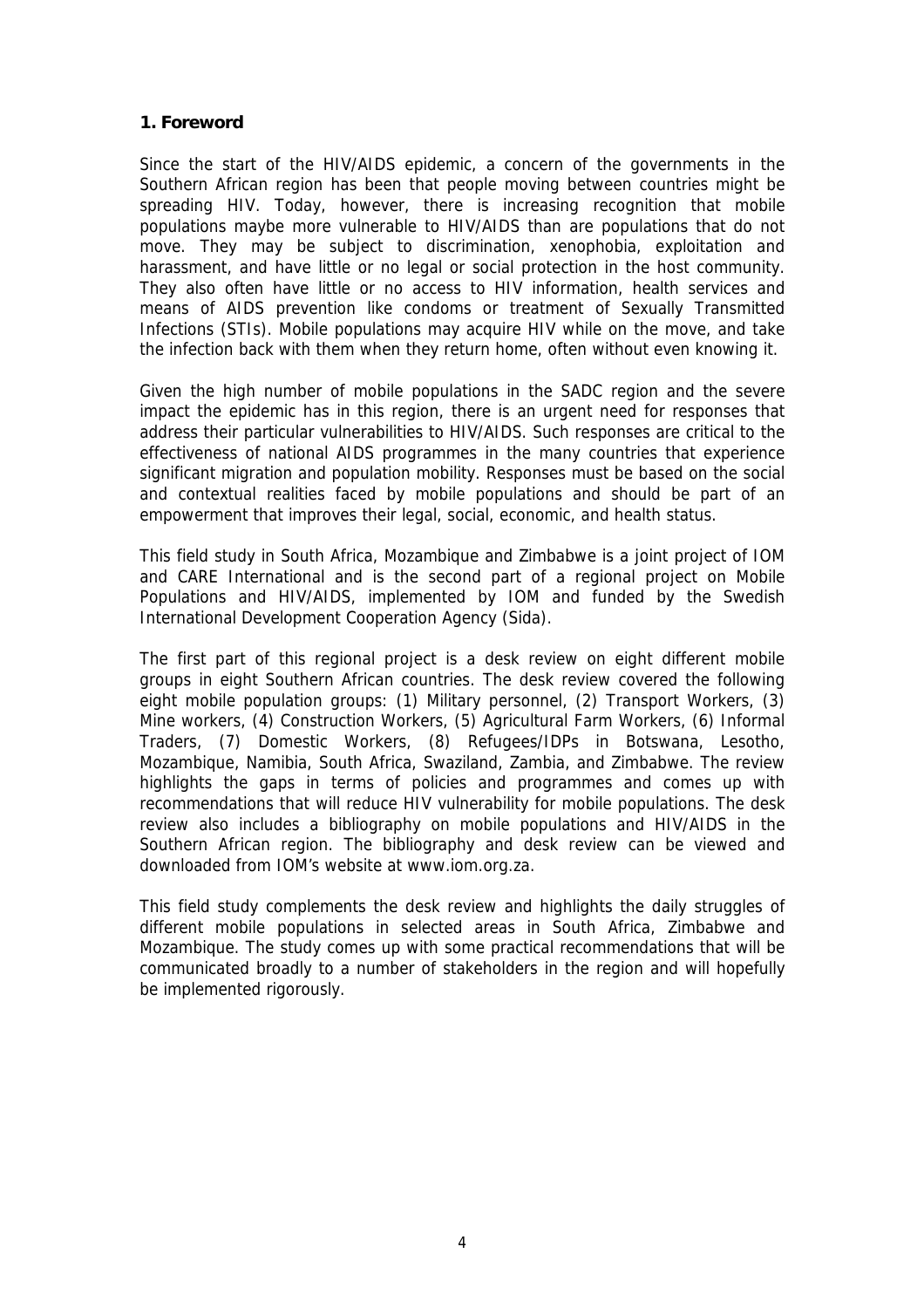## 1. Foreword

Since the start of the HIV/AIDS epidemic, a concern of the governments in the Southern African region has been that people moving between countries might be spreading HIV. Today, however, there is increasing recognition that mobile populations maybe more vulnerable to HIV/AIDS than are populations that do not move. They may be subject to discrimination, xenophobia, exploitation and harassment, and have little or no legal or social protection in the host community. They also often have little or no access to HIV information, health services and means of AIDS prevention like condoms or treatment of Sexually Transmitted Infections (STIs). Mobile populations may acquire HIV while on the move, and take the infection back with them when they return home, often without even knowing it.

Given the high number of mobile populations in the SADC region and the severe impact the epidemic has in this region, there is an urgent need for responses that address their particular vulnerabilities to HIV/AIDS. Such responses are critical to the effectiveness of national AIDS programmes in the many countries that experience significant migration and population mobility. Responses must be based on the social and contextual realities faced by mobile populations and should be part of an empowerment that improves their legal, social, economic, and health status.

This field study in South Africa, Mozambique and Zimbabwe is a joint project of IOM and CARE International and is the second part of a regional project on Mobile Populations and HIV/AIDS, implemented by IOM and funded by the Swedish International Development Cooperation Agency (Sida).

The first part of this regional project is a desk review on eight different mobile groups in eight Southern African countries. The desk review covered the following eight mobile population groups: (1) Military personnel, (2) Transport Workers, (3) Mine workers, (4) Construction Workers, (5) Agricultural Farm Workers, (6) Informal Traders, (7) Domestic Workers, (8) Refugees/IDPs in Botswana, Lesotho, Mozambique, Namibia, South Africa, Swaziland, Zambia, and Zimbabwe. The review highlights the gaps in terms of policies and programmes and comes up with recommendations that will reduce HIV vulnerability for mobile populations. The desk review also includes a bibliography on mobile populations and HIV/AIDS in the Southern African region. The bibliography and desk review can be viewed and downloaded from IOM's website at www.iom.org.za.

This field study complements the desk review and highlights the daily struggles of different mobile populations in selected areas in South Africa, Zimbabwe and Mozambique. The study comes up with some practical recommendations that will be communicated broadly to a number of stakeholders in the region and will hopefully be implemented rigorously.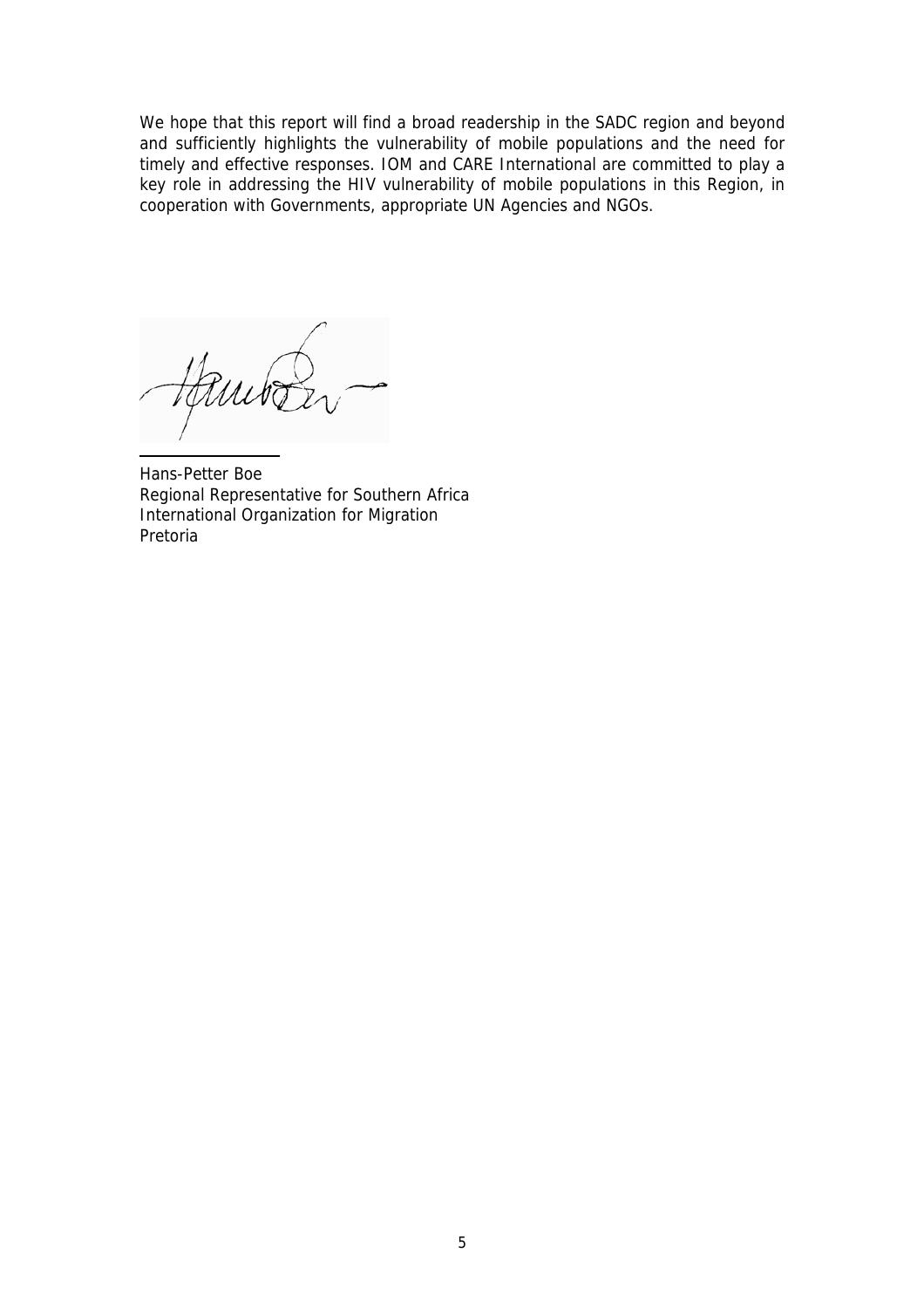We hope that this report will find a broad readership in the SADC region and beyond and sufficiently highlights the vulnerability of mobile populations and the need for timely and effective responses. IOM and CARE International are committed to play a key role in addressing the HIV vulnerability of mobile populations in this Region, in cooperation with Governments, appropriate UN Agencies and NGOs.

Hans-Petter Boe
Regional Representative for Southern Africa
International Organization for Migration
Pretoria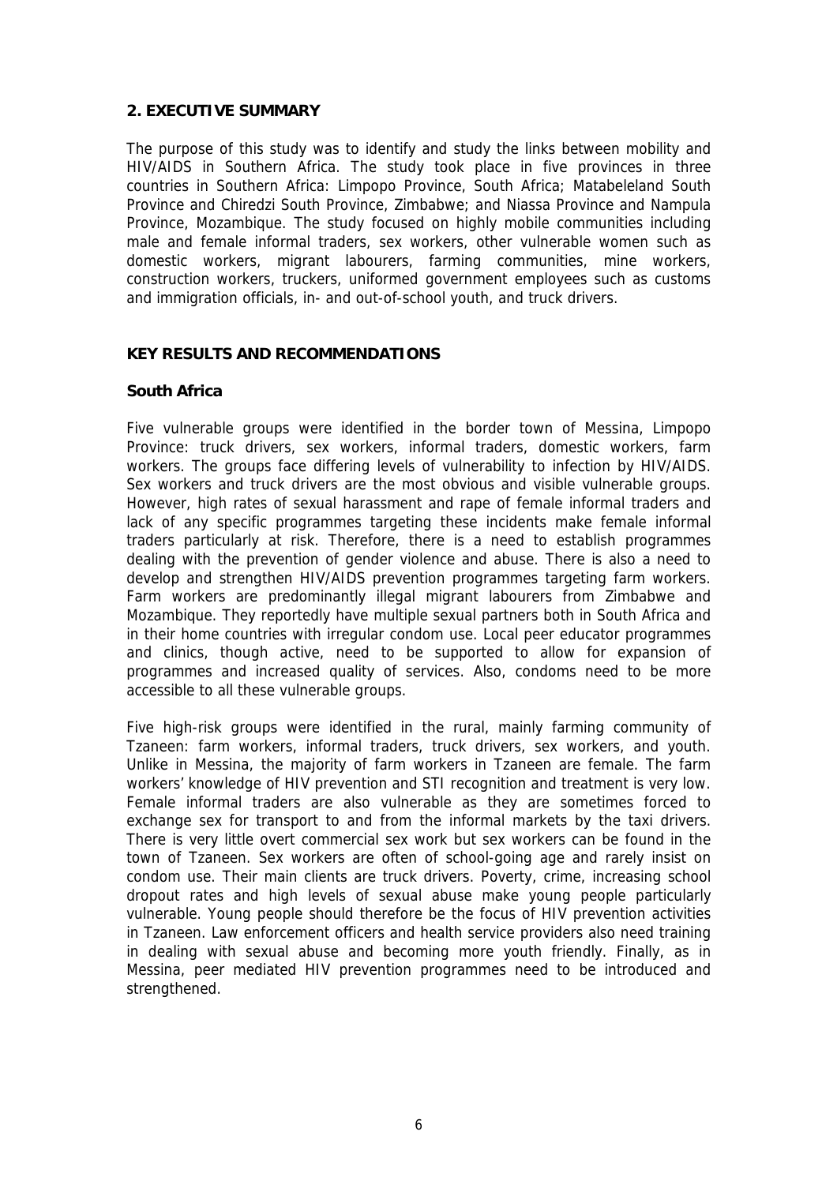## 2. EXECUTIVE SUMMARY

The purpose of this study was to identify and study the links between mobility and HIV/AIDS in Southern Africa. The study took place in five provinces in three countries in Southern Africa: Limpopo Province, South Africa; Matabeleland South Province and Chiredzi South Province, Zimbabwe; and Niassa Province and Nampula Province, Mozambique. The study focused on highly mobile communities including male and female informal traders, sex workers, other vulnerable women such as domestic workers, migrant labourers, farming communities, mine workers, construction workers, truckers, uniformed government employees such as customs and immigration officials, in- and out-of-school youth, and truck drivers.

### KEY RESULTS AND RECOMMENDATIONS

#### South Africa

Five vulnerable groups were identified in the border town of Messina, Limpopo Province: truck drivers, sex workers, informal traders, domestic workers, farm workers. The groups face differing levels of vulnerability to infection by HIV/AIDS. Sex workers and truck drivers are the most obvious and visible vulnerable groups. However, high rates of sexual harassment and rape of female informal traders and lack of any specific programmes targeting these incidents make female informal traders particularly at risk. Therefore, there is a need to establish programmes dealing with the prevention of gender violence and abuse. There is also a need to develop and strengthen HIV/AIDS prevention programmes targeting farm workers. Farm workers are predominantly illegal migrant labourers from Zimbabwe and Mozambique. They reportedly have multiple sexual partners both in South Africa and in their home countries with irregular condom use. Local peer educator programmes and clinics, though active, need to be supported to allow for expansion of programmes and increased quality of services. Also, condoms need to be more accessible to all these vulnerable groups.

Five high-risk groups were identified in the rural, mainly farming community of Tzaneen: farm workers, informal traders, truck drivers, sex workers, and youth. Unlike in Messina, the majority of farm workers in Tzaneen are female. The farm workers' knowledge of HIV prevention and STI recognition and treatment is very low. Female informal traders are also vulnerable as they are sometimes forced to exchange sex for transport to and from the informal markets by the taxi drivers. There is very little overt commercial sex work but sex workers can be found in the town of Tzaneen. Sex workers are often of school-going age and rarely insist on condom use. Their main clients are truck drivers. Poverty, crime, increasing school dropout rates and high levels of sexual abuse make young people particularly vulnerable. Young people should therefore be the focus of HIV prevention activities in Tzaneen. Law enforcement officers and health service providers also need training in dealing with sexual abuse and becoming more youth friendly. Finally, as in Messina, peer mediated HIV prevention programmes need to be introduced and strengthened.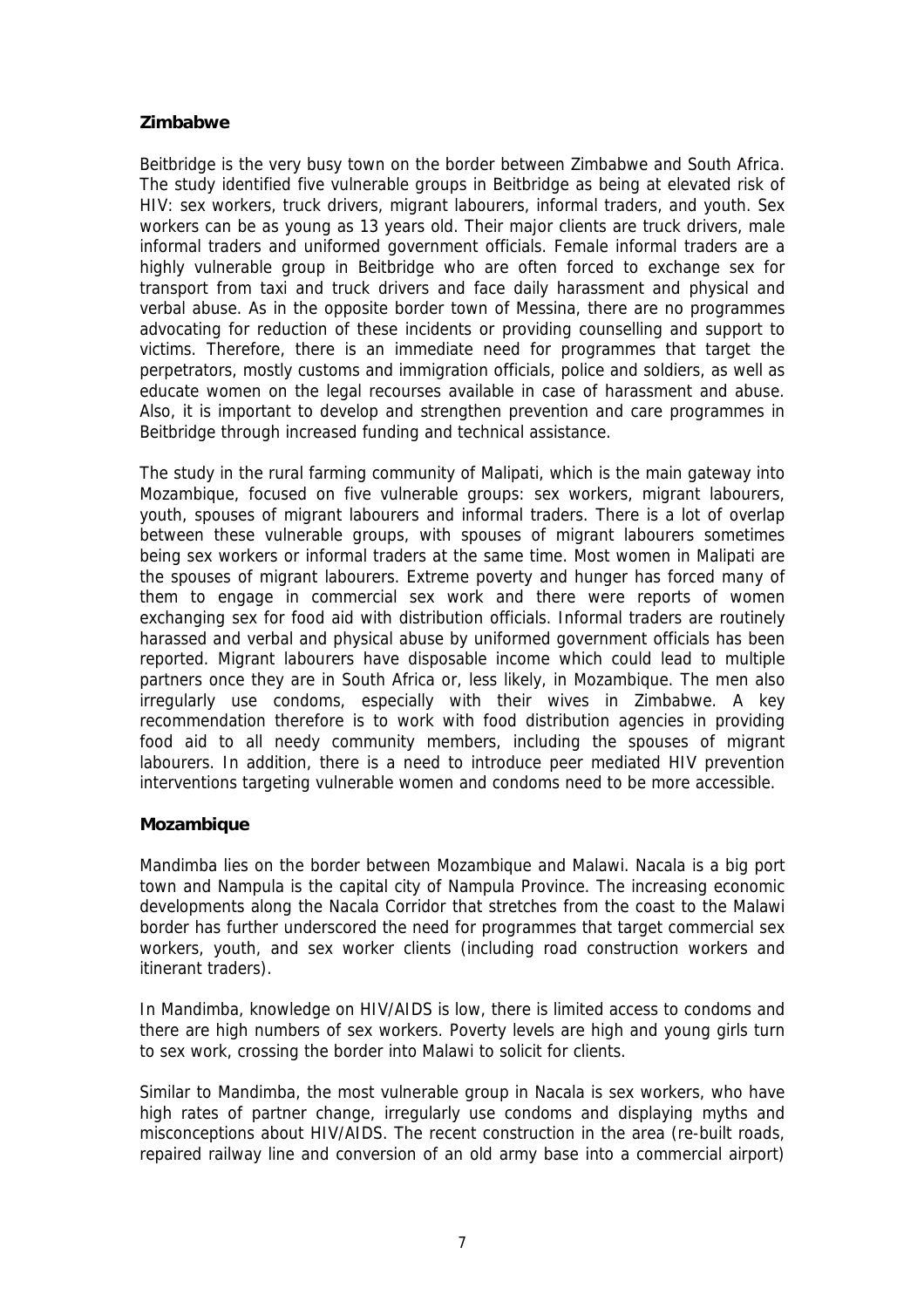### Zimbabwe

Beitbridge is the very busy town on the border between Zimbabwe and South Africa. The study identified five vulnerable groups in Beitbridge as being at elevated risk of HIV: sex workers, truck drivers, migrant labourers, informal traders, and youth. Sex workers can be as young as 13 years old. Their major clients are truck drivers, male informal traders and uniformed government officials. Female informal traders are a highly vulnerable group in Beitbridge who are often forced to exchange sex for transport from taxi and truck drivers and face daily harassment and physical and verbal abuse. As in the opposite border town of Messina, there are no programmes advocating for reduction of these incidents or providing counselling and support to victims. Therefore, there is an immediate need for programmes that target the perpetrators, mostly customs and immigration officials, police and soldiers, as well as educate women on the legal recourses available in case of harassment and abuse. Also, it is important to develop and strengthen prevention and care programmes in Beitbridge through increased funding and technical assistance.

The study in the rural farming community of Malipati, which is the main gateway into Mozambique, focused on five vulnerable groups: sex workers, migrant labourers, youth, spouses of migrant labourers and informal traders. There is a lot of overlap between these vulnerable groups, with spouses of migrant labourers sometimes being sex workers or informal traders at the same time. Most women in Malipati are the spouses of migrant labourers. Extreme poverty and hunger has forced many of them to engage in commercial sex work and there were reports of women exchanging sex for food aid with distribution officials. Informal traders are routinely harassed and verbal and physical abuse by uniformed government officials has been reported. Migrant labourers have disposable income which could lead to multiple partners once they are in South Africa or, less likely, in Mozambique. The men also irregularly use condoms, especially with their wives in Zimbabwe. A key recommendation therefore is to work with food distribution agencies in providing food aid to all needy community members, including the spouses of migrant labourers. In addition, there is a need to introduce peer mediated HIV prevention interventions targeting vulnerable women and condoms need to be more accessible.

### Mozambique

Mandimba lies on the border between Mozambique and Malawi. Nacala is a big port town and Nampula is the capital city of Nampula Province. The increasing economic developments along the Nacala Corridor that stretches from the coast to the Malawi border has further underscored the need for programmes that target commercial sex workers, youth, and sex worker clients (including road construction workers and itinerant traders).

In Mandimba, knowledge on HIV/AIDS is low, there is limited access to condoms and there are high numbers of sex workers. Poverty levels are high and young girls turn to sex work, crossing the border into Malawi to solicit for clients.

Similar to Mandimba, the most vulnerable group in Nacala is sex workers, who have high rates of partner change, irregularly use condoms and displaying myths and misconceptions about HIV/AIDS. The recent construction in the area (re-built roads, repaired railway line and conversion of an old army base into a commercial airport)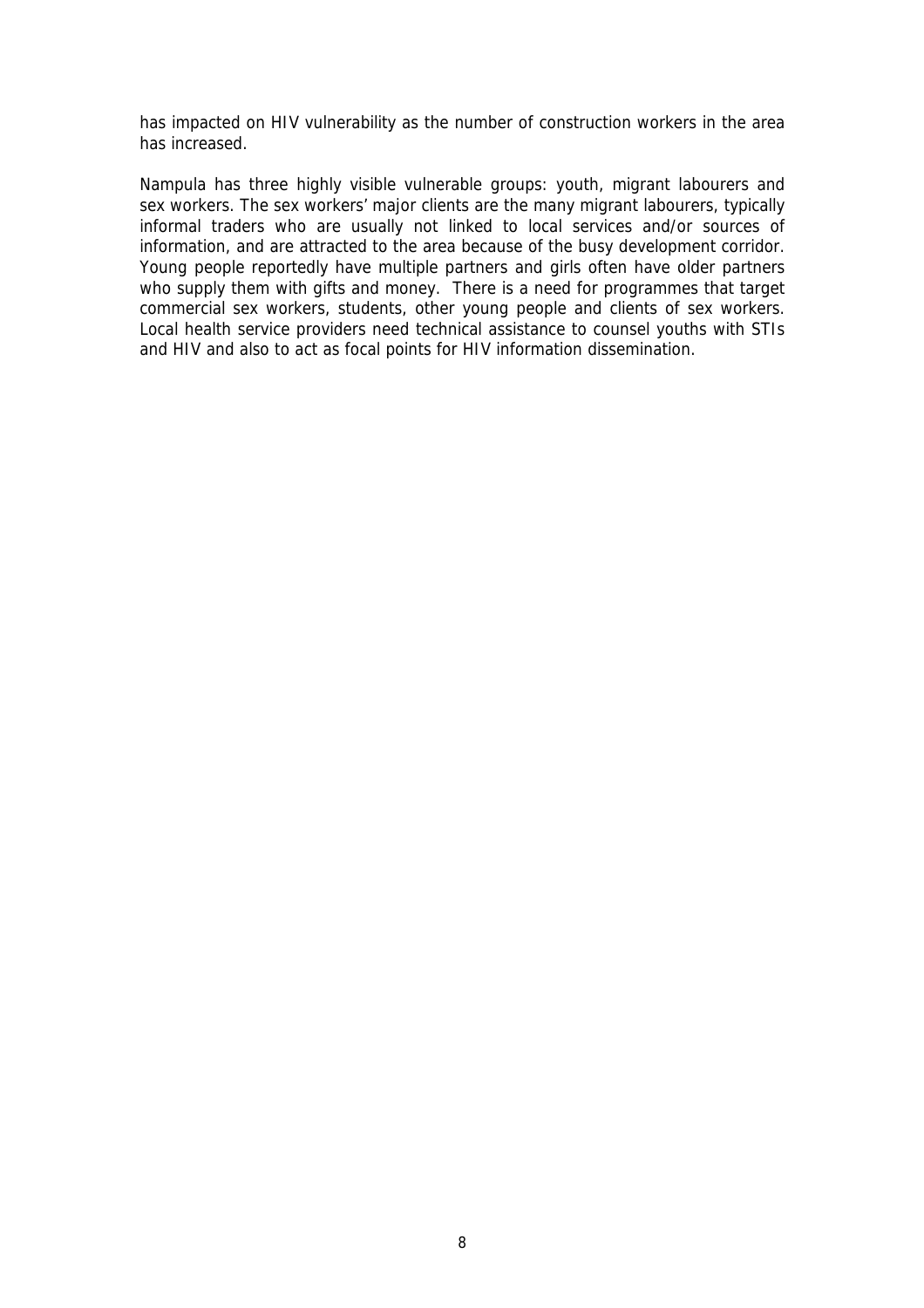has impacted on HIV vulnerability as the number of construction workers in the area has increased.

Nampula has three highly visible vulnerable groups: youth, migrant labourers and sex workers. The sex workers' major clients are the many migrant labourers, typically informal traders who are usually not linked to local services and/or sources of information, and are attracted to the area because of the busy development corridor. Young people reportedly have multiple partners and girls often have older partners who supply them with gifts and money. There is a need for programmes that target commercial sex workers, students, other young people and clients of sex workers. Local health service providers need technical assistance to counsel youths with STIs and HIV and also to act as focal points for HIV information dissemination.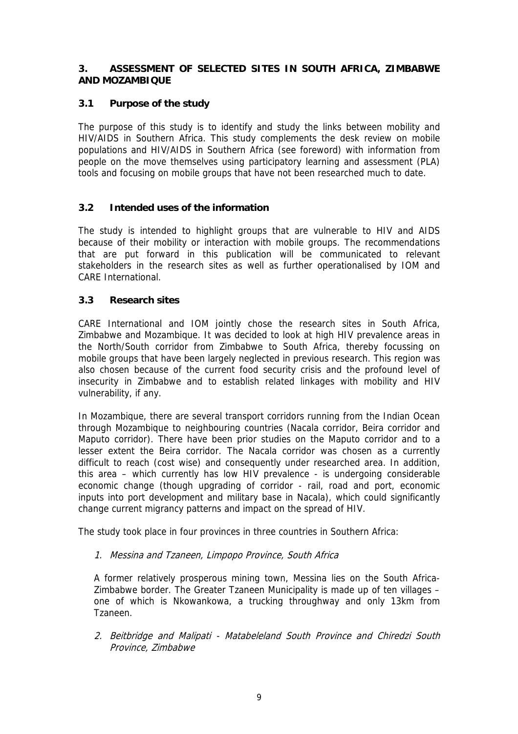## 3. ASSESSMENT OF SELECTED SITES IN SOUTH AFRICA, ZIMBABWE AND MOZAMBIQUE

### 3.1 Purpose of the study

The purpose of this study is to identify and study the links between mobility and HIV/AIDS in Southern Africa. This study complements the desk review on mobile populations and HIV/AIDS in Southern Africa (see foreword) with information from people on the move themselves using participatory learning and assessment (PLA) tools and focusing on mobile groups that have not been researched much to date.

### 3.2 Intended uses of the information

The study is intended to highlight groups that are vulnerable to HIV and AIDS because of their mobility or interaction with mobile groups. The recommendations that are put forward in this publication will be communicated to relevant stakeholders in the research sites as well as further operationalised by IOM and CARE International.

### 3.3 Research sites

CARE International and IOM jointly chose the research sites in South Africa, Zimbabwe and Mozambique. It was decided to look at high HIV prevalence areas in the North/South corridor from Zimbabwe to South Africa, thereby focussing on mobile groups that have been largely neglected in previous research. This region was also chosen because of the current food security crisis and the profound level of insecurity in Zimbabwe and to establish related linkages with mobility and HIV vulnerability, if any.

In Mozambique, there are several transport corridors running from the Indian Ocean through Mozambique to neighbouring countries (Nacala corridor, Beira corridor and Maputo corridor). There have been prior studies on the Maputo corridor and to a lesser extent the Beira corridor. The Nacala corridor was chosen as a currently difficult to reach (cost wise) and consequently under researched area. In addition, this area – which currently has low HIV prevalence - is undergoing considerable economic change (though upgrading of corridor - rail, road and port, economic inputs into port development and military base in Nacala), which could significantly change current migrancy patterns and impact on the spread of HIV.

The study took place in four provinces in three countries in Southern Africa:

1. *Messina and Tzaneen, Limpopo Province, South Africa*

   A former relatively prosperous mining town, Messina lies on the South Africa-Zimbabwe border. The Greater Tzaneen Municipality is made up of ten villages – one of which is Nkowankowa, a trucking throughway and only 13km from Tzaneen.

2. *Beitbridge and Malipati - Matabeleland South Province and Chiredzi South Province, Zimbabwe*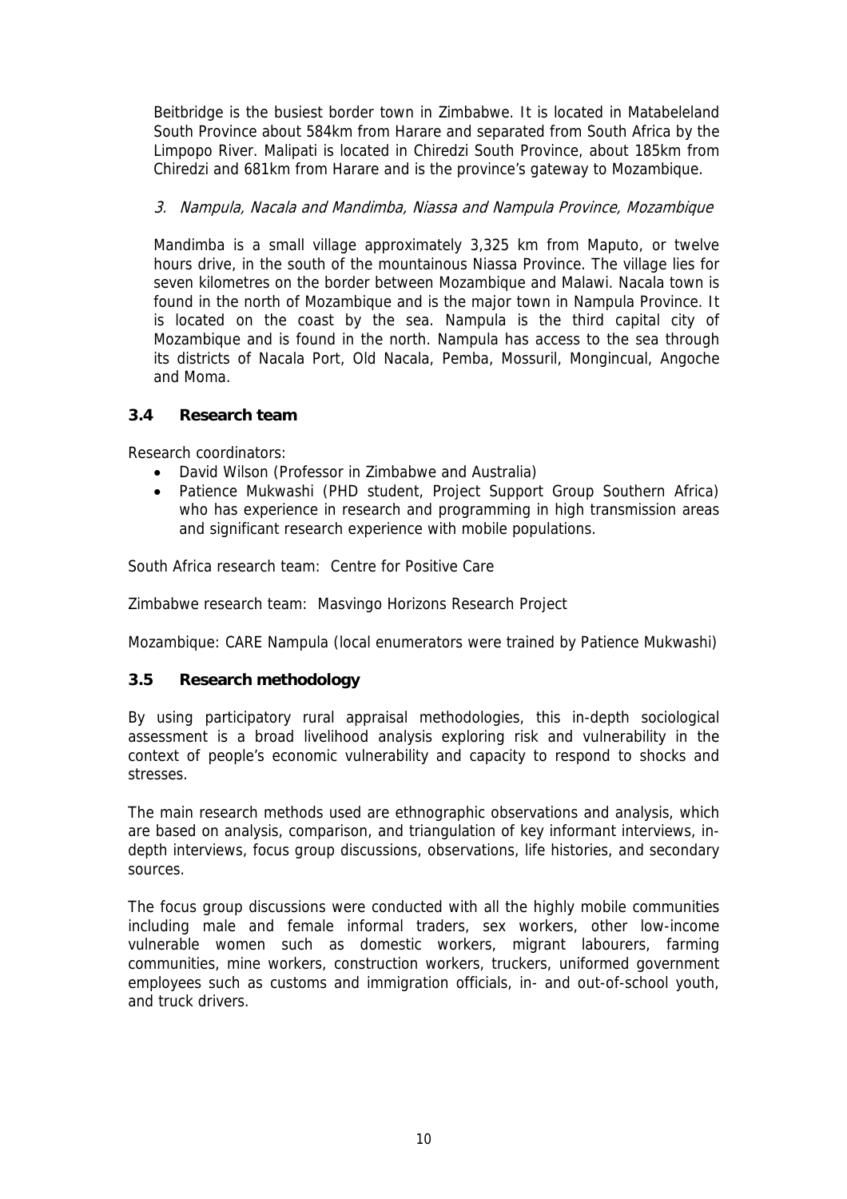Beitbridge is the busiest border town in Zimbabwe. It is located in Matabeleland South Province about 584km from Harare and separated from South Africa by the Limpopo River. Malipati is located in Chiredzi South Province, about 185km from Chiredzi and 681km from Harare and is the province's gateway to Mozambique.

3. *Nampula, Nacala and Mandimba, Niassa and Nampula Province, Mozambique*

Mandimba is a small village approximately 3,325 km from Maputo, or twelve hours drive, in the south of the mountainous Niassa Province. The village lies for seven kilometres on the border between Mozambique and Malawi. Nacala town is found in the north of Mozambique and is the major town in Nampula Province. It is located on the coast by the sea. Nampula is the third capital city of Mozambique and is found in the north. Nampula has access to the sea through its districts of Nacala Port, Old Nacala, Pemba, Mossuril, Mongincual, Angoche and Moma.

### 3.4 Research team

Research coordinators:

- David Wilson (Professor in Zimbabwe and Australia)
- Patience Mukwashi (PHD student, Project Support Group Southern Africa) who has experience in research and programming in high transmission areas and significant research experience with mobile populations.

South Africa research team: Centre for Positive Care

Zimbabwe research team: Masvingo Horizons Research Project

Mozambique: CARE Nampula (local enumerators were trained by Patience Mukwashi)

### 3.5 Research methodology

By using participatory rural appraisal methodologies, this in-depth sociological assessment is a broad livelihood analysis exploring risk and vulnerability in the context of people's economic vulnerability and capacity to respond to shocks and stresses.

The main research methods used are ethnographic observations and analysis, which are based on analysis, comparison, and triangulation of key informant interviews, in-depth interviews, focus group discussions, observations, life histories, and secondary sources.

The focus group discussions were conducted with all the highly mobile communities including male and female informal traders, sex workers, other low-income vulnerable women such as domestic workers, migrant labourers, farming communities, mine workers, construction workers, truckers, uniformed government employees such as customs and immigration officials, in- and out-of-school youth, and truck drivers.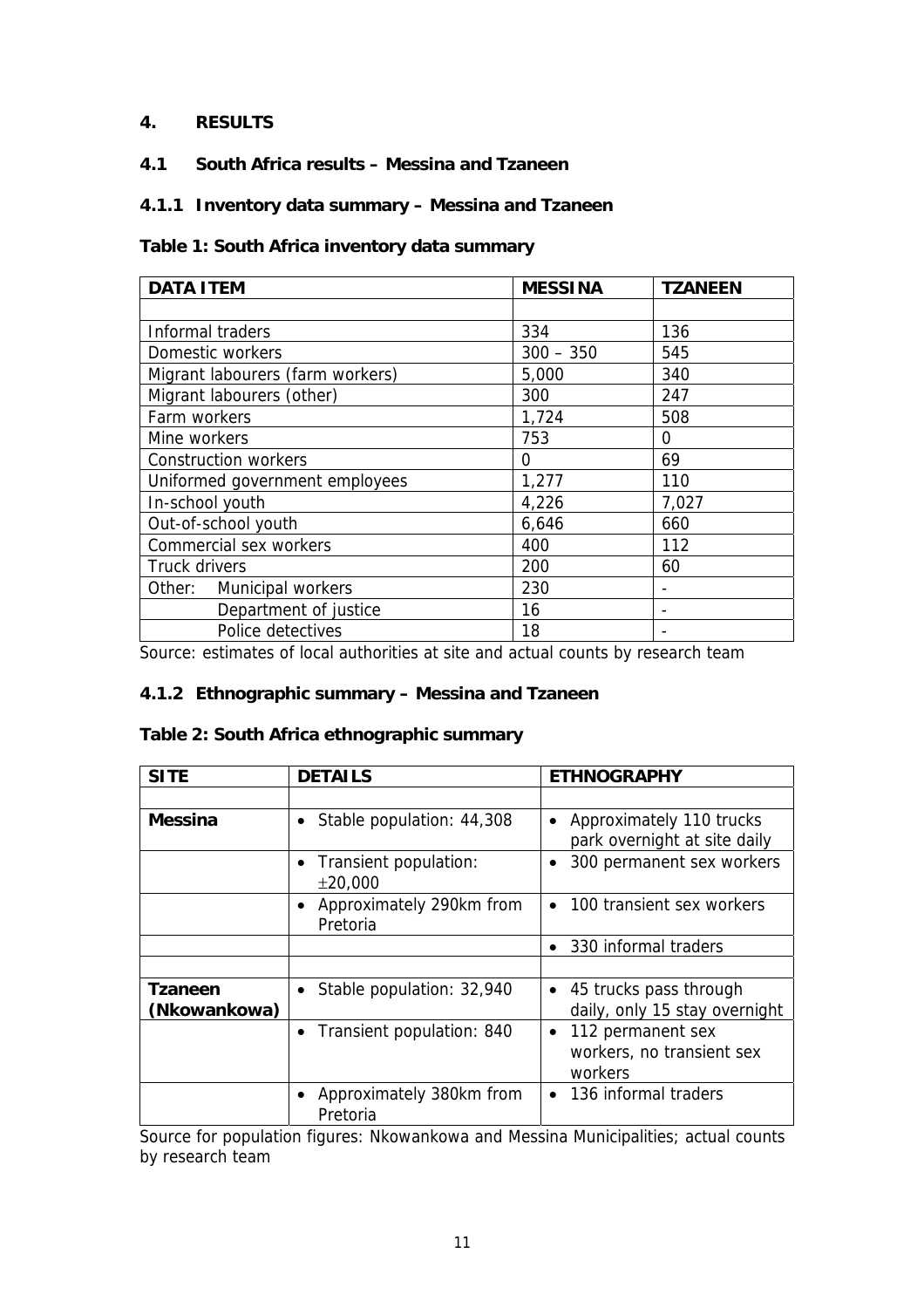## 4. RESULTS

### 4.1 South Africa results – Messina and Tzaneen

#### 4.1.1 Inventory data summary – Messina and Tzaneen

**Table 1: South Africa inventory data summary**

| DATA ITEM | MESSINA | TZANEEN |
|---|---|---|
| | | |
| Informal traders | 334 | 136 |
| Domestic workers | 300 – 350 | 545 |
| Migrant labourers (farm workers) | 5,000 | 340 |
| Migrant labourers (other) | 300 | 247 |
| Farm workers | 1,724 | 508 |
| Mine workers | 753 | 0 |
| Construction workers | 0 | 69 |
| Uniformed government employees | 1,277 | 110 |
| In-school youth | 4,226 | 7,027 |
| Out-of-school youth | 6,646 | 660 |
| Commercial sex workers | 400 | 112 |
| Truck drivers | 200 | 60 |
| Other: Municipal workers | 230 | - |
| Department of justice | 16 | - |
| Police detectives | 18 | - |

Source: estimates of local authorities at site and actual counts by research team

#### 4.1.2 Ethnographic summary – Messina and Tzaneen

**Table 2: South Africa ethnographic summary**

| SITE | DETAILS | ETHNOGRAPHY |
|---|---|---|
| | | |
| **Messina** | • Stable population: 44,308 | • Approximately 110 trucks park overnight at site daily |
| | • Transient population: ±20,000 | • 300 permanent sex workers |
| | • Approximately 290km from Pretoria | • 100 transient sex workers |
| | | • 330 informal traders |
| | | |
| **Tzaneen (Nkowankowa)** | • Stable population: 32,940 | • 45 trucks pass through daily, only 15 stay overnight |
| | • Transient population: 840 | • 112 permanent sex workers, no transient sex workers |
| | • Approximately 380km from Pretoria | • 136 informal traders |

Source for population figures: Nkowankowa and Messina Municipalities; actual counts by research team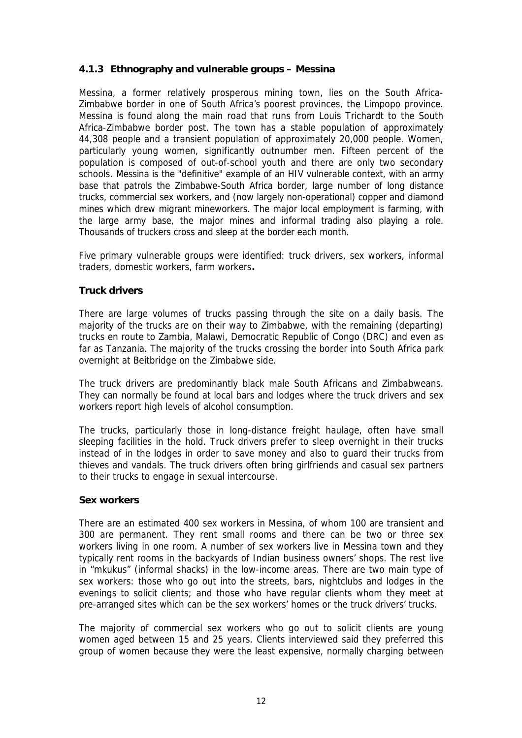### 4.1.3 Ethnography and vulnerable groups – Messina

Messina, a former relatively prosperous mining town, lies on the South Africa-Zimbabwe border in one of South Africa's poorest provinces, the Limpopo province. Messina is found along the main road that runs from Louis Trichardt to the South Africa-Zimbabwe border post. The town has a stable population of approximately 44,308 people and a transient population of approximately 20,000 people. Women, particularly young women, significantly outnumber men. Fifteen percent of the population is composed of out-of-school youth and there are only two secondary schools. Messina is the "definitive" example of an HIV vulnerable context, with an army base that patrols the Zimbabwe-South Africa border, large number of long distance trucks, commercial sex workers, and (now largely non-operational) copper and diamond mines which drew migrant mineworkers. The major local employment is farming, with the large army base, the major mines and informal trading also playing a role. Thousands of truckers cross and sleep at the border each month.

Five primary vulnerable groups were identified: truck drivers, sex workers, informal traders, domestic workers, farm workers**.**

**Truck drivers**

There are large volumes of trucks passing through the site on a daily basis. The majority of the trucks are on their way to Zimbabwe, with the remaining (departing) trucks en route to Zambia, Malawi, Democratic Republic of Congo (DRC) and even as far as Tanzania. The majority of the trucks crossing the border into South Africa park overnight at Beitbridge on the Zimbabwe side.

The truck drivers are predominantly black male South Africans and Zimbabweans. They can normally be found at local bars and lodges where the truck drivers and sex workers report high levels of alcohol consumption.

The trucks, particularly those in long-distance freight haulage, often have small sleeping facilities in the hold. Truck drivers prefer to sleep overnight in their trucks instead of in the lodges in order to save money and also to guard their trucks from thieves and vandals. The truck drivers often bring girlfriends and casual sex partners to their trucks to engage in sexual intercourse.

**Sex workers**

There are an estimated 400 sex workers in Messina, of whom 100 are transient and 300 are permanent. They rent small rooms and there can be two or three sex workers living in one room. A number of sex workers live in Messina town and they typically rent rooms in the backyards of Indian business owners' shops. The rest live in "mkukus" (informal shacks) in the low-income areas. There are two main type of sex workers: those who go out into the streets, bars, nightclubs and lodges in the evenings to solicit clients; and those who have regular clients whom they meet at pre-arranged sites which can be the sex workers' homes or the truck drivers' trucks.

The majority of commercial sex workers who go out to solicit clients are young women aged between 15 and 25 years. Clients interviewed said they preferred this group of women because they were the least expensive, normally charging between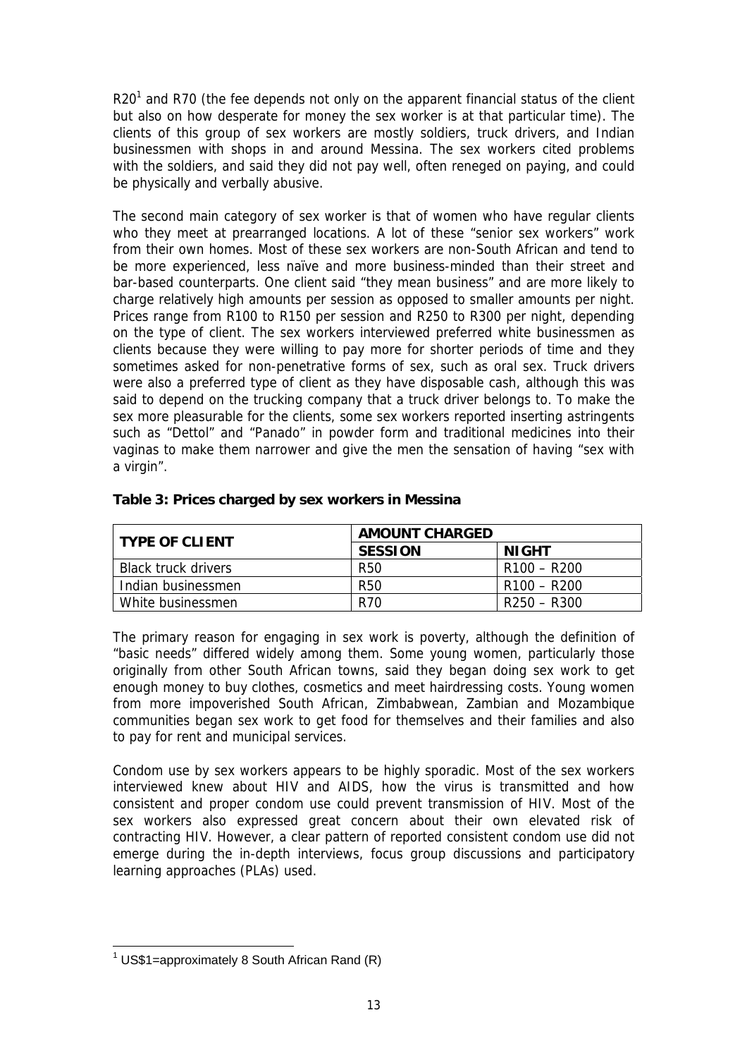R20[1] and R70 (the fee depends not only on the apparent financial status of the client but also on how desperate for money the sex worker is at that particular time). The clients of this group of sex workers are mostly soldiers, truck drivers, and Indian businessmen with shops in and around Messina. The sex workers cited problems with the soldiers, and said they did not pay well, often reneged on paying, and could be physically and verbally abusive.

The second main category of sex worker is that of women who have regular clients who they meet at prearranged locations. A lot of these "senior sex workers" work from their own homes. Most of these sex workers are non-South African and tend to be more experienced, less naïve and more business-minded than their street and bar-based counterparts. One client said "they mean business" and are more likely to charge relatively high amounts per session as opposed to smaller amounts per night. Prices range from R100 to R150 per session and R250 to R300 per night, depending on the type of client. The sex workers interviewed preferred white businessmen as clients because they were willing to pay more for shorter periods of time and they sometimes asked for non-penetrative forms of sex, such as oral sex. Truck drivers were also a preferred type of client as they have disposable cash, although this was said to depend on the trucking company that a truck driver belongs to. To make the sex more pleasurable for the clients, some sex workers reported inserting astringents such as "Dettol" and "Panado" in powder form and traditional medicines into their vaginas to make them narrower and give the men the sensation of having "sex with a virgin".

**Table 3: Prices charged by sex workers in Messina**

| TYPE OF CLIENT | AMOUNT CHARGED | |
|---|---|---|
| | SESSION | NIGHT |
| Black truck drivers | R50 | R100 – R200 |
| Indian businessmen | R50 | R100 – R200 |
| White businessmen | R70 | R250 – R300 |

The primary reason for engaging in sex work is poverty, although the definition of "basic needs" differed widely among them. Some young women, particularly those originally from other South African towns, said they began doing sex work to get enough money to buy clothes, cosmetics and meet hairdressing costs. Young women from more impoverished South African, Zimbabwean, Zambian and Mozambique communities began sex work to get food for themselves and their families and also to pay for rent and municipal services.

Condom use by sex workers appears to be highly sporadic. Most of the sex workers interviewed knew about HIV and AIDS, how the virus is transmitted and how consistent and proper condom use could prevent transmission of HIV. Most of the sex workers also expressed great concern about their own elevated risk of contracting HIV. However, a clear pattern of reported consistent condom use did not emerge during the in-depth interviews, focus group discussions and participatory learning approaches (PLAs) used.

---

[1] US$1=approximately 8 South African Rand (R)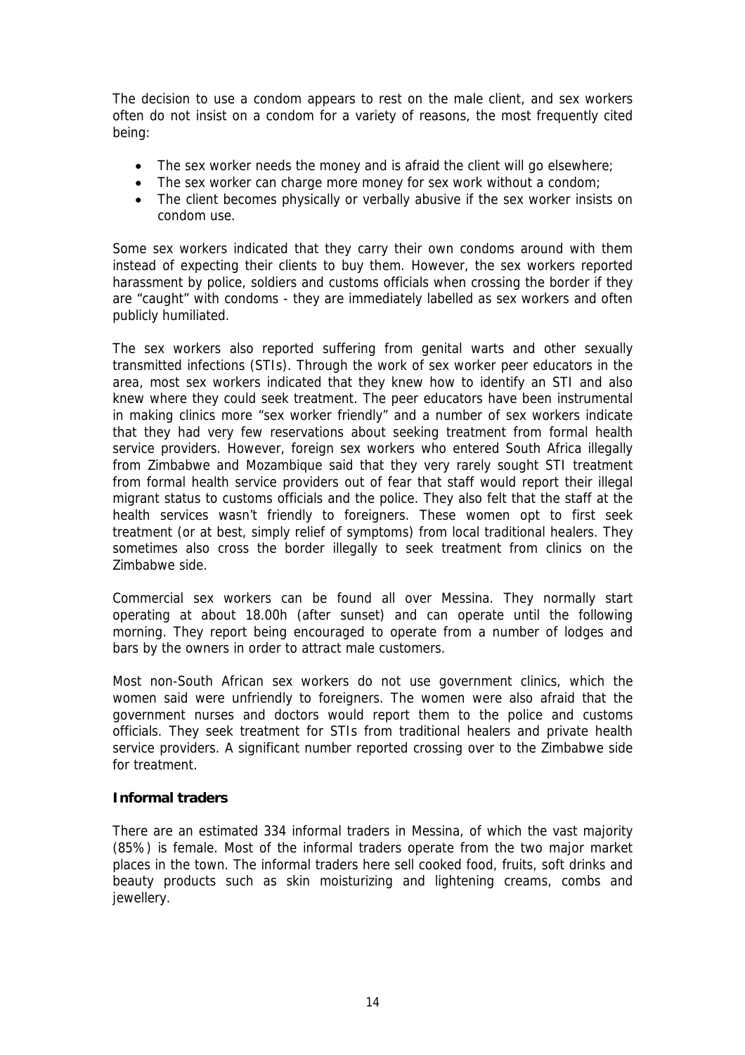The decision to use a condom appears to rest on the male client, and sex workers often do not insist on a condom for a variety of reasons, the most frequently cited being:

- The sex worker needs the money and is afraid the client will go elsewhere;
- The sex worker can charge more money for sex work without a condom;
- The client becomes physically or verbally abusive if the sex worker insists on condom use.

Some sex workers indicated that they carry their own condoms around with them instead of expecting their clients to buy them. However, the sex workers reported harassment by police, soldiers and customs officials when crossing the border if they are "caught" with condoms - they are immediately labelled as sex workers and often publicly humiliated.

The sex workers also reported suffering from genital warts and other sexually transmitted infections (STIs). Through the work of sex worker peer educators in the area, most sex workers indicated that they knew how to identify an STI and also knew where they could seek treatment. The peer educators have been instrumental in making clinics more "sex worker friendly" and a number of sex workers indicate that they had very few reservations about seeking treatment from formal health service providers. However, foreign sex workers who entered South Africa illegally from Zimbabwe and Mozambique said that they very rarely sought STI treatment from formal health service providers out of fear that staff would report their illegal migrant status to customs officials and the police. They also felt that the staff at the health services wasn't friendly to foreigners. These women opt to first seek treatment (or at best, simply relief of symptoms) from local traditional healers. They sometimes also cross the border illegally to seek treatment from clinics on the Zimbabwe side.

Commercial sex workers can be found all over Messina. They normally start operating at about 18.00h (after sunset) and can operate until the following morning. They report being encouraged to operate from a number of lodges and bars by the owners in order to attract male customers.

Most non-South African sex workers do not use government clinics, which the women said were unfriendly to foreigners. The women were also afraid that the government nurses and doctors would report them to the police and customs officials. They seek treatment for STIs from traditional healers and private health service providers. A significant number reported crossing over to the Zimbabwe side for treatment.

### Informal traders

There are an estimated 334 informal traders in Messina, of which the vast majority (85%) is female. Most of the informal traders operate from the two major market places in the town. The informal traders here sell cooked food, fruits, soft drinks and beauty products such as skin moisturizing and lightening creams, combs and jewellery.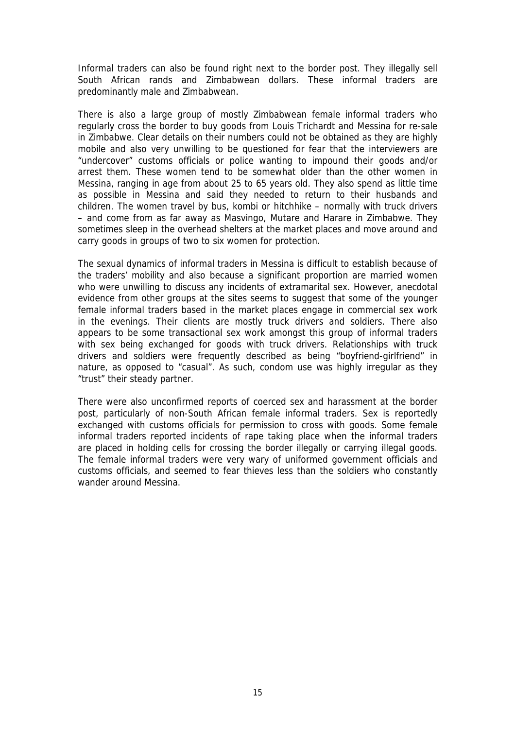Informal traders can also be found right next to the border post. They illegally sell South African rands and Zimbabwean dollars. These informal traders are predominantly male and Zimbabwean.

There is also a large group of mostly Zimbabwean female informal traders who regularly cross the border to buy goods from Louis Trichardt and Messina for re-sale in Zimbabwe. Clear details on their numbers could not be obtained as they are highly mobile and also very unwilling to be questioned for fear that the interviewers are "undercover" customs officials or police wanting to impound their goods and/or arrest them. These women tend to be somewhat older than the other women in Messina, ranging in age from about 25 to 65 years old. They also spend as little time as possible in Messina and said they needed to return to their husbands and children. The women travel by bus, kombi or hitchhike – normally with truck drivers – and come from as far away as Masvingo, Mutare and Harare in Zimbabwe. They sometimes sleep in the overhead shelters at the market places and move around and carry goods in groups of two to six women for protection.

The sexual dynamics of informal traders in Messina is difficult to establish because of the traders' mobility and also because a significant proportion are married women who were unwilling to discuss any incidents of extramarital sex. However, anecdotal evidence from other groups at the sites seems to suggest that some of the younger female informal traders based in the market places engage in commercial sex work in the evenings. Their clients are mostly truck drivers and soldiers. There also appears to be some transactional sex work amongst this group of informal traders with sex being exchanged for goods with truck drivers. Relationships with truck drivers and soldiers were frequently described as being "boyfriend-girlfriend" in nature, as opposed to "casual". As such, condom use was highly irregular as they "trust" their steady partner.

There were also unconfirmed reports of coerced sex and harassment at the border post, particularly of non-South African female informal traders. Sex is reportedly exchanged with customs officials for permission to cross with goods. Some female informal traders reported incidents of rape taking place when the informal traders are placed in holding cells for crossing the border illegally or carrying illegal goods. The female informal traders were very wary of uniformed government officials and customs officials, and seemed to fear thieves less than the soldiers who constantly wander around Messina.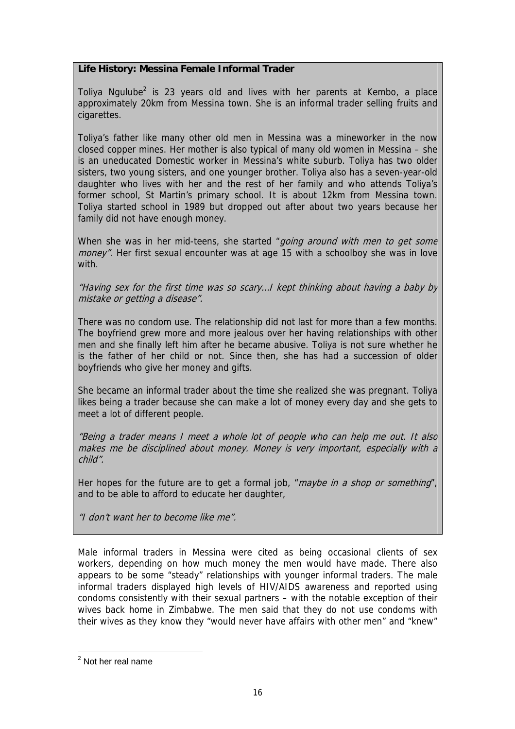**Life History: Messina Female Informal Trader**

Toliya Ngulube[2] is 23 years old and lives with her parents at Kembo, a place approximately 20km from Messina town. She is an informal trader selling fruits and cigarettes.

Toliya's father like many other old men in Messina was a mineworker in the now closed copper mines. Her mother is also typical of many old women in Messina – she is an uneducated Domestic worker in Messina's white suburb. Toliya has two older sisters, two young sisters, and one younger brother. Toliya also has a seven-year-old daughter who lives with her and the rest of her family and who attends Toliya's former school, St Martin's primary school. It is about 12km from Messina town. Toliya started school in 1989 but dropped out after about two years because her family did not have enough money.

When she was in her mid-teens, she started "*going around with men to get some money*". Her first sexual encounter was at age 15 with a schoolboy she was in love with.

*"Having sex for the first time was so scary…I kept thinking about having a baby by mistake or getting a disease".*

There was no condom use. The relationship did not last for more than a few months. The boyfriend grew more and more jealous over her having relationships with other men and she finally left him after he became abusive. Toliya is not sure whether he is the father of her child or not. Since then, she has had a succession of older boyfriends who give her money and gifts.

She became an informal trader about the time she realized she was pregnant. Toliya likes being a trader because she can make a lot of money every day and she gets to meet a lot of different people.

*"Being a trader means I meet a whole lot of people who can help me out. It also makes me be disciplined about money. Money is very important, especially with a child".*

Her hopes for the future are to get a formal job, "*maybe in a shop or something*", and to be able to afford to educate her daughter,

*"I don't want her to become like me".*

Male informal traders in Messina were cited as being occasional clients of sex workers, depending on how much money the men would have made. There also appears to be some "steady" relationships with younger informal traders. The male informal traders displayed high levels of HIV/AIDS awareness and reported using condoms consistently with their sexual partners – with the notable exception of their wives back home in Zimbabwe. The men said that they do not use condoms with their wives as they know they "would never have affairs with other men" and "knew"

[2] Not her real name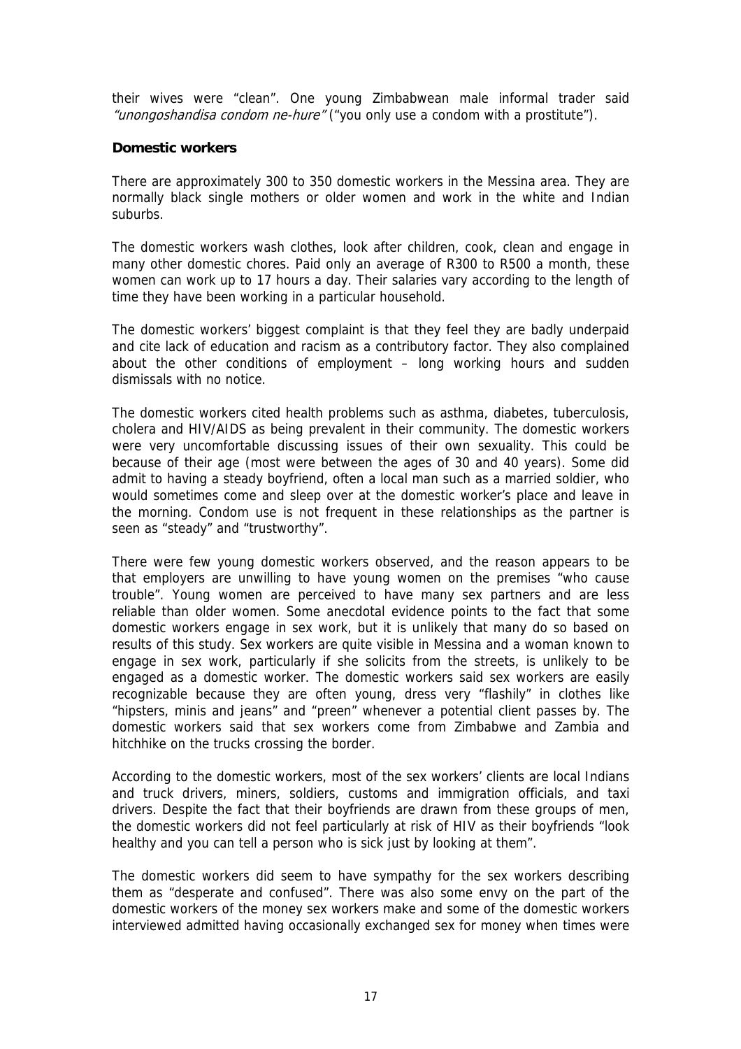their wives were "clean". One young Zimbabwean male informal trader said *"unongoshandisa condom ne-hure"* ("you only use a condom with a prostitute").

**Domestic workers**

There are approximately 300 to 350 domestic workers in the Messina area. They are normally black single mothers or older women and work in the white and Indian suburbs.

The domestic workers wash clothes, look after children, cook, clean and engage in many other domestic chores. Paid only an average of R300 to R500 a month, these women can work up to 17 hours a day. Their salaries vary according to the length of time they have been working in a particular household.

The domestic workers' biggest complaint is that they feel they are badly underpaid and cite lack of education and racism as a contributory factor. They also complained about the other conditions of employment – long working hours and sudden dismissals with no notice.

The domestic workers cited health problems such as asthma, diabetes, tuberculosis, cholera and HIV/AIDS as being prevalent in their community. The domestic workers were very uncomfortable discussing issues of their own sexuality. This could be because of their age (most were between the ages of 30 and 40 years). Some did admit to having a steady boyfriend, often a local man such as a married soldier, who would sometimes come and sleep over at the domestic worker's place and leave in the morning. Condom use is not frequent in these relationships as the partner is seen as "steady" and "trustworthy".

There were few young domestic workers observed, and the reason appears to be that employers are unwilling to have young women on the premises "who cause trouble". Young women are perceived to have many sex partners and are less reliable than older women. Some anecdotal evidence points to the fact that some domestic workers engage in sex work, but it is unlikely that many do so based on results of this study. Sex workers are quite visible in Messina and a woman known to engage in sex work, particularly if she solicits from the streets, is unlikely to be engaged as a domestic worker. The domestic workers said sex workers are easily recognizable because they are often young, dress very "flashily" in clothes like "hipsters, minis and jeans" and "preen" whenever a potential client passes by. The domestic workers said that sex workers come from Zimbabwe and Zambia and hitchhike on the trucks crossing the border.

According to the domestic workers, most of the sex workers' clients are local Indians and truck drivers, miners, soldiers, customs and immigration officials, and taxi drivers. Despite the fact that their boyfriends are drawn from these groups of men, the domestic workers did not feel particularly at risk of HIV as their boyfriends "look healthy and you can tell a person who is sick just by looking at them".

The domestic workers did seem to have sympathy for the sex workers describing them as "desperate and confused". There was also some envy on the part of the domestic workers of the money sex workers make and some of the domestic workers interviewed admitted having occasionally exchanged sex for money when times were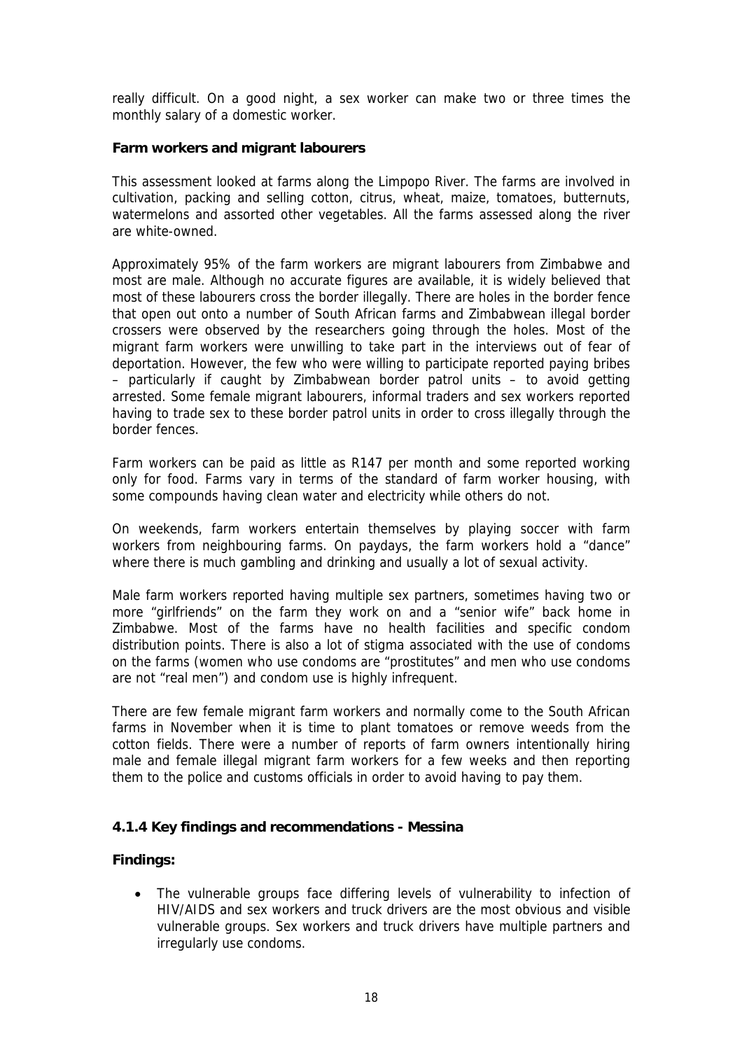really difficult. On a good night, a sex worker can make two or three times the monthly salary of a domestic worker.

**Farm workers and migrant labourers**

This assessment looked at farms along the Limpopo River. The farms are involved in cultivation, packing and selling cotton, citrus, wheat, maize, tomatoes, butternuts, watermelons and assorted other vegetables. All the farms assessed along the river are white-owned.

Approximately 95% of the farm workers are migrant labourers from Zimbabwe and most are male. Although no accurate figures are available, it is widely believed that most of these labourers cross the border illegally. There are holes in the border fence that open out onto a number of South African farms and Zimbabwean illegal border crossers were observed by the researchers going through the holes. Most of the migrant farm workers were unwilling to take part in the interviews out of fear of deportation. However, the few who were willing to participate reported paying bribes – particularly if caught by Zimbabwean border patrol units – to avoid getting arrested. Some female migrant labourers, informal traders and sex workers reported having to trade sex to these border patrol units in order to cross illegally through the border fences.

Farm workers can be paid as little as R147 per month and some reported working only for food. Farms vary in terms of the standard of farm worker housing, with some compounds having clean water and electricity while others do not.

On weekends, farm workers entertain themselves by playing soccer with farm workers from neighbouring farms. On paydays, the farm workers hold a "dance" where there is much gambling and drinking and usually a lot of sexual activity.

Male farm workers reported having multiple sex partners, sometimes having two or more "girlfriends" on the farm they work on and a "senior wife" back home in Zimbabwe. Most of the farms have no health facilities and specific condom distribution points. There is also a lot of stigma associated with the use of condoms on the farms (women who use condoms are "prostitutes" and men who use condoms are not "real men") and condom use is highly infrequent.

There are few female migrant farm workers and normally come to the South African farms in November when it is time to plant tomatoes or remove weeds from the cotton fields. There were a number of reports of farm owners intentionally hiring male and female illegal migrant farm workers for a few weeks and then reporting them to the police and customs officials in order to avoid having to pay them.

### 4.1.4 Key findings and recommendations - Messina

**Findings:**

- The vulnerable groups face differing levels of vulnerability to infection of HIV/AIDS and sex workers and truck drivers are the most obvious and visible vulnerable groups. Sex workers and truck drivers have multiple partners and irregularly use condoms.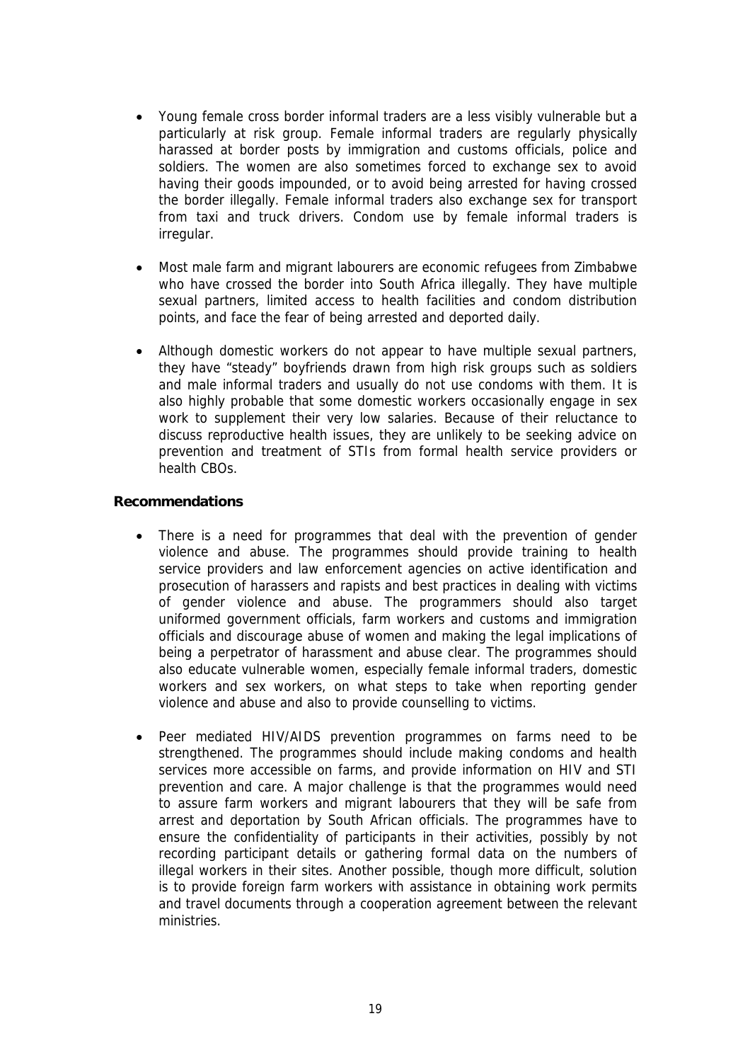- Young female cross border informal traders are a less visibly vulnerable but a particularly at risk group. Female informal traders are regularly physically harassed at border posts by immigration and customs officials, police and soldiers. The women are also sometimes forced to exchange sex to avoid having their goods impounded, or to avoid being arrested for having crossed the border illegally. Female informal traders also exchange sex for transport from taxi and truck drivers. Condom use by female informal traders is irregular.

- Most male farm and migrant labourers are economic refugees from Zimbabwe who have crossed the border into South Africa illegally. They have multiple sexual partners, limited access to health facilities and condom distribution points, and face the fear of being arrested and deported daily.

- Although domestic workers do not appear to have multiple sexual partners, they have "steady" boyfriends drawn from high risk groups such as soldiers and male informal traders and usually do not use condoms with them. It is also highly probable that some domestic workers occasionally engage in sex work to supplement their very low salaries. Because of their reluctance to discuss reproductive health issues, they are unlikely to be seeking advice on prevention and treatment of STIs from formal health service providers or health CBOs.

**Recommendations**

- There is a need for programmes that deal with the prevention of gender violence and abuse. The programmes should provide training to health service providers and law enforcement agencies on active identification and prosecution of harassers and rapists and best practices in dealing with victims of gender violence and abuse. The programmers should also target uniformed government officials, farm workers and customs and immigration officials and discourage abuse of women and making the legal implications of being a perpetrator of harassment and abuse clear. The programmes should also educate vulnerable women, especially female informal traders, domestic workers and sex workers, on what steps to take when reporting gender violence and abuse and also to provide counselling to victims.

- Peer mediated HIV/AIDS prevention programmes on farms need to be strengthened. The programmes should include making condoms and health services more accessible on farms, and provide information on HIV and STI prevention and care. A major challenge is that the programmes would need to assure farm workers and migrant labourers that they will be safe from arrest and deportation by South African officials. The programmes have to ensure the confidentiality of participants in their activities, possibly by not recording participant details or gathering formal data on the numbers of illegal workers in their sites. Another possible, though more difficult, solution is to provide foreign farm workers with assistance in obtaining work permits and travel documents through a cooperation agreement between the relevant ministries.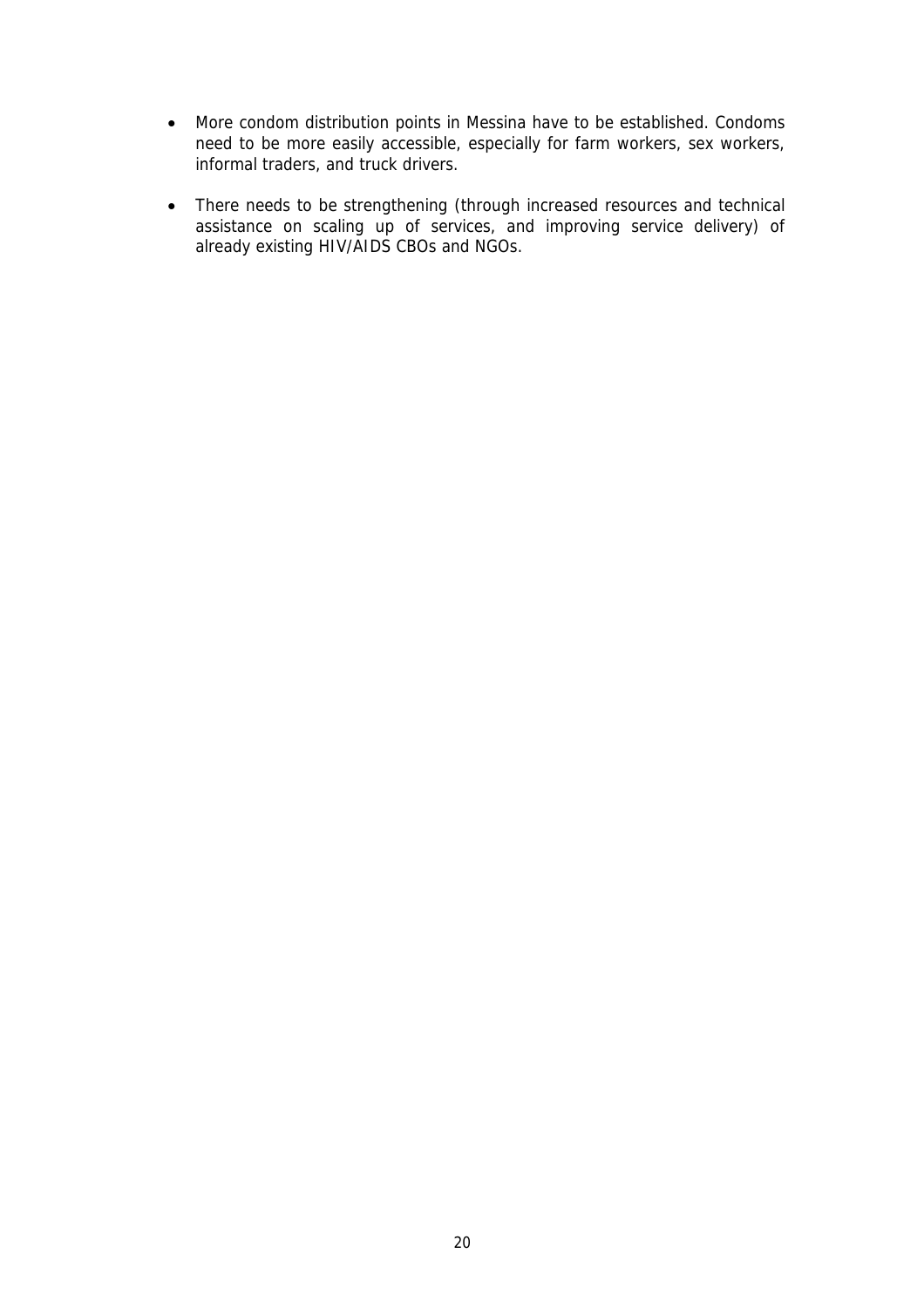- More condom distribution points in Messina have to be established. Condoms need to be more easily accessible, especially for farm workers, sex workers, informal traders, and truck drivers.

- There needs to be strengthening (through increased resources and technical assistance on scaling up of services, and improving service delivery) of already existing HIV/AIDS CBOs and NGOs.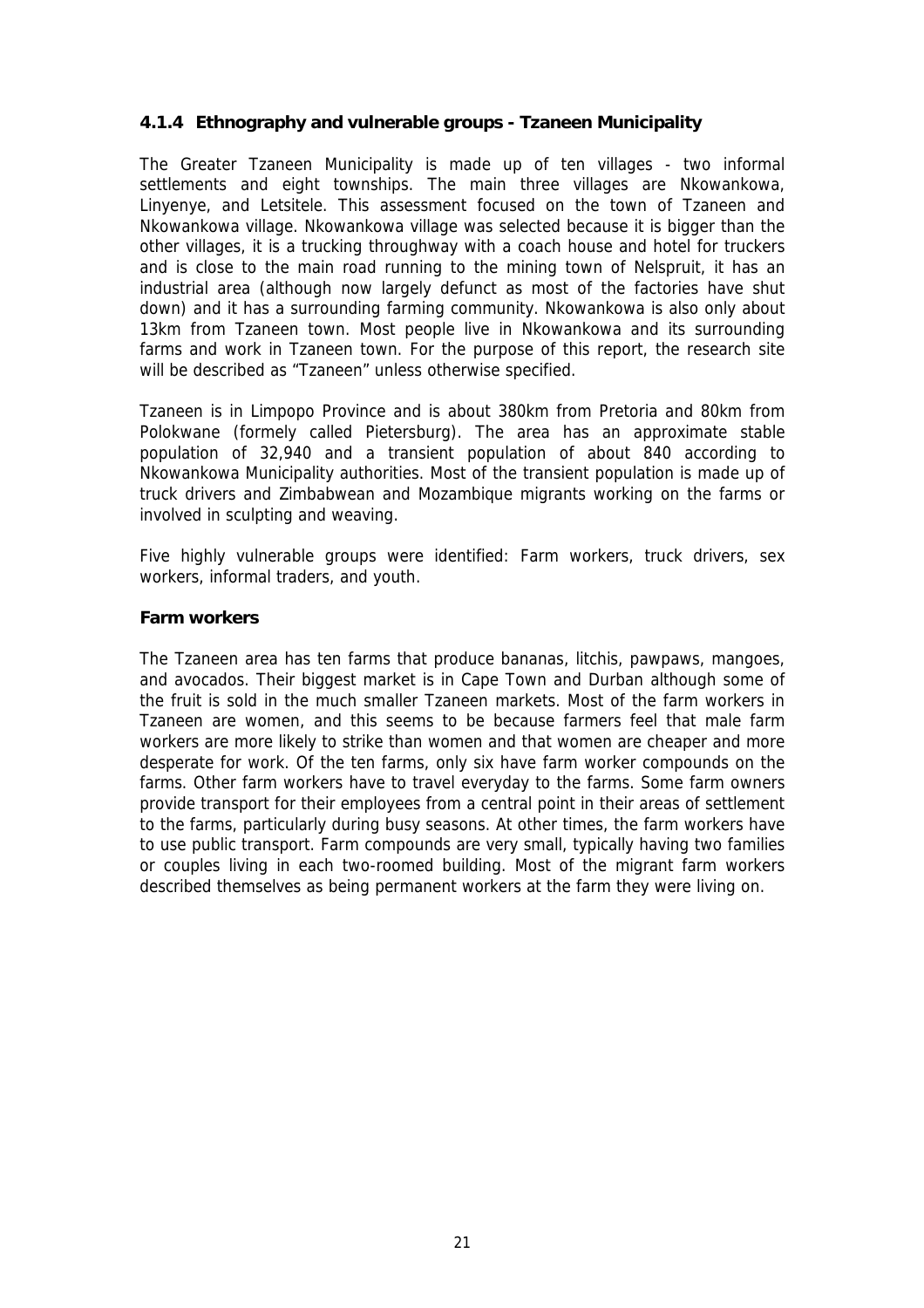### 4.1.4 Ethnography and vulnerable groups - Tzaneen Municipality

The Greater Tzaneen Municipality is made up of ten villages - two informal settlements and eight townships. The main three villages are Nkowankowa, Linyenye, and Letsitele. This assessment focused on the town of Tzaneen and Nkowankowa village. Nkowankowa village was selected because it is bigger than the other villages, it is a trucking throughway with a coach house and hotel for truckers and is close to the main road running to the mining town of Nelspruit, it has an industrial area (although now largely defunct as most of the factories have shut down) and it has a surrounding farming community. Nkowankowa is also only about 13km from Tzaneen town. Most people live in Nkowankowa and its surrounding farms and work in Tzaneen town. For the purpose of this report, the research site will be described as "Tzaneen" unless otherwise specified.

Tzaneen is in Limpopo Province and is about 380km from Pretoria and 80km from Polokwane (formely called Pietersburg). The area has an approximate stable population of 32,940 and a transient population of about 840 according to Nkowankowa Municipality authorities. Most of the transient population is made up of truck drivers and Zimbabwean and Mozambique migrants working on the farms or involved in sculpting and weaving.

Five highly vulnerable groups were identified: Farm workers, truck drivers, sex workers, informal traders, and youth.

**Farm workers**

The Tzaneen area has ten farms that produce bananas, litchis, pawpaws, mangoes, and avocados. Their biggest market is in Cape Town and Durban although some of the fruit is sold in the much smaller Tzaneen markets. Most of the farm workers in Tzaneen are women, and this seems to be because farmers feel that male farm workers are more likely to strike than women and that women are cheaper and more desperate for work. Of the ten farms, only six have farm worker compounds on the farms. Other farm workers have to travel everyday to the farms. Some farm owners provide transport for their employees from a central point in their areas of settlement to the farms, particularly during busy seasons. At other times, the farm workers have to use public transport. Farm compounds are very small, typically having two families or couples living in each two-roomed building. Most of the migrant farm workers described themselves as being permanent workers at the farm they were living on.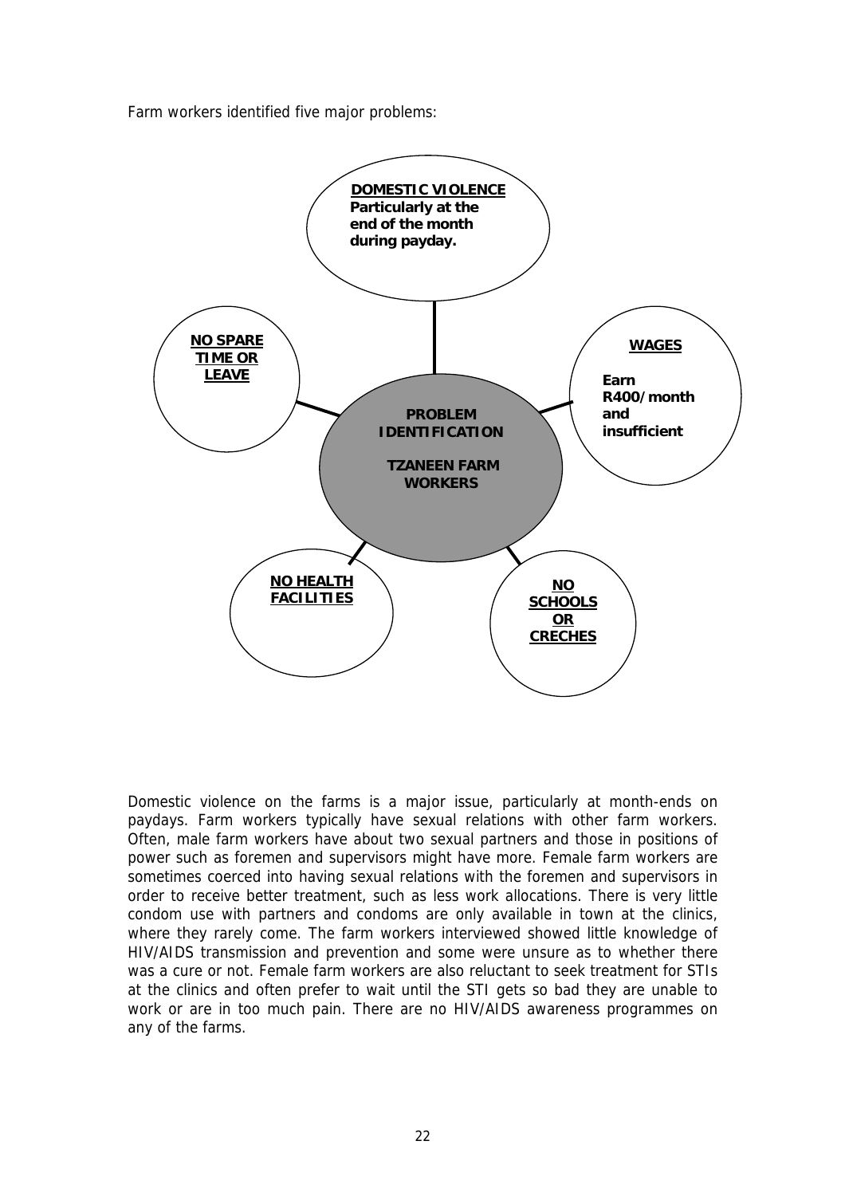Farm workers identified five major problems:

**PROBLEM IDENTIFICATION**

**TZANEEN FARM WORKERS**

- **DOMESTIC VIOLENCE** Particularly at the end of the month during payday.
- **WAGES** Earn R400/month and insufficient
- **NO SCHOOLS OR CRECHES**
- **NO HEALTH FACILITIES**
- **NO SPARE TIME OR LEAVE**

Domestic violence on the farms is a major issue, particularly at month-ends on paydays. Farm workers typically have sexual relations with other farm workers. Often, male farm workers have about two sexual partners and those in positions of power such as foremen and supervisors might have more. Female farm workers are sometimes coerced into having sexual relations with the foremen and supervisors in order to receive better treatment, such as less work allocations. There is very little condom use with partners and condoms are only available in town at the clinics, where they rarely come. The farm workers interviewed showed little knowledge of HIV/AIDS transmission and prevention and some were unsure as to whether there was a cure or not. Female farm workers are also reluctant to seek treatment for STIs at the clinics and often prefer to wait until the STI gets so bad they are unable to work or are in too much pain. There are no HIV/AIDS awareness programmes on any of the farms.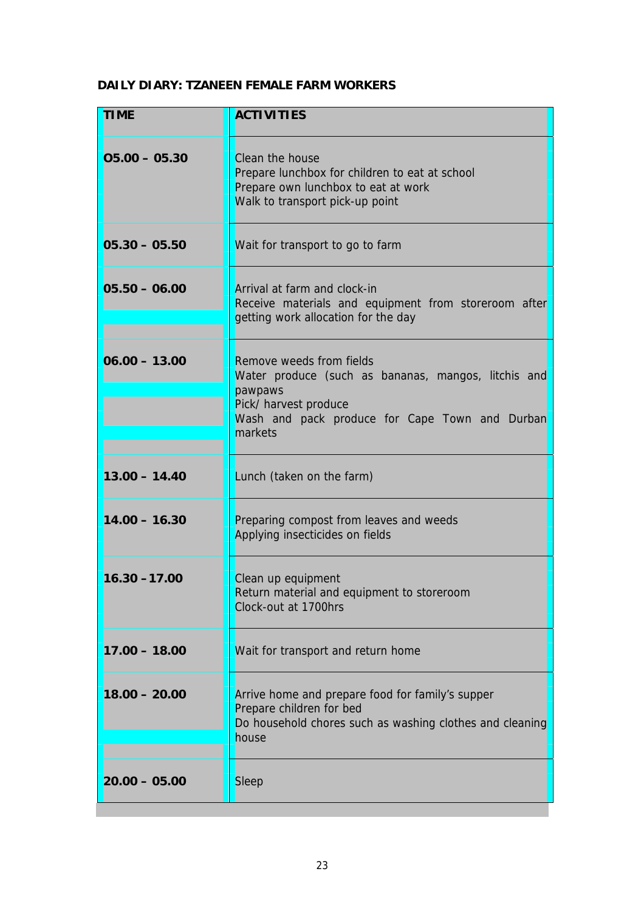**DAILY DIARY: TZANEEN FEMALE FARM WORKERS**

| TIME | ACTIVITIES |
|---|---|
| O5.00 – 05.30 | Clean the house<br>Prepare lunchbox for children to eat at school<br>Prepare own lunchbox to eat at work<br>Walk to transport pick-up point |
| 05.30 – 05.50 | Wait for transport to go to farm |
| 05.50 – 06.00 | Arrival at farm and clock-in<br>Receive materials and equipment from storeroom after getting work allocation for the day |
| 06.00 – 13.00 | Remove weeds from fields<br>Water produce (such as bananas, mangos, litchis and pawpaws<br>Pick/ harvest produce<br>Wash and pack produce for Cape Town and Durban markets |
| 13.00 – 14.40 | Lunch (taken on the farm) |
| 14.00 – 16.30 | Preparing compost from leaves and weeds<br>Applying insecticides on fields |
| 16.30 –17.00 | Clean up equipment<br>Return material and equipment to storeroom<br>Clock-out at 1700hrs |
| 17.00 – 18.00 | Wait for transport and return home |
| 18.00 – 20.00 | Arrive home and prepare food for family's supper<br>Prepare children for bed<br>Do household chores such as washing clothes and cleaning house |
| 20.00 – 05.00 | Sleep |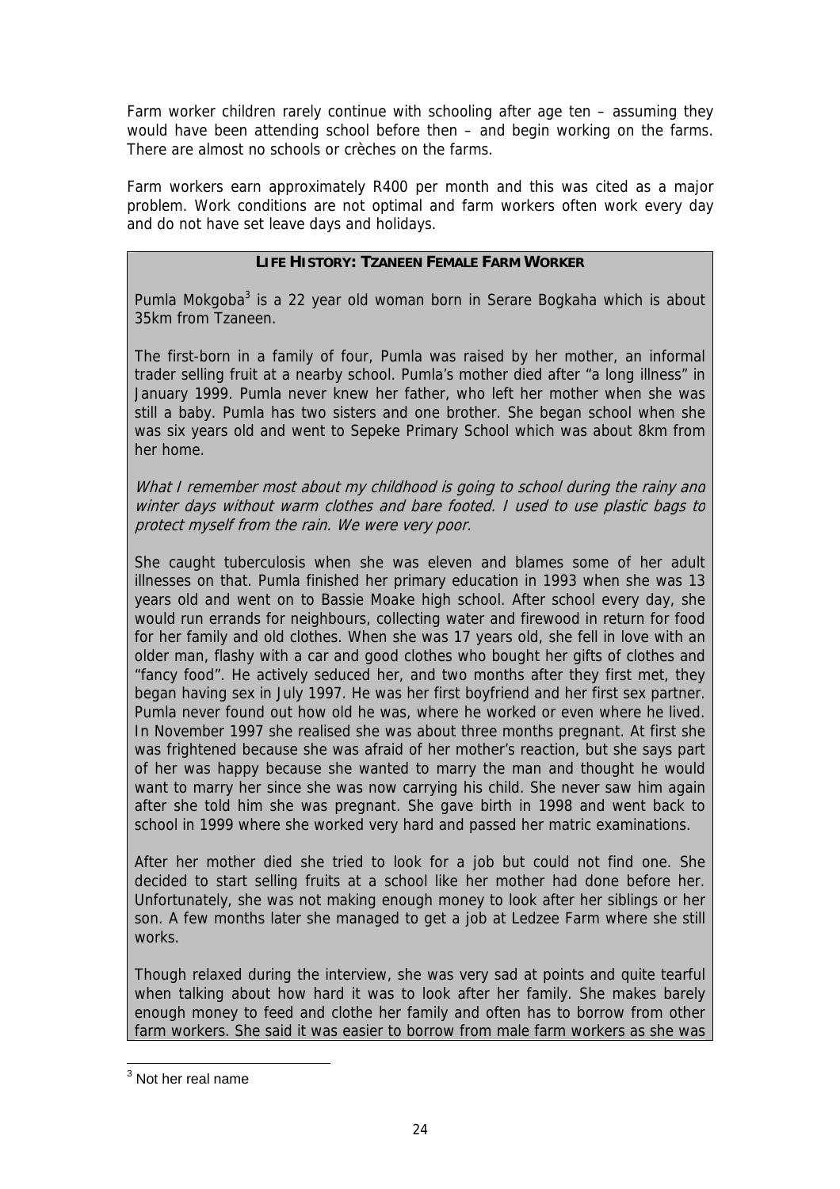Farm worker children rarely continue with schooling after age ten – assuming they would have been attending school before then – and begin working on the farms. There are almost no schools or crèches on the farms.

Farm workers earn approximately R400 per month and this was cited as a major problem. Work conditions are not optimal and farm workers often work every day and do not have set leave days and holidays.

**LIFE HISTORY: TZANEEN FEMALE FARM WORKER**

Pumla Mokgoba[3] is a 22 year old woman born in Serare Bogkaha which is about 35km from Tzaneen.

The first-born in a family of four, Pumla was raised by her mother, an informal trader selling fruit at a nearby school. Pumla's mother died after "a long illness" in January 1999. Pumla never knew her father, who left her mother when she was still a baby. Pumla has two sisters and one brother. She began school when she was six years old and went to Sepeke Primary School which was about 8km from her home.

*What I remember most about my childhood is going to school during the rainy and winter days without warm clothes and bare footed. I used to use plastic bags to protect myself from the rain. We were very poor.*

She caught tuberculosis when she was eleven and blames some of her adult illnesses on that. Pumla finished her primary education in 1993 when she was 13 years old and went on to Bassie Moake high school. After school every day, she would run errands for neighbours, collecting water and firewood in return for food for her family and old clothes. When she was 17 years old, she fell in love with an older man, flashy with a car and good clothes who bought her gifts of clothes and "fancy food". He actively seduced her, and two months after they first met, they began having sex in July 1997. He was her first boyfriend and her first sex partner. Pumla never found out how old he was, where he worked or even where he lived. In November 1997 she realised she was about three months pregnant. At first she was frightened because she was afraid of her mother's reaction, but she says part of her was happy because she wanted to marry the man and thought he would want to marry her since she was now carrying his child. She never saw him again after she told him she was pregnant. She gave birth in 1998 and went back to school in 1999 where she worked very hard and passed her matric examinations.

After her mother died she tried to look for a job but could not find one. She decided to start selling fruits at a school like her mother had done before her. Unfortunately, she was not making enough money to look after her siblings or her son. A few months later she managed to get a job at Ledzee Farm where she still works.

Though relaxed during the interview, she was very sad at points and quite tearful when talking about how hard it was to look after her family. She makes barely enough money to feed and clothe her family and often has to borrow from other farm workers. She said it was easier to borrow from male farm workers as she was

[3] Not her real name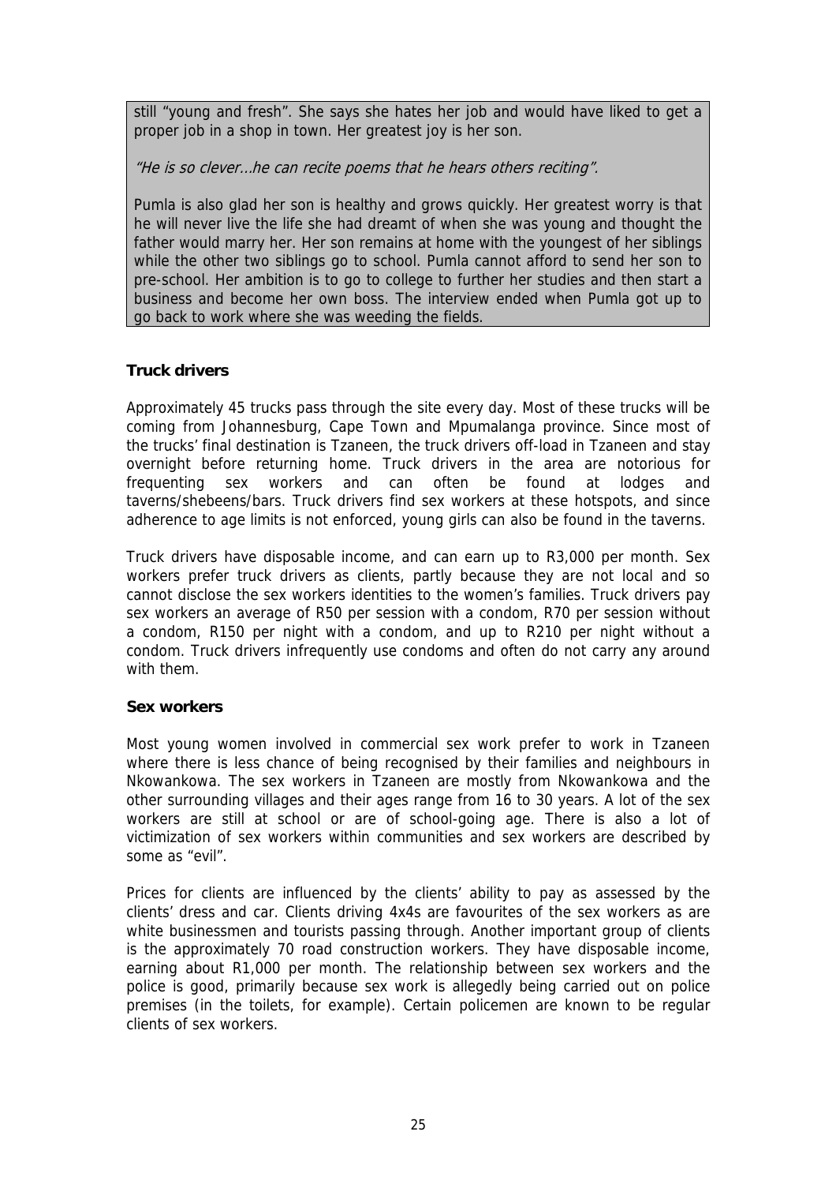still "young and fresh". She says she hates her job and would have liked to get a proper job in a shop in town. Her greatest joy is her son.

*"He is so clever…he can recite poems that he hears others reciting".*

Pumla is also glad her son is healthy and grows quickly. Her greatest worry is that he will never live the life she had dreamt of when she was young and thought the father would marry her. Her son remains at home with the youngest of her siblings while the other two siblings go to school. Pumla cannot afford to send her son to pre-school. Her ambition is to go to college to further her studies and then start a business and become her own boss. The interview ended when Pumla got up to go back to work where she was weeding the fields.

**Truck drivers**

Approximately 45 trucks pass through the site every day. Most of these trucks will be coming from Johannesburg, Cape Town and Mpumalanga province. Since most of the trucks' final destination is Tzaneen, the truck drivers off-load in Tzaneen and stay overnight before returning home. Truck drivers in the area are notorious for frequenting sex workers and can often be found at lodges and taverns/shebeens/bars. Truck drivers find sex workers at these hotspots, and since adherence to age limits is not enforced, young girls can also be found in the taverns.

Truck drivers have disposable income, and can earn up to R3,000 per month. Sex workers prefer truck drivers as clients, partly because they are not local and so cannot disclose the sex workers identities to the women's families. Truck drivers pay sex workers an average of R50 per session with a condom, R70 per session without a condom, R150 per night with a condom, and up to R210 per night without a condom. Truck drivers infrequently use condoms and often do not carry any around with them.

**Sex workers**

Most young women involved in commercial sex work prefer to work in Tzaneen where there is less chance of being recognised by their families and neighbours in Nkowankowa. The sex workers in Tzaneen are mostly from Nkowankowa and the other surrounding villages and their ages range from 16 to 30 years. A lot of the sex workers are still at school or are of school-going age. There is also a lot of victimization of sex workers within communities and sex workers are described by some as "evil".

Prices for clients are influenced by the clients' ability to pay as assessed by the clients' dress and car. Clients driving 4x4s are favourites of the sex workers as are white businessmen and tourists passing through. Another important group of clients is the approximately 70 road construction workers. They have disposable income, earning about R1,000 per month. The relationship between sex workers and the police is good, primarily because sex work is allegedly being carried out on police premises (in the toilets, for example). Certain policemen are known to be regular clients of sex workers.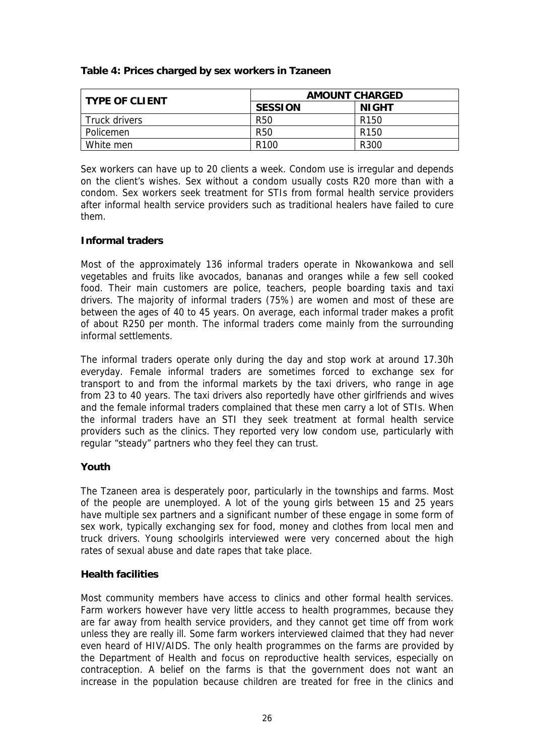**Table 4: Prices charged by sex workers in Tzaneen**

| TYPE OF CLIENT | AMOUNT CHARGED | |
|---|---|---|
| | SESSION | NIGHT |
| Truck drivers | R50 | R150 |
| Policemen | R50 | R150 |
| White men | R100 | R300 |

Sex workers can have up to 20 clients a week. Condom use is irregular and depends on the client's wishes. Sex without a condom usually costs R20 more than with a condom. Sex workers seek treatment for STIs from formal health service providers after informal health service providers such as traditional healers have failed to cure them.

**Informal traders**

Most of the approximately 136 informal traders operate in Nkowankowa and sell vegetables and fruits like avocados, bananas and oranges while a few sell cooked food. Their main customers are police, teachers, people boarding taxis and taxi drivers. The majority of informal traders (75%) are women and most of these are between the ages of 40 to 45 years. On average, each informal trader makes a profit of about R250 per month. The informal traders come mainly from the surrounding informal settlements.

The informal traders operate only during the day and stop work at around 17.30h everyday. Female informal traders are sometimes forced to exchange sex for transport to and from the informal markets by the taxi drivers, who range in age from 23 to 40 years. The taxi drivers also reportedly have other girlfriends and wives and the female informal traders complained that these men carry a lot of STIs. When the informal traders have an STI they seek treatment at formal health service providers such as the clinics. They reported very low condom use, particularly with regular "steady" partners who they feel they can trust.

**Youth**

The Tzaneen area is desperately poor, particularly in the townships and farms. Most of the people are unemployed. A lot of the young girls between 15 and 25 years have multiple sex partners and a significant number of these engage in some form of sex work, typically exchanging sex for food, money and clothes from local men and truck drivers. Young schoolgirls interviewed were very concerned about the high rates of sexual abuse and date rapes that take place.

**Health facilities**

Most community members have access to clinics and other formal health services. Farm workers however have very little access to health programmes, because they are far away from health service providers, and they cannot get time off from work unless they are really ill. Some farm workers interviewed claimed that they had never even heard of HIV/AIDS. The only health programmes on the farms are provided by the Department of Health and focus on reproductive health services, especially on contraception. A belief on the farms is that the government does not want an increase in the population because children are treated for free in the clinics and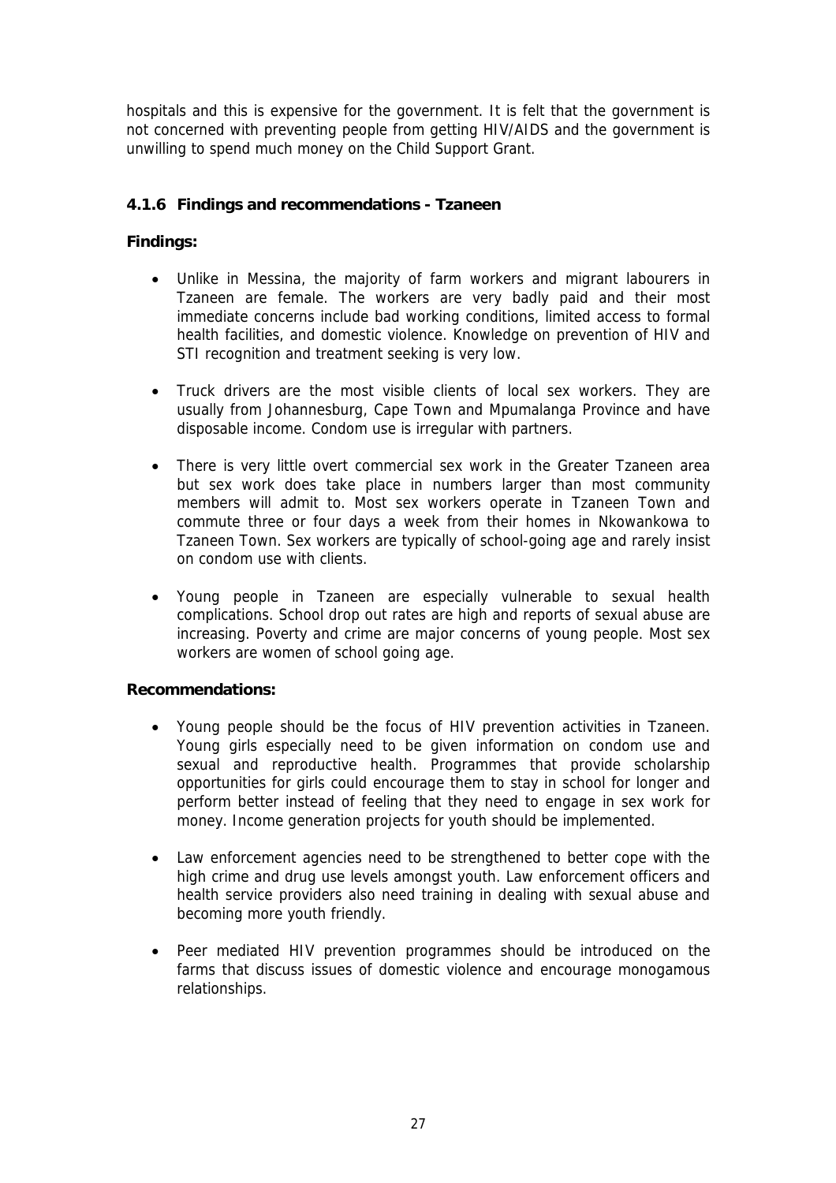hospitals and this is expensive for the government. It is felt that the government is not concerned with preventing people from getting HIV/AIDS and the government is unwilling to spend much money on the Child Support Grant.

### 4.1.6 Findings and recommendations - Tzaneen

**Findings:**

- Unlike in Messina, the majority of farm workers and migrant labourers in Tzaneen are female. The workers are very badly paid and their most immediate concerns include bad working conditions, limited access to formal health facilities, and domestic violence. Knowledge on prevention of HIV and STI recognition and treatment seeking is very low.

- Truck drivers are the most visible clients of local sex workers. They are usually from Johannesburg, Cape Town and Mpumalanga Province and have disposable income. Condom use is irregular with partners.

- There is very little overt commercial sex work in the Greater Tzaneen area but sex work does take place in numbers larger than most community members will admit to. Most sex workers operate in Tzaneen Town and commute three or four days a week from their homes in Nkowankowa to Tzaneen Town. Sex workers are typically of school-going age and rarely insist on condom use with clients.

- Young people in Tzaneen are especially vulnerable to sexual health complications. School drop out rates are high and reports of sexual abuse are increasing. Poverty and crime are major concerns of young people. Most sex workers are women of school going age.

**Recommendations:**

- Young people should be the focus of HIV prevention activities in Tzaneen. Young girls especially need to be given information on condom use and sexual and reproductive health. Programmes that provide scholarship opportunities for girls could encourage them to stay in school for longer and perform better instead of feeling that they need to engage in sex work for money. Income generation projects for youth should be implemented.

- Law enforcement agencies need to be strengthened to better cope with the high crime and drug use levels amongst youth. Law enforcement officers and health service providers also need training in dealing with sexual abuse and becoming more youth friendly.

- Peer mediated HIV prevention programmes should be introduced on the farms that discuss issues of domestic violence and encourage monogamous relationships.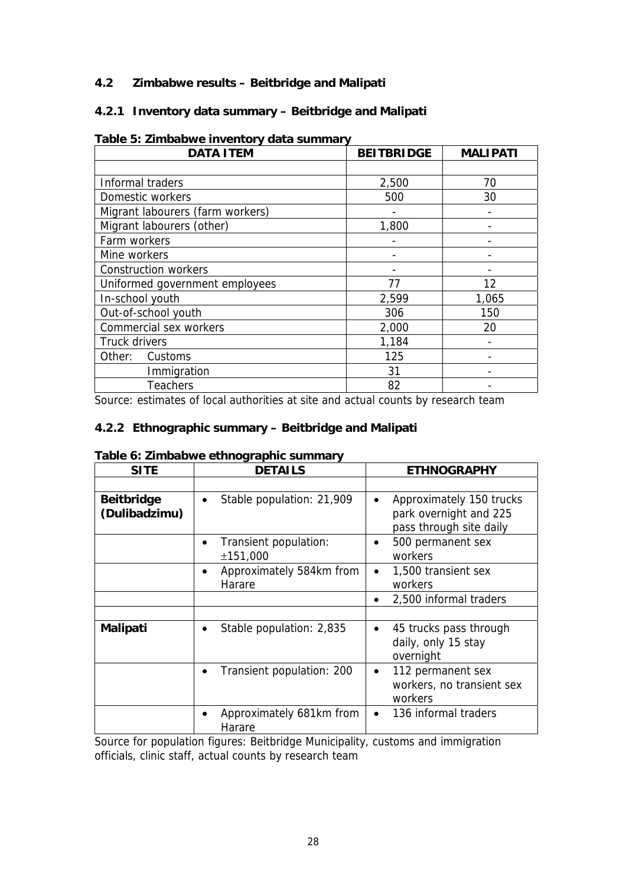## 4.2 Zimbabwe results – Beitbridge and Malipati

### 4.2.1 Inventory data summary – Beitbridge and Malipati

**Table 5: Zimbabwe inventory data summary**

| DATA ITEM | BEITBRIDGE | MALIPATI |
|---|---|---|
| | | |
| Informal traders | 2,500 | 70 |
| Domestic workers | 500 | 30 |
| Migrant labourers (farm workers) | - | - |
| Migrant labourers (other) | 1,800 | - |
| Farm workers | - | - |
| Mine workers | - | - |
| Construction workers | - | - |
| Uniformed government employees | 77 | 12 |
| In-school youth | 2,599 | 1,065 |
| Out-of-school youth | 306 | 150 |
| Commercial sex workers | 2,000 | 20 |
| Truck drivers | 1,184 | - |
| Other: Customs | 125 | - |
| Immigration | 31 | - |
| Teachers | 82 | - |

Source: estimates of local authorities at site and actual counts by research team

### 4.2.2 Ethnographic summary – Beitbridge and Malipati

**Table 6: Zimbabwe ethnographic summary**

| SITE | DETAILS | ETHNOGRAPHY |
|---|---|---|
| | | |
| **Beitbridge (Dulibadzimu)** | • Stable population: 21,909 | • Approximately 150 trucks park overnight and 225 pass through site daily |
| | • Transient population: ±151,000 | • 500 permanent sex workers |
| | • Approximately 584km from Harare | • 1,500 transient sex workers |
| | | • 2,500 informal traders |
| | | |
| **Malipati** | • Stable population: 2,835 | • 45 trucks pass through daily, only 15 stay overnight |
| | • Transient population: 200 | • 112 permanent sex workers, no transient sex workers |
| | • Approximately 681km from Harare | • 136 informal traders |

Source for population figures: Beitbridge Municipality, customs and immigration officials, clinic staff, actual counts by research team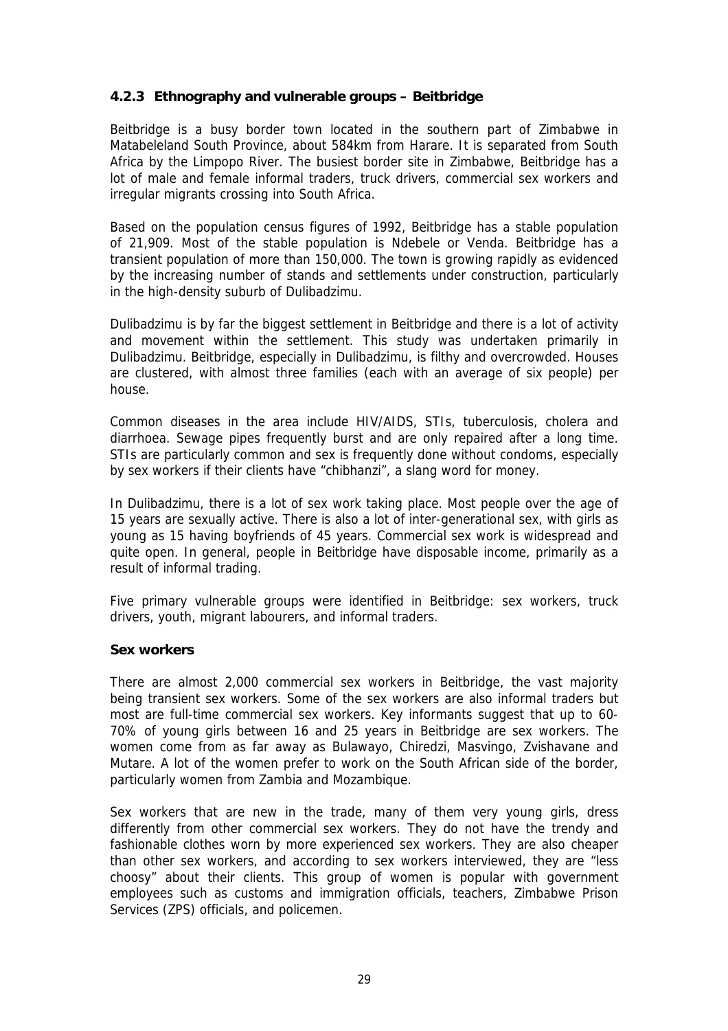### 4.2.3 Ethnography and vulnerable groups – Beitbridge

Beitbridge is a busy border town located in the southern part of Zimbabwe in Matabeleland South Province, about 584km from Harare. It is separated from South Africa by the Limpopo River. The busiest border site in Zimbabwe, Beitbridge has a lot of male and female informal traders, truck drivers, commercial sex workers and irregular migrants crossing into South Africa.

Based on the population census figures of 1992, Beitbridge has a stable population of 21,909. Most of the stable population is Ndebele or Venda. Beitbridge has a transient population of more than 150,000. The town is growing rapidly as evidenced by the increasing number of stands and settlements under construction, particularly in the high-density suburb of Dulibadzimu.

Dulibadzimu is by far the biggest settlement in Beitbridge and there is a lot of activity and movement within the settlement. This study was undertaken primarily in Dulibadzimu. Beitbridge, especially in Dulibadzimu, is filthy and overcrowded. Houses are clustered, with almost three families (each with an average of six people) per house.

Common diseases in the area include HIV/AIDS, STIs, tuberculosis, cholera and diarrhoea. Sewage pipes frequently burst and are only repaired after a long time. STIs are particularly common and sex is frequently done without condoms, especially by sex workers if their clients have "chibhanzi", a slang word for money.

In Dulibadzimu, there is a lot of sex work taking place. Most people over the age of 15 years are sexually active. There is also a lot of inter-generational sex, with girls as young as 15 having boyfriends of 45 years. Commercial sex work is widespread and quite open. In general, people in Beitbridge have disposable income, primarily as a result of informal trading.

Five primary vulnerable groups were identified in Beitbridge: sex workers, truck drivers, youth, migrant labourers, and informal traders.

**Sex workers**

There are almost 2,000 commercial sex workers in Beitbridge, the vast majority being transient sex workers. Some of the sex workers are also informal traders but most are full-time commercial sex workers. Key informants suggest that up to 60-70% of young girls between 16 and 25 years in Beitbridge are sex workers. The women come from as far away as Bulawayo, Chiredzi, Masvingo, Zvishavane and Mutare. A lot of the women prefer to work on the South African side of the border, particularly women from Zambia and Mozambique.

Sex workers that are new in the trade, many of them very young girls, dress differently from other commercial sex workers. They do not have the trendy and fashionable clothes worn by more experienced sex workers. They are also cheaper than other sex workers, and according to sex workers interviewed, they are "less choosy" about their clients. This group of women is popular with government employees such as customs and immigration officials, teachers, Zimbabwe Prison Services (ZPS) officials, and policemen.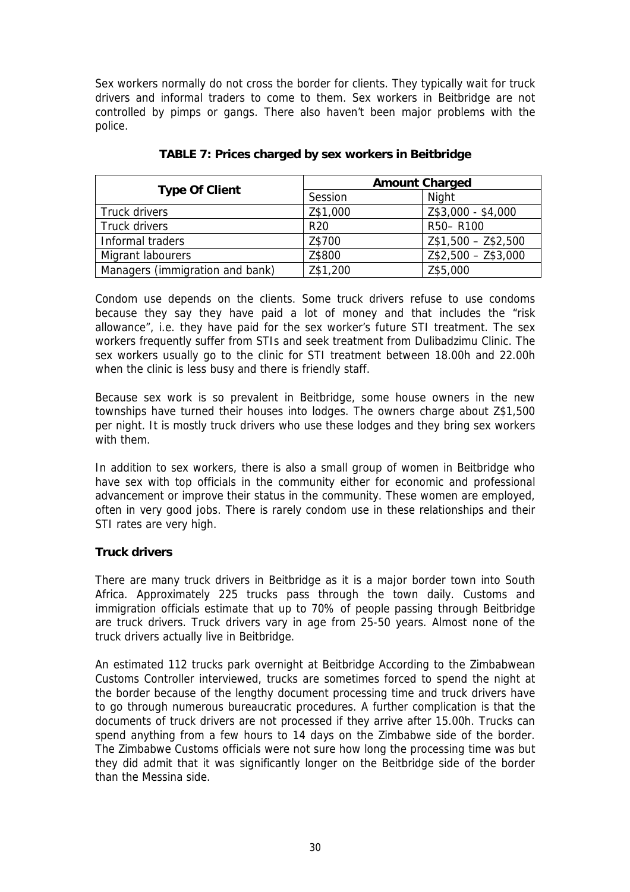Sex workers normally do not cross the border for clients. They typically wait for truck drivers and informal traders to come to them. Sex workers in Beitbridge are not controlled by pimps or gangs. There also haven't been major problems with the police.

**TABLE 7: Prices charged by sex workers in Beitbridge**

| Type Of Client | Amount Charged | |
|---|---|---|
| | Session | Night |
| Truck drivers | Z$1,000 | Z$3,000 - $4,000 |
| Truck drivers | R20 | R50– R100 |
| Informal traders | Z$700 | Z$1,500 – Z$2,500 |
| Migrant labourers | Z$800 | Z$2,500 – Z$3,000 |
| Managers (immigration and bank) | Z$1,200 | Z$5,000 |

Condom use depends on the clients. Some truck drivers refuse to use condoms because they say they have paid a lot of money and that includes the "risk allowance", i.e. they have paid for the sex worker's future STI treatment. The sex workers frequently suffer from STIs and seek treatment from Dulibadzimu Clinic. The sex workers usually go to the clinic for STI treatment between 18.00h and 22.00h when the clinic is less busy and there is friendly staff.

Because sex work is so prevalent in Beitbridge, some house owners in the new townships have turned their houses into lodges. The owners charge about Z$1,500 per night. It is mostly truck drivers who use these lodges and they bring sex workers with them.

In addition to sex workers, there is also a small group of women in Beitbridge who have sex with top officials in the community either for economic and professional advancement or improve their status in the community. These women are employed, often in very good jobs. There is rarely condom use in these relationships and their STI rates are very high.

**Truck drivers**

There are many truck drivers in Beitbridge as it is a major border town into South Africa. Approximately 225 trucks pass through the town daily. Customs and immigration officials estimate that up to 70% of people passing through Beitbridge are truck drivers. Truck drivers vary in age from 25-50 years. Almost none of the truck drivers actually live in Beitbridge.

An estimated 112 trucks park overnight at Beitbridge According to the Zimbabwean Customs Controller interviewed, trucks are sometimes forced to spend the night at the border because of the lengthy document processing time and truck drivers have to go through numerous bureaucratic procedures. A further complication is that the documents of truck drivers are not processed if they arrive after 15.00h. Trucks can spend anything from a few hours to 14 days on the Zimbabwe side of the border. The Zimbabwe Customs officials were not sure how long the processing time was but they did admit that it was significantly longer on the Beitbridge side of the border than the Messina side.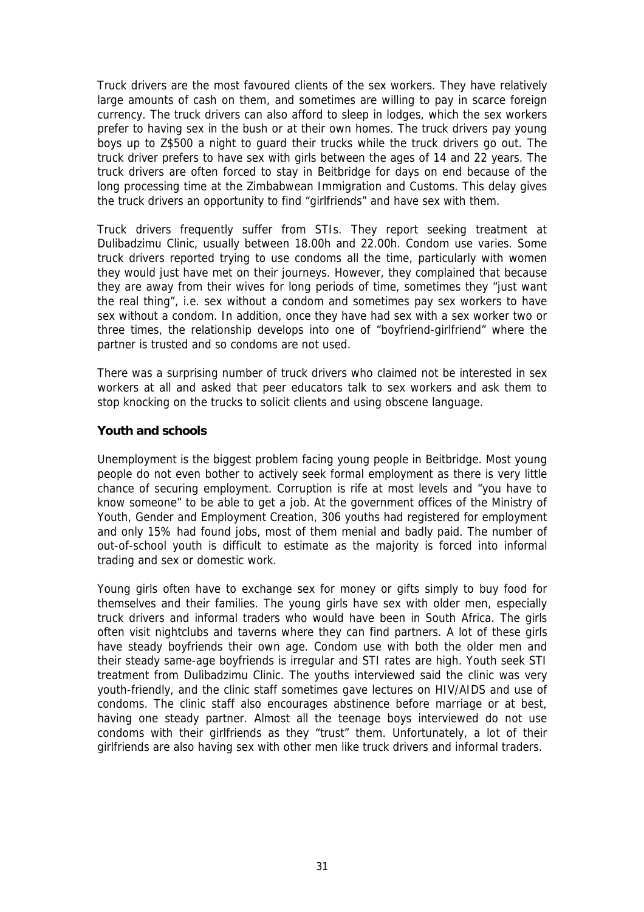Truck drivers are the most favoured clients of the sex workers. They have relatively large amounts of cash on them, and sometimes are willing to pay in scarce foreign currency. The truck drivers can also afford to sleep in lodges, which the sex workers prefer to having sex in the bush or at their own homes. The truck drivers pay young boys up to Z$500 a night to guard their trucks while the truck drivers go out. The truck driver prefers to have sex with girls between the ages of 14 and 22 years. The truck drivers are often forced to stay in Beitbridge for days on end because of the long processing time at the Zimbabwean Immigration and Customs. This delay gives the truck drivers an opportunity to find "girlfriends" and have sex with them.

Truck drivers frequently suffer from STIs. They report seeking treatment at Dulibadzimu Clinic, usually between 18.00h and 22.00h. Condom use varies. Some truck drivers reported trying to use condoms all the time, particularly with women they would just have met on their journeys. However, they complained that because they are away from their wives for long periods of time, sometimes they "just want the real thing", i.e. sex without a condom and sometimes pay sex workers to have sex without a condom. In addition, once they have had sex with a sex worker two or three times, the relationship develops into one of "boyfriend-girlfriend" where the partner is trusted and so condoms are not used.

There was a surprising number of truck drivers who claimed not be interested in sex workers at all and asked that peer educators talk to sex workers and ask them to stop knocking on the trucks to solicit clients and using obscene language.

**Youth and schools**

Unemployment is the biggest problem facing young people in Beitbridge. Most young people do not even bother to actively seek formal employment as there is very little chance of securing employment. Corruption is rife at most levels and "you have to know someone" to be able to get a job. At the government offices of the Ministry of Youth, Gender and Employment Creation, 306 youths had registered for employment and only 15% had found jobs, most of them menial and badly paid. The number of out-of-school youth is difficult to estimate as the majority is forced into informal trading and sex or domestic work.

Young girls often have to exchange sex for money or gifts simply to buy food for themselves and their families. The young girls have sex with older men, especially truck drivers and informal traders who would have been in South Africa. The girls often visit nightclubs and taverns where they can find partners. A lot of these girls have steady boyfriends their own age. Condom use with both the older men and their steady same-age boyfriends is irregular and STI rates are high. Youth seek STI treatment from Dulibadzimu Clinic. The youths interviewed said the clinic was very youth-friendly, and the clinic staff sometimes gave lectures on HIV/AIDS and use of condoms. The clinic staff also encourages abstinence before marriage or at best, having one steady partner. Almost all the teenage boys interviewed do not use condoms with their girlfriends as they "trust" them. Unfortunately, a lot of their girlfriends are also having sex with other men like truck drivers and informal traders.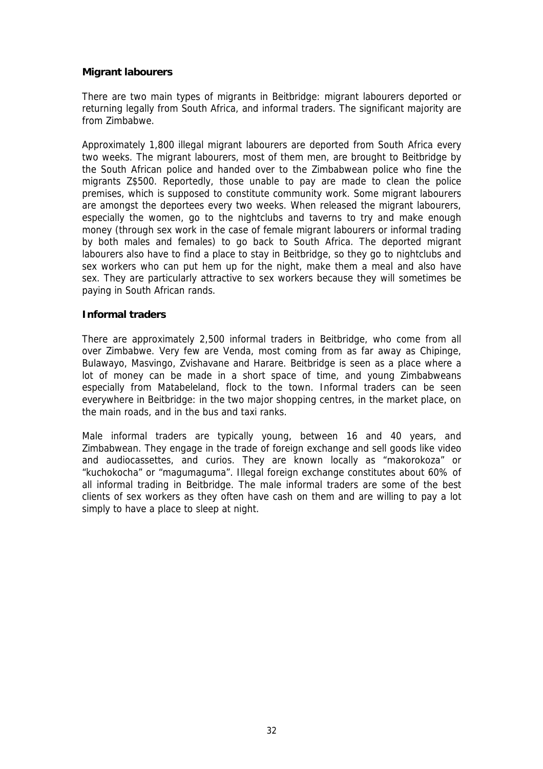### Migrant labourers

There are two main types of migrants in Beitbridge: migrant labourers deported or returning legally from South Africa, and informal traders. The significant majority are from Zimbabwe.

Approximately 1,800 illegal migrant labourers are deported from South Africa every two weeks. The migrant labourers, most of them men, are brought to Beitbridge by the South African police and handed over to the Zimbabwean police who fine the migrants Z$500. Reportedly, those unable to pay are made to clean the police premises, which is supposed to constitute community work. Some migrant labourers are amongst the deportees every two weeks. When released the migrant labourers, especially the women, go to the nightclubs and taverns to try and make enough money (through sex work in the case of female migrant labourers or informal trading by both males and females) to go back to South Africa. The deported migrant labourers also have to find a place to stay in Beitbridge, so they go to nightclubs and sex workers who can put hem up for the night, make them a meal and also have sex. They are particularly attractive to sex workers because they will sometimes be paying in South African rands.

### Informal traders

There are approximately 2,500 informal traders in Beitbridge, who come from all over Zimbabwe. Very few are Venda, most coming from as far away as Chipinge, Bulawayo, Masvingo, Zvishavane and Harare. Beitbridge is seen as a place where a lot of money can be made in a short space of time, and young Zimbabweans especially from Matabeleland, flock to the town. Informal traders can be seen everywhere in Beitbridge: in the two major shopping centres, in the market place, on the main roads, and in the bus and taxi ranks.

Male informal traders are typically young, between 16 and 40 years, and Zimbabwean. They engage in the trade of foreign exchange and sell goods like video and audiocassettes, and curios. They are known locally as "makorokoza" or "kuchokocha" or "magumaguma". Illegal foreign exchange constitutes about 60% of all informal trading in Beitbridge. The male informal traders are some of the best clients of sex workers as they often have cash on them and are willing to pay a lot simply to have a place to sleep at night.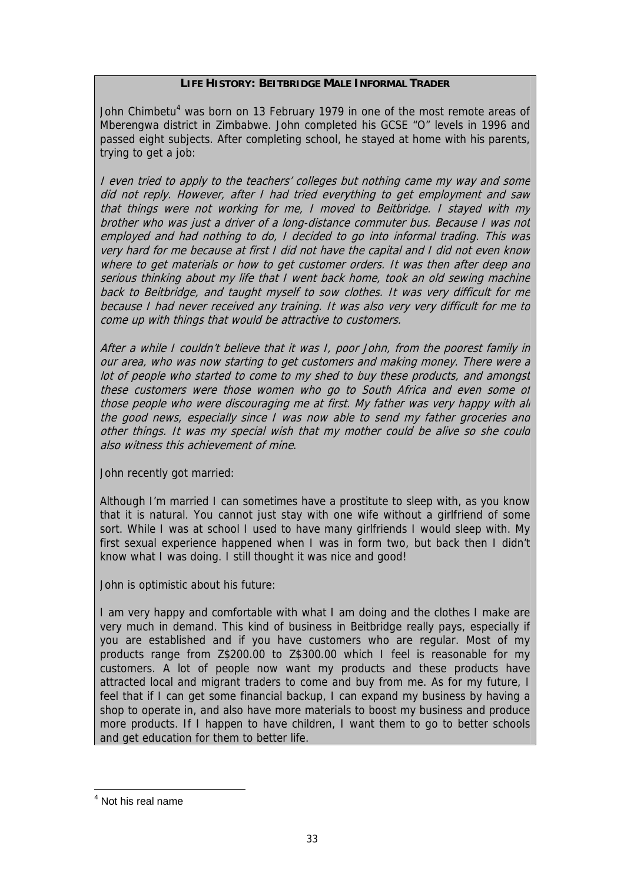**LIFE HISTORY: BEITBRIDGE MALE INFORMAL TRADER**

John Chimbetu[4] was born on 13 February 1979 in one of the most remote areas of Mberengwa district in Zimbabwe. John completed his GCSE "O" levels in 1996 and passed eight subjects. After completing school, he stayed at home with his parents, trying to get a job:

*I even tried to apply to the teachers' colleges but nothing came my way and some did not reply. However, after I had tried everything to get employment and saw that things were not working for me, I moved to Beitbridge. I stayed with my brother who was just a driver of a long-distance commuter bus. Because I was not employed and had nothing to do, I decided to go into informal trading. This was very hard for me because at first I did not have the capital and I did not even know where to get materials or how to get customer orders. It was then after deep and serious thinking about my life that I went back home, took an old sewing machine back to Beitbridge, and taught myself to sow clothes. It was very difficult for me because I had never received any training. It was also very very difficult for me to come up with things that would be attractive to customers.*

*After a while I couldn't believe that it was I, poor John, from the poorest family in our area, who was now starting to get customers and making money. There were a lot of people who started to come to my shed to buy these products, and amongst these customers were those women who go to South Africa and even some of those people who were discouraging me at first. My father was very happy with all the good news, especially since I was now able to send my father groceries and other things. It was my special wish that my mother could be alive so she could also witness this achievement of mine.*

John recently got married:

Although I'm married I can sometimes have a prostitute to sleep with, as you know that it is natural. You cannot just stay with one wife without a girlfriend of some sort. While I was at school I used to have many girlfriends I would sleep with. My first sexual experience happened when I was in form two, but back then I didn't know what I was doing. I still thought it was nice and good!

John is optimistic about his future:

I am very happy and comfortable with what I am doing and the clothes I make are very much in demand. This kind of business in Beitbridge really pays, especially if you are established and if you have customers who are regular. Most of my products range from Z$200.00 to Z$300.00 which I feel is reasonable for my customers. A lot of people now want my products and these products have attracted local and migrant traders to come and buy from me. As for my future, I feel that if I can get some financial backup, I can expand my business by having a shop to operate in, and also have more materials to boost my business and produce more products. If I happen to have children, I want them to go to better schools and get education for them to better life.

---

[4] Not his real name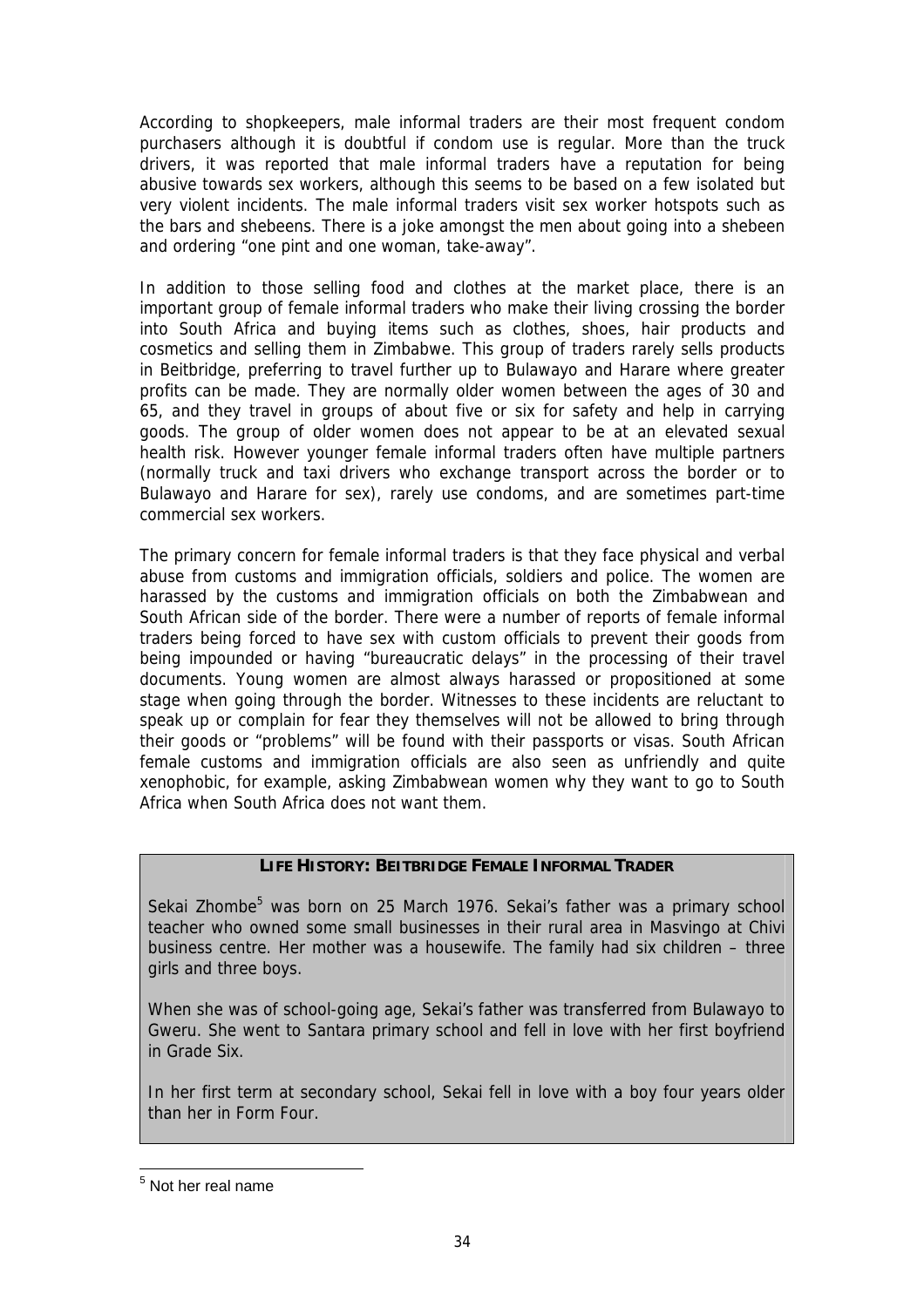According to shopkeepers, male informal traders are their most frequent condom purchasers although it is doubtful if condom use is regular. More than the truck drivers, it was reported that male informal traders have a reputation for being abusive towards sex workers, although this seems to be based on a few isolated but very violent incidents. The male informal traders visit sex worker hotspots such as the bars and shebeens. There is a joke amongst the men about going into a shebeen and ordering "one pint and one woman, take-away".

In addition to those selling food and clothes at the market place, there is an important group of female informal traders who make their living crossing the border into South Africa and buying items such as clothes, shoes, hair products and cosmetics and selling them in Zimbabwe. This group of traders rarely sells products in Beitbridge, preferring to travel further up to Bulawayo and Harare where greater profits can be made. They are normally older women between the ages of 30 and 65, and they travel in groups of about five or six for safety and help in carrying goods. The group of older women does not appear to be at an elevated sexual health risk. However younger female informal traders often have multiple partners (normally truck and taxi drivers who exchange transport across the border or to Bulawayo and Harare for sex), rarely use condoms, and are sometimes part-time commercial sex workers.

The primary concern for female informal traders is that they face physical and verbal abuse from customs and immigration officials, soldiers and police. The women are harassed by the customs and immigration officials on both the Zimbabwean and South African side of the border. There were a number of reports of female informal traders being forced to have sex with custom officials to prevent their goods from being impounded or having "bureaucratic delays" in the processing of their travel documents. Young women are almost always harassed or propositioned at some stage when going through the border. Witnesses to these incidents are reluctant to speak up or complain for fear they themselves will not be allowed to bring through their goods or "problems" will be found with their passports or visas. South African female customs and immigration officials are also seen as unfriendly and quite xenophobic, for example, asking Zimbabwean women why they want to go to South Africa when South Africa does not want them.

**LIFE HISTORY: BEITBRIDGE FEMALE INFORMAL TRADER**

Sekai Zhombe[5] was born on 25 March 1976. Sekai's father was a primary school teacher who owned some small businesses in their rural area in Masvingo at Chivi business centre. Her mother was a housewife. The family had six children – three girls and three boys.

When she was of school-going age, Sekai's father was transferred from Bulawayo to Gweru. She went to Santara primary school and fell in love with her first boyfriend in Grade Six.

In her first term at secondary school, Sekai fell in love with a boy four years older than her in Form Four.

[5] Not her real name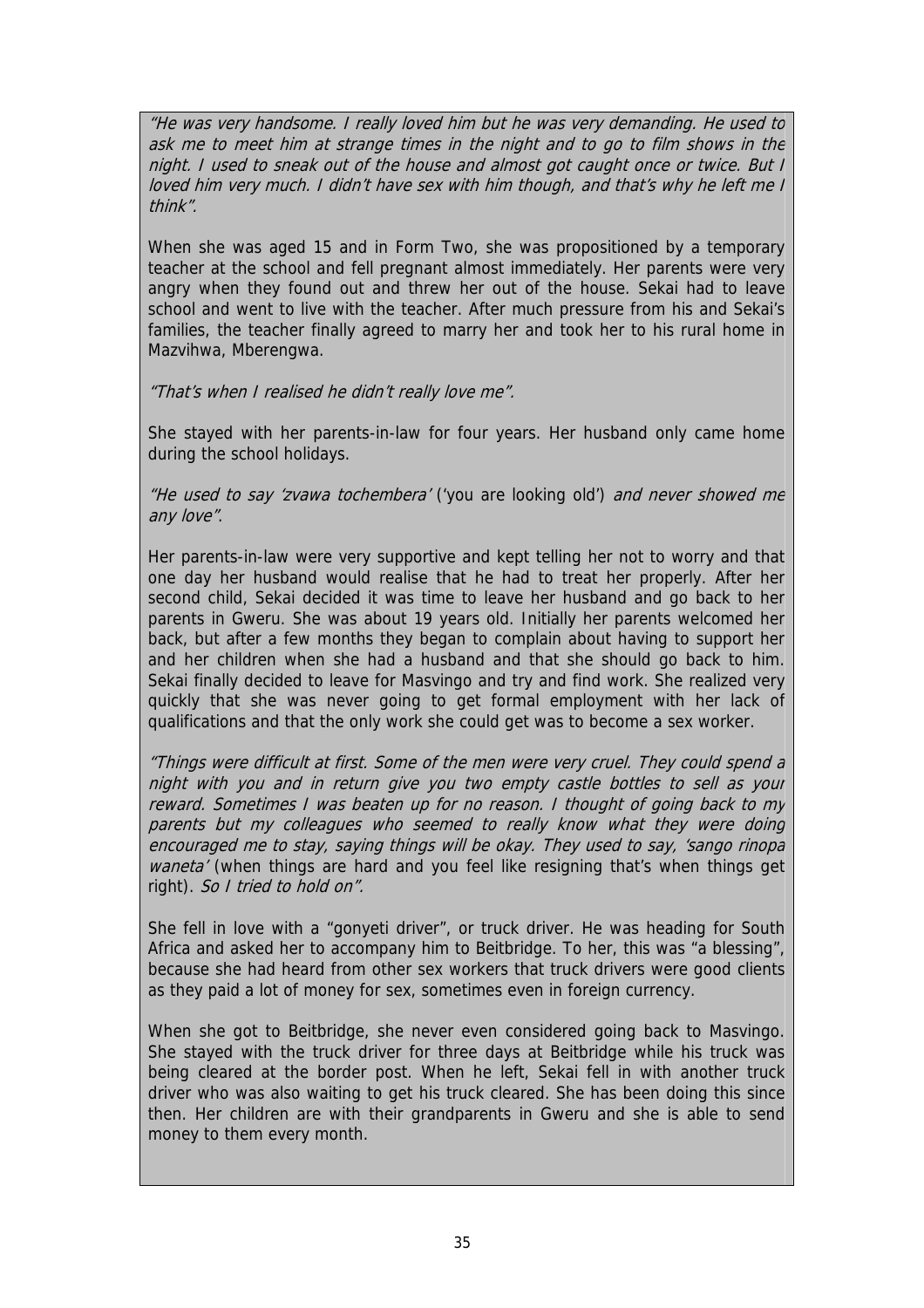*"He was very handsome. I really loved him but he was very demanding. He used to ask me to meet him at strange times in the night and to go to film shows in the night. I used to sneak out of the house and almost got caught once or twice. But I loved him very much. I didn't have sex with him though, and that's why he left me I think".*

When she was aged 15 and in Form Two, she was propositioned by a temporary teacher at the school and fell pregnant almost immediately. Her parents were very angry when they found out and threw her out of the house. Sekai had to leave school and went to live with the teacher. After much pressure from his and Sekai's families, the teacher finally agreed to marry her and took her to his rural home in Mazvihwa, Mberengwa.

*"That's when I realised he didn't really love me".*

She stayed with her parents-in-law for four years. Her husband only came home during the school holidays.

*"He used to say 'zvawa tochembera'* ('you are looking old') *and never showed me any love".*

Her parents-in-law were very supportive and kept telling her not to worry and that one day her husband would realise that he had to treat her properly. After her second child, Sekai decided it was time to leave her husband and go back to her parents in Gweru. She was about 19 years old. Initially her parents welcomed her back, but after a few months they began to complain about having to support her and her children when she had a husband and that she should go back to him. Sekai finally decided to leave for Masvingo and try and find work. She realized very quickly that she was never going to get formal employment with her lack of qualifications and that the only work she could get was to become a sex worker.

*"Things were difficult at first. Some of the men were very cruel. They could spend a night with you and in return give you two empty castle bottles to sell as your reward. Sometimes I was beaten up for no reason. I thought of going back to my parents but my colleagues who seemed to really know what they were doing encouraged me to stay, saying things will be okay. They used to say, 'sango rinopa waneta'* (when things are hard and you feel like resigning that's when things get right). *So I tried to hold on".*

She fell in love with a "gonyeti driver", or truck driver. He was heading for South Africa and asked her to accompany him to Beitbridge. To her, this was "a blessing", because she had heard from other sex workers that truck drivers were good clients as they paid a lot of money for sex, sometimes even in foreign currency.

When she got to Beitbridge, she never even considered going back to Masvingo. She stayed with the truck driver for three days at Beitbridge while his truck was being cleared at the border post. When he left, Sekai fell in with another truck driver who was also waiting to get his truck cleared. She has been doing this since then. Her children are with their grandparents in Gweru and she is able to send money to them every month.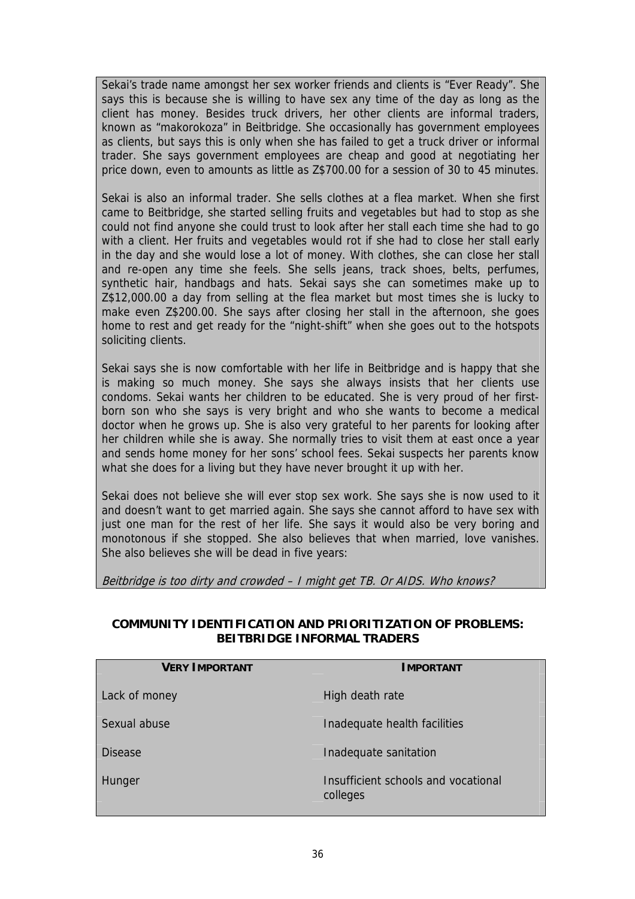Sekai's trade name amongst her sex worker friends and clients is "Ever Ready". She says this is because she is willing to have sex any time of the day as long as the client has money. Besides truck drivers, her other clients are informal traders, known as "makorokoza" in Beitbridge. She occasionally has government employees as clients, but says this is only when she has failed to get a truck driver or informal trader. She says government employees are cheap and good at negotiating her price down, even to amounts as little as Z$700.00 for a session of 30 to 45 minutes.

Sekai is also an informal trader. She sells clothes at a flea market. When she first came to Beitbridge, she started selling fruits and vegetables but had to stop as she could not find anyone she could trust to look after her stall each time she had to go with a client. Her fruits and vegetables would rot if she had to close her stall early in the day and she would lose a lot of money. With clothes, she can close her stall and re-open any time she feels. She sells jeans, track shoes, belts, perfumes, synthetic hair, handbags and hats. Sekai says she can sometimes make up to Z$12,000.00 a day from selling at the flea market but most times she is lucky to make even Z$200.00. She says after closing her stall in the afternoon, she goes home to rest and get ready for the "night-shift" when she goes out to the hotspots soliciting clients.

Sekai says she is now comfortable with her life in Beitbridge and is happy that she is making so much money. She says she always insists that her clients use condoms. Sekai wants her children to be educated. She is very proud of her first-born son who she says is very bright and who she wants to become a medical doctor when he grows up. She is also very grateful to her parents for looking after her children while she is away. She normally tries to visit them at east once a year and sends home money for her sons' school fees. Sekai suspects her parents know what she does for a living but they have never brought it up with her.

Sekai does not believe she will ever stop sex work. She says she is now used to it and doesn't want to get married again. She says she cannot afford to have sex with just one man for the rest of her life. She says it would also be very boring and monotonous if she stopped. She also believes that when married, love vanishes. She also believes she will be dead in five years:

*Beitbridge is too dirty and crowded – I might get TB. Or AIDS. Who knows?*

**COMMUNITY IDENTIFICATION AND PRIORITIZATION OF PROBLEMS: BEITBRIDGE INFORMAL TRADERS**

| VERY IMPORTANT | IMPORTANT |
|---|---|
| Lack of money | High death rate |
| Sexual abuse | Inadequate health facilities |
| Disease | Inadequate sanitation |
| Hunger | Insufficient schools and vocational colleges |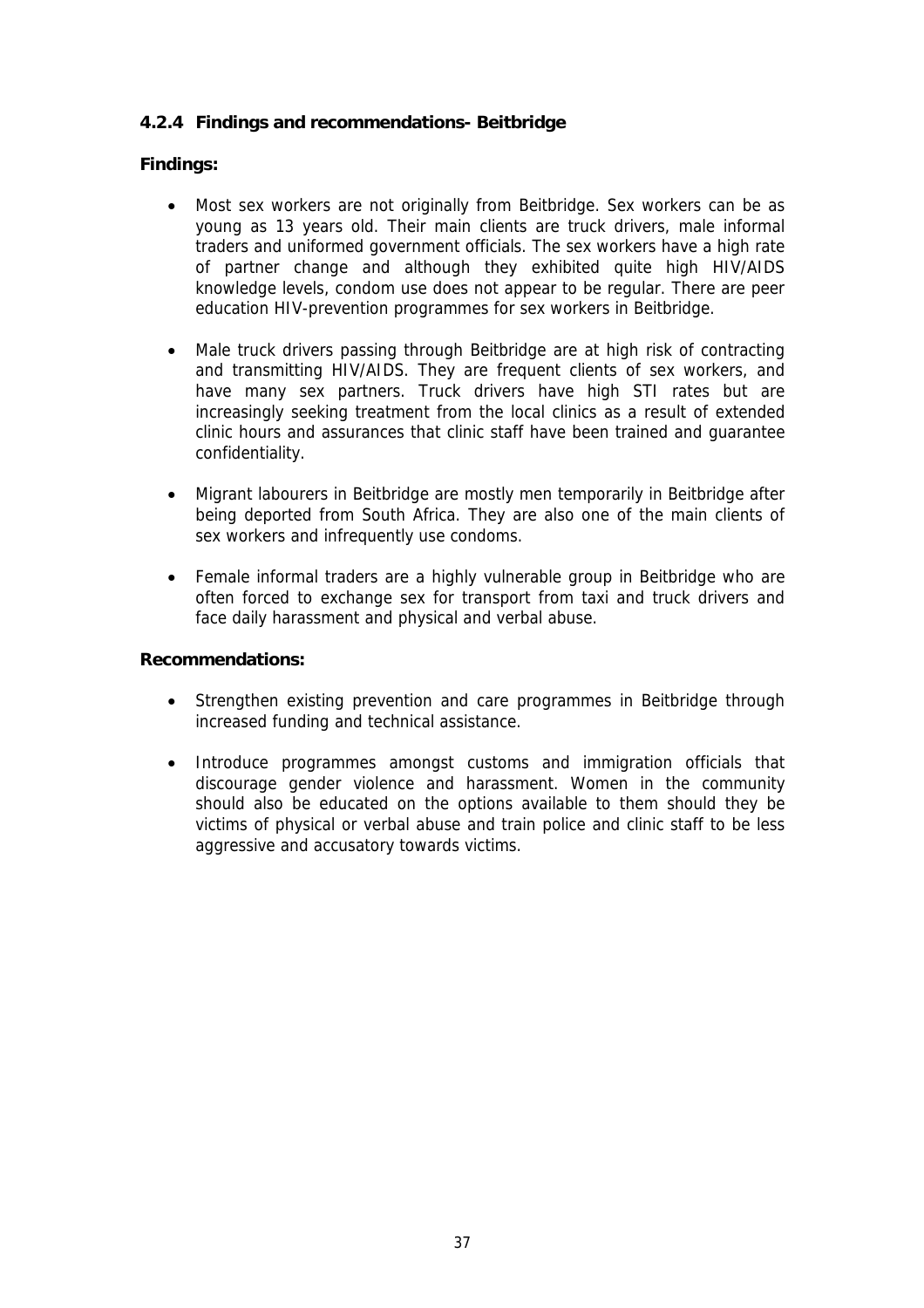### 4.2.4 Findings and recommendations- Beitbridge

**Findings:**

- Most sex workers are not originally from Beitbridge. Sex workers can be as young as 13 years old. Their main clients are truck drivers, male informal traders and uniformed government officials. The sex workers have a high rate of partner change and although they exhibited quite high HIV/AIDS knowledge levels, condom use does not appear to be regular. There are peer education HIV-prevention programmes for sex workers in Beitbridge.

- Male truck drivers passing through Beitbridge are at high risk of contracting and transmitting HIV/AIDS. They are frequent clients of sex workers, and have many sex partners. Truck drivers have high STI rates but are increasingly seeking treatment from the local clinics as a result of extended clinic hours and assurances that clinic staff have been trained and guarantee confidentiality.

- Migrant labourers in Beitbridge are mostly men temporarily in Beitbridge after being deported from South Africa. They are also one of the main clients of sex workers and infrequently use condoms.

- Female informal traders are a highly vulnerable group in Beitbridge who are often forced to exchange sex for transport from taxi and truck drivers and face daily harassment and physical and verbal abuse.

**Recommendations:**

- Strengthen existing prevention and care programmes in Beitbridge through increased funding and technical assistance.

- Introduce programmes amongst customs and immigration officials that discourage gender violence and harassment. Women in the community should also be educated on the options available to them should they be victims of physical or verbal abuse and train police and clinic staff to be less aggressive and accusatory towards victims.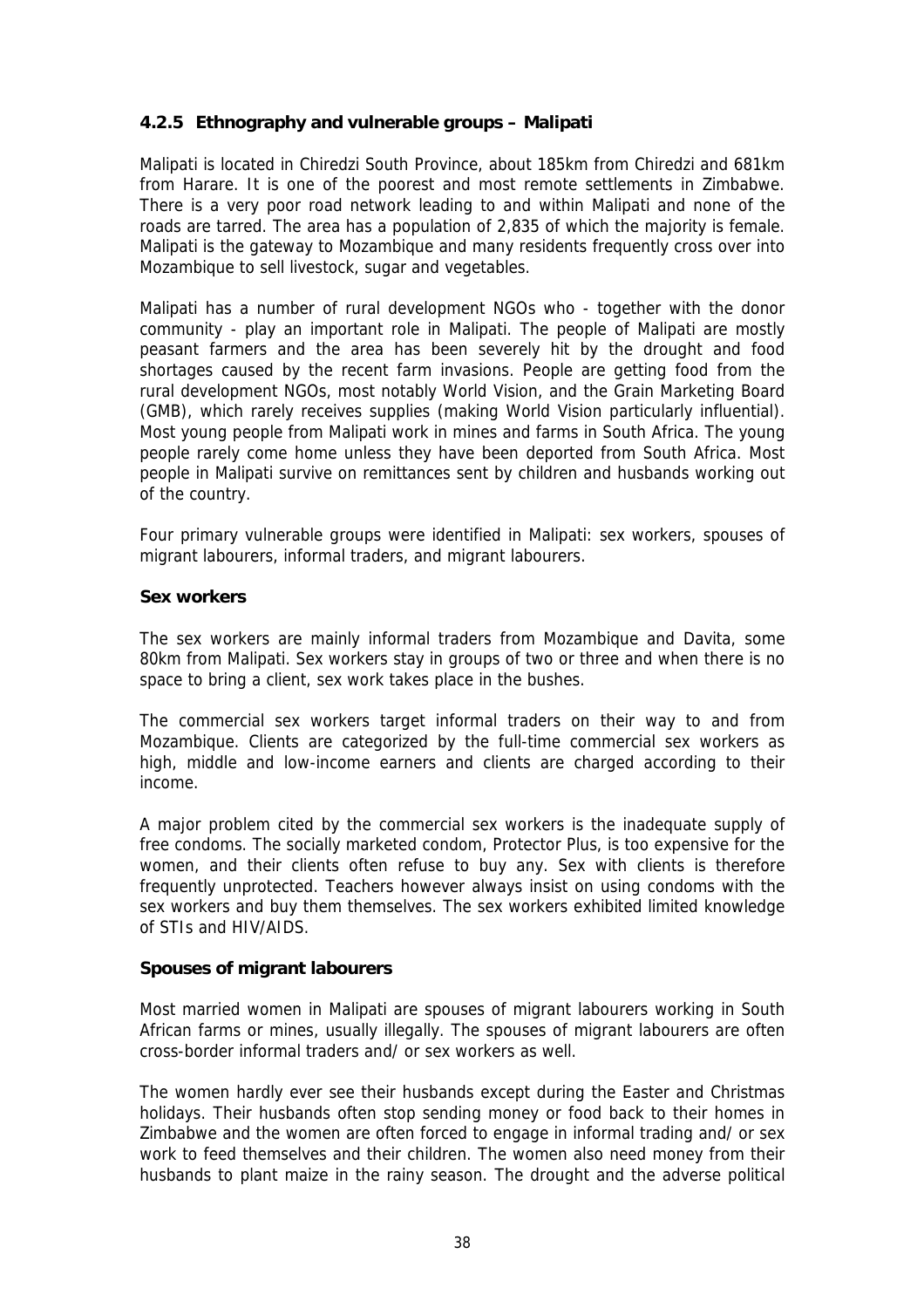### 4.2.5 Ethnography and vulnerable groups – Malipati

Malipati is located in Chiredzi South Province, about 185km from Chiredzi and 681km from Harare. It is one of the poorest and most remote settlements in Zimbabwe. There is a very poor road network leading to and within Malipati and none of the roads are tarred. The area has a population of 2,835 of which the majority is female. Malipati is the gateway to Mozambique and many residents frequently cross over into Mozambique to sell livestock, sugar and vegetables.

Malipati has a number of rural development NGOs who - together with the donor community - play an important role in Malipati. The people of Malipati are mostly peasant farmers and the area has been severely hit by the drought and food shortages caused by the recent farm invasions. People are getting food from the rural development NGOs, most notably World Vision, and the Grain Marketing Board (GMB), which rarely receives supplies (making World Vision particularly influential). Most young people from Malipati work in mines and farms in South Africa. The young people rarely come home unless they have been deported from South Africa. Most people in Malipati survive on remittances sent by children and husbands working out of the country.

Four primary vulnerable groups were identified in Malipati: sex workers, spouses of migrant labourers, informal traders, and migrant labourers.

**Sex workers**

The sex workers are mainly informal traders from Mozambique and Davita, some 80km from Malipati. Sex workers stay in groups of two or three and when there is no space to bring a client, sex work takes place in the bushes.

The commercial sex workers target informal traders on their way to and from Mozambique. Clients are categorized by the full-time commercial sex workers as high, middle and low-income earners and clients are charged according to their income.

A major problem cited by the commercial sex workers is the inadequate supply of free condoms. The socially marketed condom, Protector Plus, is too expensive for the women, and their clients often refuse to buy any. Sex with clients is therefore frequently unprotected. Teachers however always insist on using condoms with the sex workers and buy them themselves. The sex workers exhibited limited knowledge of STIs and HIV/AIDS.

**Spouses of migrant labourers**

Most married women in Malipati are spouses of migrant labourers working in South African farms or mines, usually illegally. The spouses of migrant labourers are often cross-border informal traders and/ or sex workers as well.

The women hardly ever see their husbands except during the Easter and Christmas holidays. Their husbands often stop sending money or food back to their homes in Zimbabwe and the women are often forced to engage in informal trading and/ or sex work to feed themselves and their children. The women also need money from their husbands to plant maize in the rainy season. The drought and the adverse political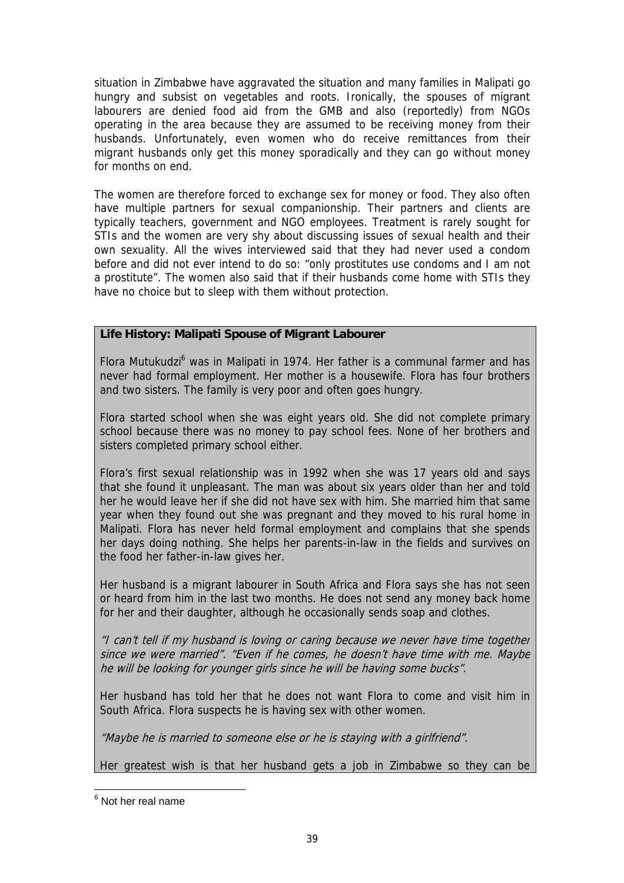situation in Zimbabwe have aggravated the situation and many families in Malipati go hungry and subsist on vegetables and roots. Ironically, the spouses of migrant labourers are denied food aid from the GMB and also (reportedly) from NGOs operating in the area because they are assumed to be receiving money from their husbands. Unfortunately, even women who do receive remittances from their migrant husbands only get this money sporadically and they can go without money for months on end.

The women are therefore forced to exchange sex for money or food. They also often have multiple partners for sexual companionship. Their partners and clients are typically teachers, government and NGO employees. Treatment is rarely sought for STIs and the women are very shy about discussing issues of sexual health and their own sexuality. All the wives interviewed said that they had never used a condom before and did not ever intend to do so: "only prostitutes use condoms and I am not a prostitute". The women also said that if their husbands come home with STIs they have no choice but to sleep with them without protection.

**Life History: Malipati Spouse of Migrant Labourer**

Flora Mutukudzi[6] was in Malipati in 1974. Her father is a communal farmer and has never had formal employment. Her mother is a housewife. Flora has four brothers and two sisters. The family is very poor and often goes hungry.

Flora started school when she was eight years old. She did not complete primary school because there was no money to pay school fees. None of her brothers and sisters completed primary school either.

Flora's first sexual relationship was in 1992 when she was 17 years old and says that she found it unpleasant. The man was about six years older than her and told her he would leave her if she did not have sex with him. She married him that same year when they found out she was pregnant and they moved to his rural home in Malipati. Flora has never held formal employment and complains that she spends her days doing nothing. She helps her parents-in-law in the fields and survives on the food her father-in-law gives her.

Her husband is a migrant labourer in South Africa and Flora says she has not seen or heard from him in the last two months. He does not send any money back home for her and their daughter, although he occasionally sends soap and clothes.

*"I can't tell if my husband is loving or caring because we never have time together since we were married". "Even if he comes, he doesn't have time with me. Maybe he will be looking for younger girls since he will be having some bucks".*

Her husband has told her that he does not want Flora to come and visit him in South Africa. Flora suspects he is having sex with other women.

*"Maybe he is married to someone else or he is staying with a girlfriend".*

Her greatest wish is that her husband gets a job in Zimbabwe so they can be

[6] Not her real name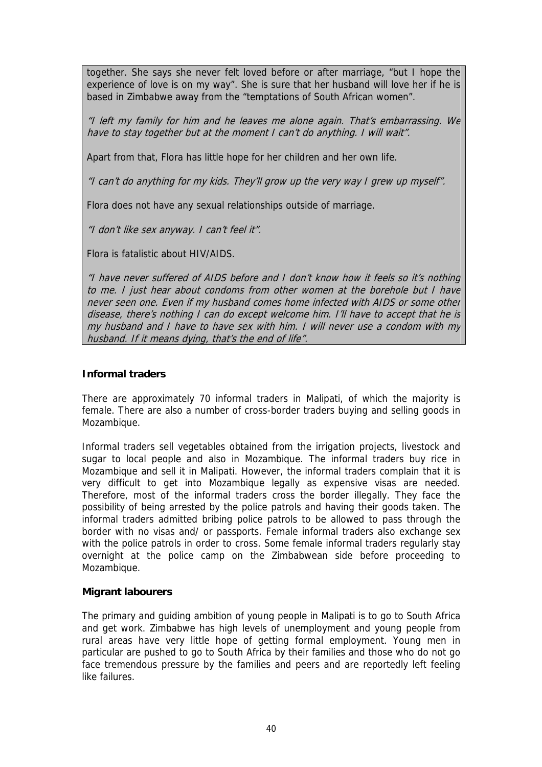together. She says she never felt loved before or after marriage, "but I hope the experience of love is on my way". She is sure that her husband will love her if he is based in Zimbabwe away from the "temptations of South African women".

*"I left my family for him and he leaves me alone again. That's embarrassing. We have to stay together but at the moment I can't do anything. I will wait".*

Apart from that, Flora has little hope for her children and her own life.

*"I can't do anything for my kids. They'll grow up the very way I grew up myself".*

Flora does not have any sexual relationships outside of marriage.

*"I don't like sex anyway. I can't feel it".*

Flora is fatalistic about HIV/AIDS.

*"I have never suffered of AIDS before and I don't know how it feels so it's nothing to me. I just hear about condoms from other women at the borehole but I have never seen one. Even if my husband comes home infected with AIDS or some other disease, there's nothing I can do except welcome him. I'll have to accept that he is my husband and I have to have sex with him. I will never use a condom with my husband. If it means dying, that's the end of life".*

**Informal traders**

There are approximately 70 informal traders in Malipati, of which the majority is female. There are also a number of cross-border traders buying and selling goods in Mozambique.

Informal traders sell vegetables obtained from the irrigation projects, livestock and sugar to local people and also in Mozambique. The informal traders buy rice in Mozambique and sell it in Malipati. However, the informal traders complain that it is very difficult to get into Mozambique legally as expensive visas are needed. Therefore, most of the informal traders cross the border illegally. They face the possibility of being arrested by the police patrols and having their goods taken. The informal traders admitted bribing police patrols to be allowed to pass through the border with no visas and/ or passports. Female informal traders also exchange sex with the police patrols in order to cross. Some female informal traders regularly stay overnight at the police camp on the Zimbabwean side before proceeding to Mozambique.

**Migrant labourers**

The primary and guiding ambition of young people in Malipati is to go to South Africa and get work. Zimbabwe has high levels of unemployment and young people from rural areas have very little hope of getting formal employment. Young men in particular are pushed to go to South Africa by their families and those who do not go face tremendous pressure by the families and peers and are reportedly left feeling like failures.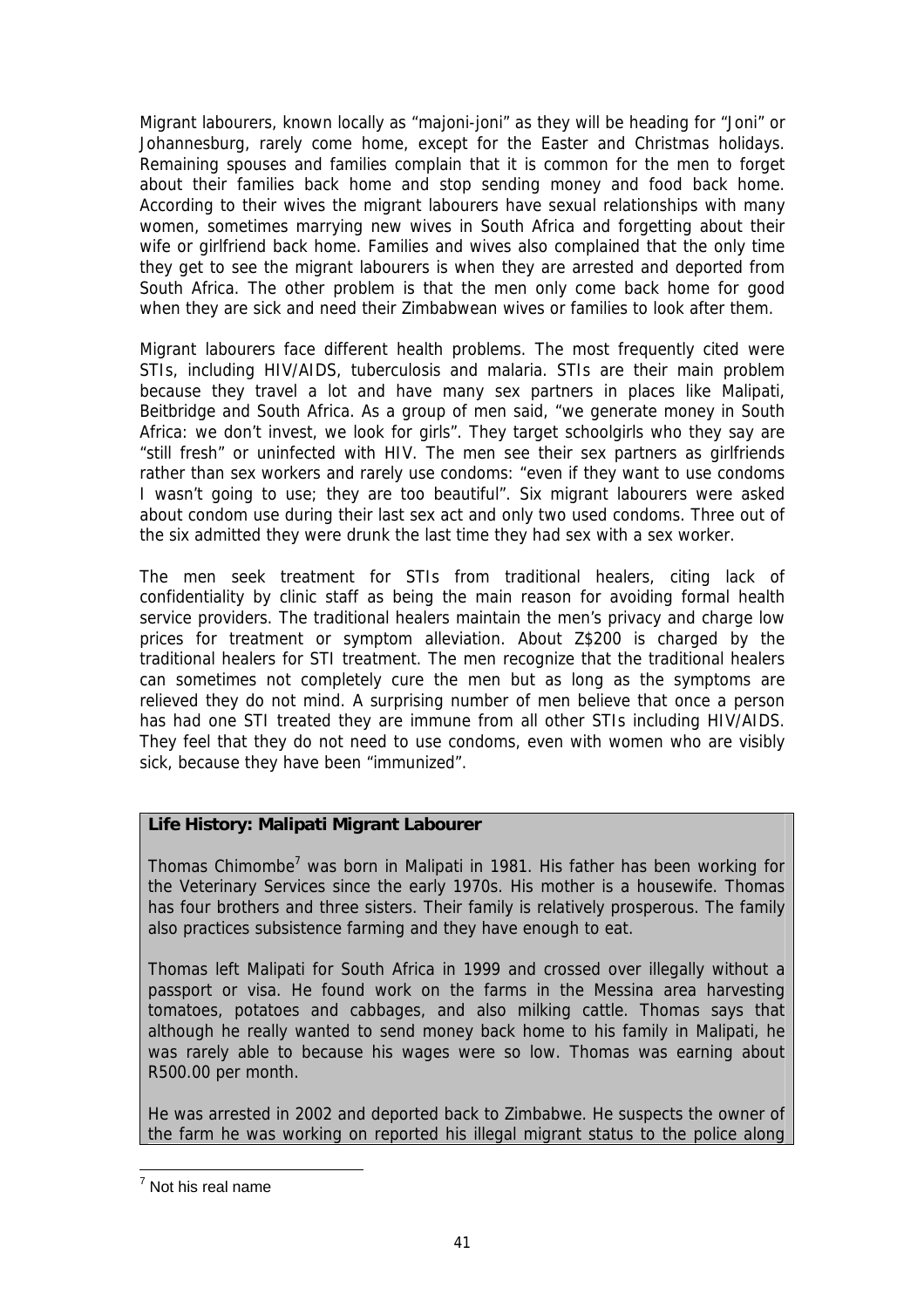Migrant labourers, known locally as “majoni-joni” as they will be heading for “Joni” or Johannesburg, rarely come home, except for the Easter and Christmas holidays. Remaining spouses and families complain that it is common for the men to forget about their families back home and stop sending money and food back home. According to their wives the migrant labourers have sexual relationships with many women, sometimes marrying new wives in South Africa and forgetting about their wife or girlfriend back home. Families and wives also complained that the only time they get to see the migrant labourers is when they are arrested and deported from South Africa. The other problem is that the men only come back home for good when they are sick and need their Zimbabwean wives or families to look after them.

Migrant labourers face different health problems. The most frequently cited were STIs, including HIV/AIDS, tuberculosis and malaria. STIs are their main problem because they travel a lot and have many sex partners in places like Malipati, Beitbridge and South Africa. As a group of men said, “we generate money in South Africa: we don’t invest, we look for girls”. They target schoolgirls who they say are “still fresh” or uninfected with HIV. The men see their sex partners as girlfriends rather than sex workers and rarely use condoms: “even if they want to use condoms I wasn’t going to use; they are too beautiful”. Six migrant labourers were asked about condom use during their last sex act and only two used condoms. Three out of the six admitted they were drunk the last time they had sex with a sex worker.

The men seek treatment for STIs from traditional healers, citing lack of confidentiality by clinic staff as being the main reason for avoiding formal health service providers. The traditional healers maintain the men’s privacy and charge low prices for treatment or symptom alleviation. About Z$200 is charged by the traditional healers for STI treatment. The men recognize that the traditional healers can sometimes not completely cure the men but as long as the symptoms are relieved they do not mind. A surprising number of men believe that once a person has had one STI treated they are immune from all other STIs including HIV/AIDS. They feel that they do not need to use condoms, even with women who are visibly sick, because they have been “immunized”.

**Life History: Malipati Migrant Labourer**

Thomas Chimombe[7] was born in Malipati in 1981. His father has been working for the Veterinary Services since the early 1970s. His mother is a housewife. Thomas has four brothers and three sisters. Their family is relatively prosperous. The family also practices subsistence farming and they have enough to eat.

Thomas left Malipati for South Africa in 1999 and crossed over illegally without a passport or visa. He found work on the farms in the Messina area harvesting tomatoes, potatoes and cabbages, and also milking cattle. Thomas says that although he really wanted to send money back home to his family in Malipati, he was rarely able to because his wages were so low. Thomas was earning about R500.00 per month.

He was arrested in 2002 and deported back to Zimbabwe. He suspects the owner of the farm he was working on reported his illegal migrant status to the police along

[7] Not his real name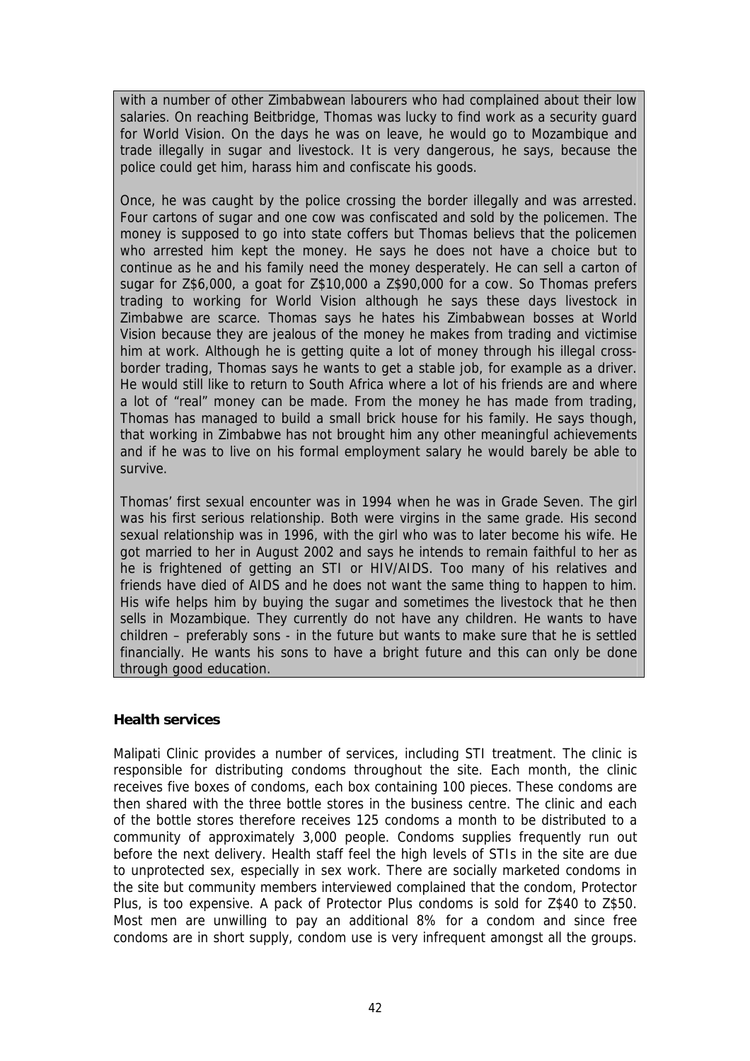with a number of other Zimbabwean labourers who had complained about their low salaries. On reaching Beitbridge, Thomas was lucky to find work as a security guard for World Vision. On the days he was on leave, he would go to Mozambique and trade illegally in sugar and livestock. It is very dangerous, he says, because the police could get him, harass him and confiscate his goods.

Once, he was caught by the police crossing the border illegally and was arrested. Four cartons of sugar and one cow was confiscated and sold by the policemen. The money is supposed to go into state coffers but Thomas believs that the policemen who arrested him kept the money. He says he does not have a choice but to continue as he and his family need the money desperately. He can sell a carton of sugar for Z$6,000, a goat for Z$10,000 a Z$90,000 for a cow. So Thomas prefers trading to working for World Vision although he says these days livestock in Zimbabwe are scarce. Thomas says he hates his Zimbabwean bosses at World Vision because they are jealous of the money he makes from trading and victimise him at work. Although he is getting quite a lot of money through his illegal cross-border trading, Thomas says he wants to get a stable job, for example as a driver. He would still like to return to South Africa where a lot of his friends are and where a lot of "real" money can be made. From the money he has made from trading, Thomas has managed to build a small brick house for his family. He says though, that working in Zimbabwe has not brought him any other meaningful achievements and if he was to live on his formal employment salary he would barely be able to survive.

Thomas' first sexual encounter was in 1994 when he was in Grade Seven. The girl was his first serious relationship. Both were virgins in the same grade. His second sexual relationship was in 1996, with the girl who was to later become his wife. He got married to her in August 2002 and says he intends to remain faithful to her as he is frightened of getting an STI or HIV/AIDS. Too many of his relatives and friends have died of AIDS and he does not want the same thing to happen to him. His wife helps him by buying the sugar and sometimes the livestock that he then sells in Mozambique. They currently do not have any children. He wants to have children – preferably sons - in the future but wants to make sure that he is settled financially. He wants his sons to have a bright future and this can only be done through good education.

**Health services**

Malipati Clinic provides a number of services, including STI treatment. The clinic is responsible for distributing condoms throughout the site. Each month, the clinic receives five boxes of condoms, each box containing 100 pieces. These condoms are then shared with the three bottle stores in the business centre. The clinic and each of the bottle stores therefore receives 125 condoms a month to be distributed to a community of approximately 3,000 people. Condoms supplies frequently run out before the next delivery. Health staff feel the high levels of STIs in the site are due to unprotected sex, especially in sex work. There are socially marketed condoms in the site but community members interviewed complained that the condom, Protector Plus, is too expensive. A pack of Protector Plus condoms is sold for Z$40 to Z$50. Most men are unwilling to pay an additional 8% for a condom and since free condoms are in short supply, condom use is very infrequent amongst all the groups.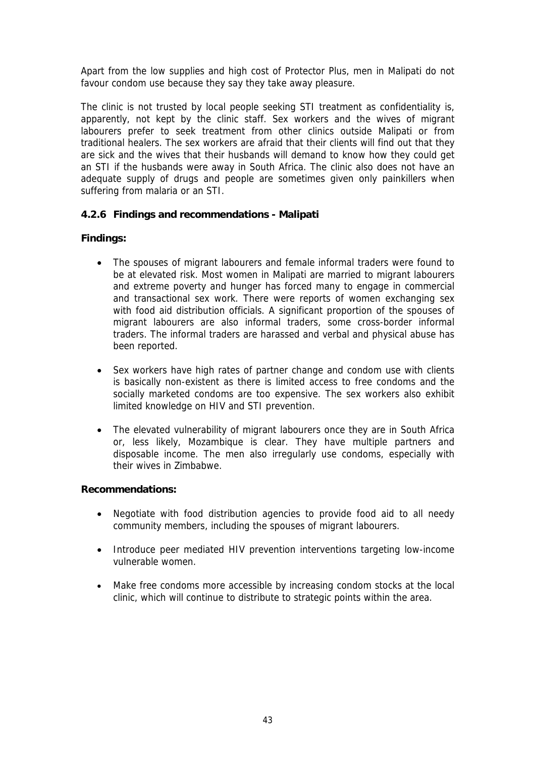Apart from the low supplies and high cost of Protector Plus, men in Malipati do not favour condom use because they say they take away pleasure.

The clinic is not trusted by local people seeking STI treatment as confidentiality is, apparently, not kept by the clinic staff. Sex workers and the wives of migrant labourers prefer to seek treatment from other clinics outside Malipati or from traditional healers. The sex workers are afraid that their clients will find out that they are sick and the wives that their husbands will demand to know how they could get an STI if the husbands were away in South Africa. The clinic also does not have an adequate supply of drugs and people are sometimes given only painkillers when suffering from malaria or an STI.

### 4.2.6 Findings and recommendations - Malipati

**Findings:**

- The spouses of migrant labourers and female informal traders were found to be at elevated risk. Most women in Malipati are married to migrant labourers and extreme poverty and hunger has forced many to engage in commercial and transactional sex work. There were reports of women exchanging sex with food aid distribution officials. A significant proportion of the spouses of migrant labourers are also informal traders, some cross-border informal traders. The informal traders are harassed and verbal and physical abuse has been reported.

- Sex workers have high rates of partner change and condom use with clients is basically non-existent as there is limited access to free condoms and the socially marketed condoms are too expensive. The sex workers also exhibit limited knowledge on HIV and STI prevention.

- The elevated vulnerability of migrant labourers once they are in South Africa or, less likely, Mozambique is clear. They have multiple partners and disposable income. The men also irregularly use condoms, especially with their wives in Zimbabwe.

**Recommendations:**

- Negotiate with food distribution agencies to provide food aid to all needy community members, including the spouses of migrant labourers.

- Introduce peer mediated HIV prevention interventions targeting low-income vulnerable women.

- Make free condoms more accessible by increasing condom stocks at the local clinic, which will continue to distribute to strategic points within the area.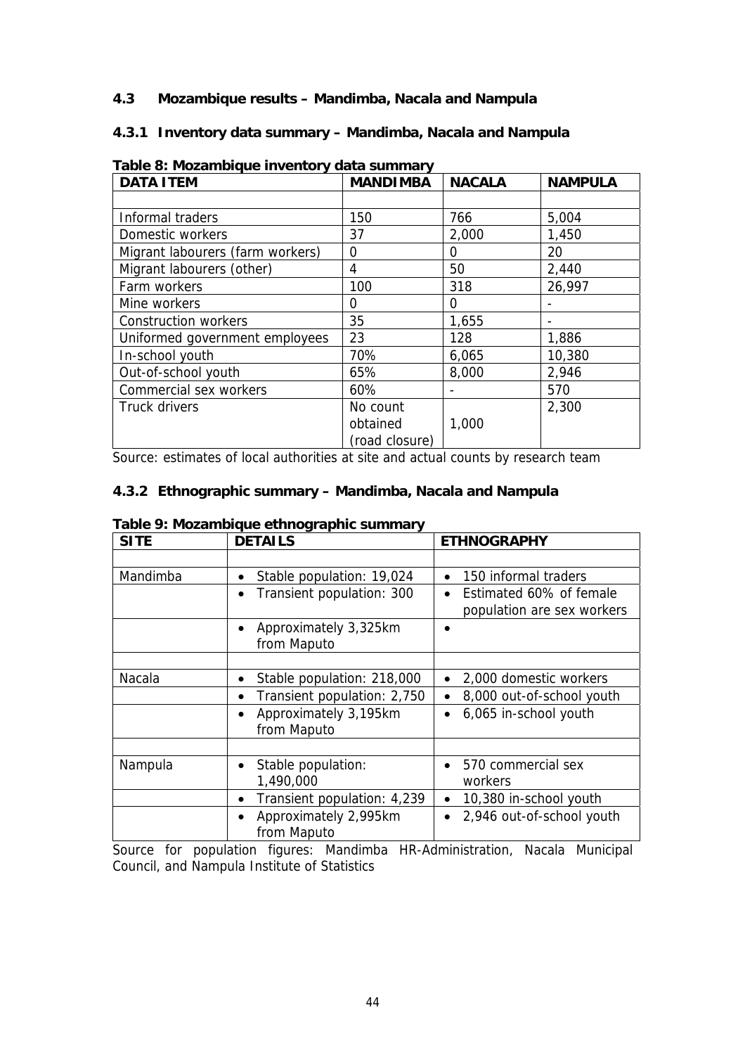### 4.3 Mozambique results – Mandimba, Nacala and Nampula

#### 4.3.1 Inventory data summary – Mandimba, Nacala and Nampula

**Table 8: Mozambique inventory data summary**

| DATA ITEM | MANDIMBA | NACALA | NAMPULA |
|---|---|---|---|
| | | | |
| Informal traders | 150 | 766 | 5,004 |
| Domestic workers | 37 | 2,000 | 1,450 |
| Migrant labourers (farm workers) | 0 | 0 | 20 |
| Migrant labourers (other) | 4 | 50 | 2,440 |
| Farm workers | 100 | 318 | 26,997 |
| Mine workers | 0 | 0 | - |
| Construction workers | 35 | 1,655 | - |
| Uniformed government employees | 23 | 128 | 1,886 |
| In-school youth | 70% | 6,065 | 10,380 |
| Out-of-school youth | 65% | 8,000 | 2,946 |
| Commercial sex workers | 60% | - | 570 |
| Truck drivers | No count obtained (road closure) | 1,000 | 2,300 |

Source: estimates of local authorities at site and actual counts by research team

#### 4.3.2 Ethnographic summary – Mandimba, Nacala and Nampula

**Table 9: Mozambique ethnographic summary**

| SITE | DETAILS | ETHNOGRAPHY |
|---|---|---|
| | | |
| Mandimba | • Stable population: 19,024 | • 150 informal traders |
| | • Transient population: 300 | • Estimated 60% of female population are sex workers |
| | • Approximately 3,325km from Maputo | • |
| | | |
| Nacala | • Stable population: 218,000 | • 2,000 domestic workers |
| | • Transient population: 2,750 | • 8,000 out-of-school youth |
| | • Approximately 3,195km from Maputo | • 6,065 in-school youth |
| | | |
| Nampula | • Stable population: 1,490,000 | • 570 commercial sex workers |
| | • Transient population: 4,239 | • 10,380 in-school youth |
| | • Approximately 2,995km from Maputo | • 2,946 out-of-school youth |

Source for population figures: Mandimba HR-Administration, Nacala Municipal Council, and Nampula Institute of Statistics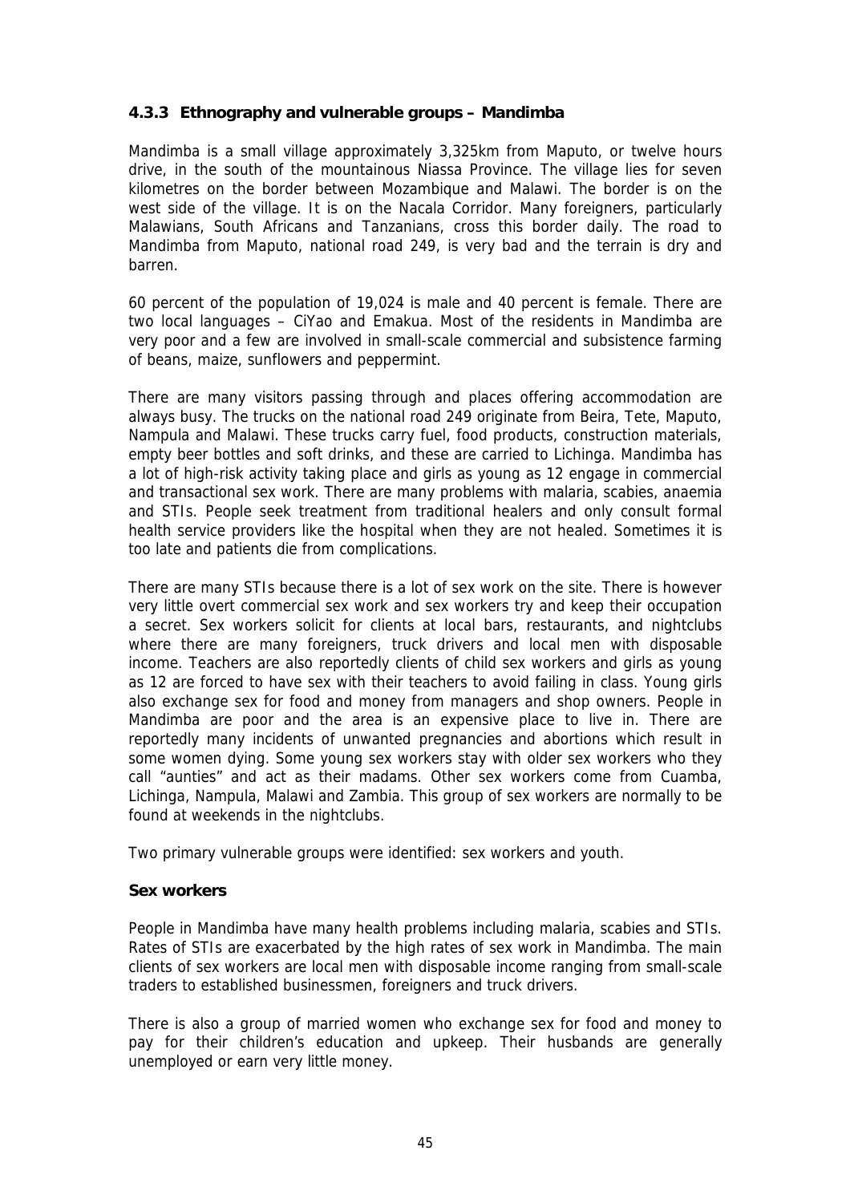### 4.3.3 Ethnography and vulnerable groups – Mandimba

Mandimba is a small village approximately 3,325km from Maputo, or twelve hours drive, in the south of the mountainous Niassa Province. The village lies for seven kilometres on the border between Mozambique and Malawi. The border is on the west side of the village. It is on the Nacala Corridor. Many foreigners, particularly Malawians, South Africans and Tanzanians, cross this border daily. The road to Mandimba from Maputo, national road 249, is very bad and the terrain is dry and barren.

60 percent of the population of 19,024 is male and 40 percent is female. There are two local languages – CiYao and Emakua. Most of the residents in Mandimba are very poor and a few are involved in small-scale commercial and subsistence farming of beans, maize, sunflowers and peppermint.

There are many visitors passing through and places offering accommodation are always busy. The trucks on the national road 249 originate from Beira, Tete, Maputo, Nampula and Malawi. These trucks carry fuel, food products, construction materials, empty beer bottles and soft drinks, and these are carried to Lichinga. Mandimba has a lot of high-risk activity taking place and girls as young as 12 engage in commercial and transactional sex work. There are many problems with malaria, scabies, anaemia and STIs. People seek treatment from traditional healers and only consult formal health service providers like the hospital when they are not healed. Sometimes it is too late and patients die from complications.

There are many STIs because there is a lot of sex work on the site. There is however very little overt commercial sex work and sex workers try and keep their occupation a secret. Sex workers solicit for clients at local bars, restaurants, and nightclubs where there are many foreigners, truck drivers and local men with disposable income. Teachers are also reportedly clients of child sex workers and girls as young as 12 are forced to have sex with their teachers to avoid failing in class. Young girls also exchange sex for food and money from managers and shop owners. People in Mandimba are poor and the area is an expensive place to live in. There are reportedly many incidents of unwanted pregnancies and abortions which result in some women dying. Some young sex workers stay with older sex workers who they call "aunties" and act as their madams. Other sex workers come from Cuamba, Lichinga, Nampula, Malawi and Zambia. This group of sex workers are normally to be found at weekends in the nightclubs.

Two primary vulnerable groups were identified: sex workers and youth.

**Sex workers**

People in Mandimba have many health problems including malaria, scabies and STIs. Rates of STIs are exacerbated by the high rates of sex work in Mandimba. The main clients of sex workers are local men with disposable income ranging from small-scale traders to established businessmen, foreigners and truck drivers.

There is also a group of married women who exchange sex for food and money to pay for their children's education and upkeep. Their husbands are generally unemployed or earn very little money.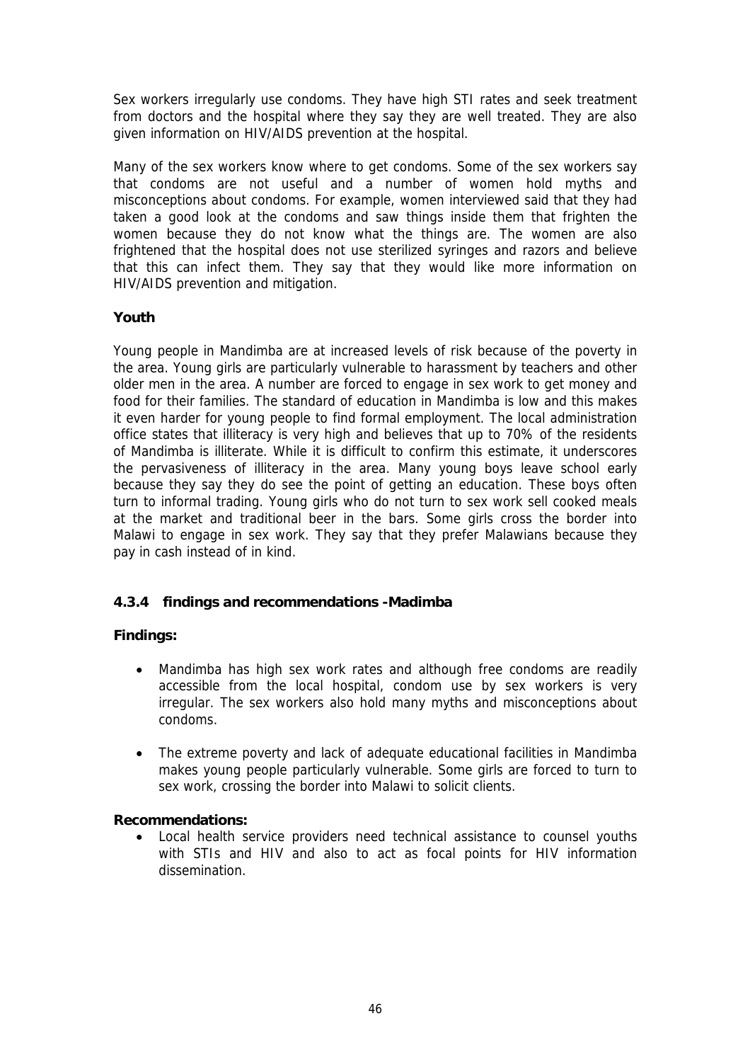Sex workers irregularly use condoms. They have high STI rates and seek treatment from doctors and the hospital where they say they are well treated. They are also given information on HIV/AIDS prevention at the hospital.

Many of the sex workers know where to get condoms. Some of the sex workers say that condoms are not useful and a number of women hold myths and misconceptions about condoms. For example, women interviewed said that they had taken a good look at the condoms and saw things inside them that frighten the women because they do not know what the things are. The women are also frightened that the hospital does not use sterilized syringes and razors and believe that this can infect them. They say that they would like more information on HIV/AIDS prevention and mitigation.

**Youth**

Young people in Mandimba are at increased levels of risk because of the poverty in the area. Young girls are particularly vulnerable to harassment by teachers and other older men in the area. A number are forced to engage in sex work to get money and food for their families. The standard of education in Mandimba is low and this makes it even harder for young people to find formal employment. The local administration office states that illiteracy is very high and believes that up to 70% of the residents of Mandimba is illiterate. While it is difficult to confirm this estimate, it underscores the pervasiveness of illiteracy in the area. Many young boys leave school early because they say they do see the point of getting an education. These boys often turn to informal trading. Young girls who do not turn to sex work sell cooked meals at the market and traditional beer in the bars. Some girls cross the border into Malawi to engage in sex work. They say that they prefer Malawians because they pay in cash instead of in kind.

### 4.3.4 findings and recommendations -Madimba

**Findings:**

- Mandimba has high sex work rates and although free condoms are readily accessible from the local hospital, condom use by sex workers is very irregular. The sex workers also hold many myths and misconceptions about condoms.
- The extreme poverty and lack of adequate educational facilities in Mandimba makes young people particularly vulnerable. Some girls are forced to turn to sex work, crossing the border into Malawi to solicit clients.

**Recommendations:**

- Local health service providers need technical assistance to counsel youths with STIs and HIV and also to act as focal points for HIV information dissemination.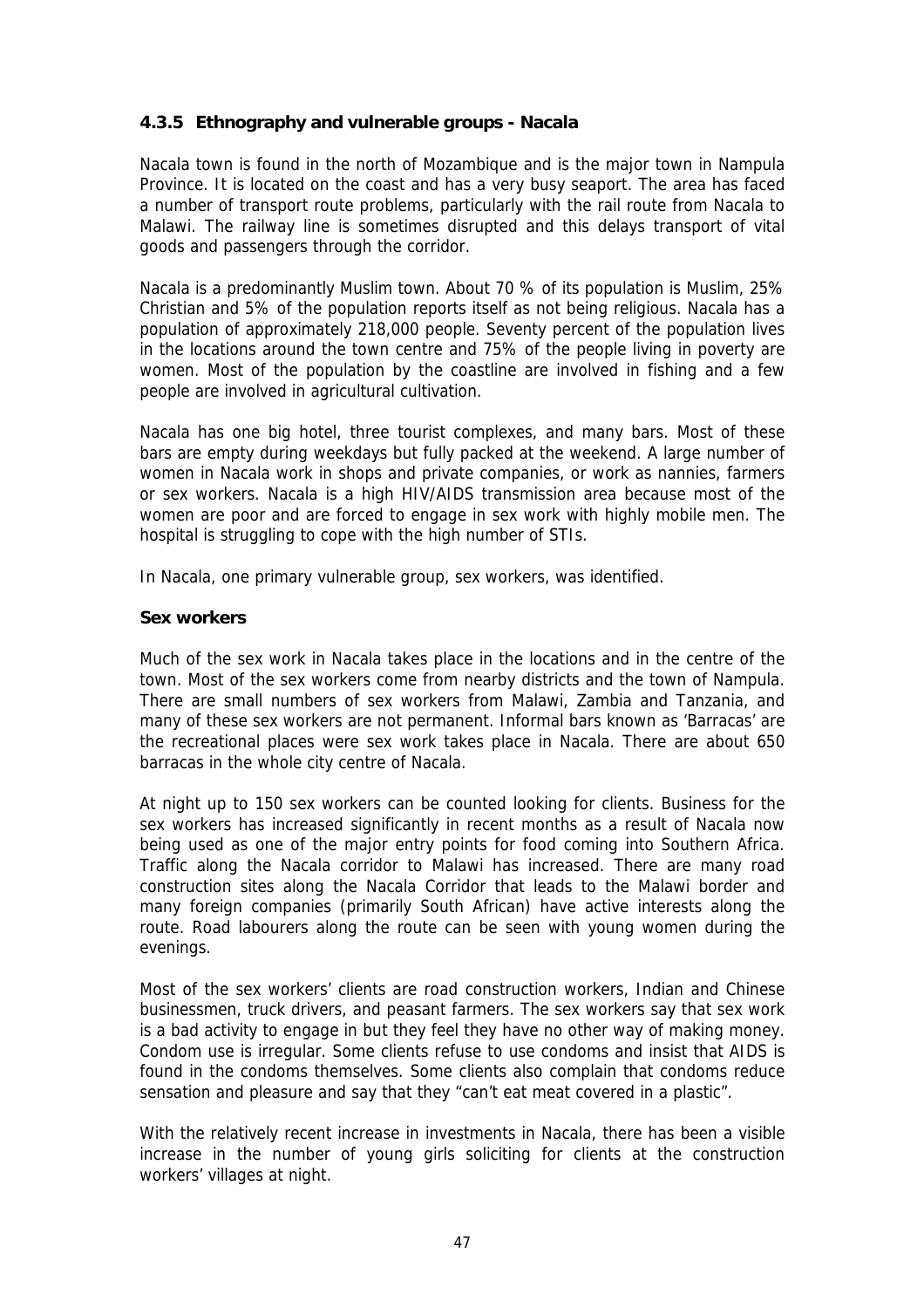### 4.3.5 Ethnography and vulnerable groups - Nacala

Nacala town is found in the north of Mozambique and is the major town in Nampula Province. It is located on the coast and has a very busy seaport. The area has faced a number of transport route problems, particularly with the rail route from Nacala to Malawi. The railway line is sometimes disrupted and this delays transport of vital goods and passengers through the corridor.

Nacala is a predominantly Muslim town. About 70 % of its population is Muslim, 25% Christian and 5% of the population reports itself as not being religious. Nacala has a population of approximately 218,000 people. Seventy percent of the population lives in the locations around the town centre and 75% of the people living in poverty are women. Most of the population by the coastline are involved in fishing and a few people are involved in agricultural cultivation.

Nacala has one big hotel, three tourist complexes, and many bars. Most of these bars are empty during weekdays but fully packed at the weekend. A large number of women in Nacala work in shops and private companies, or work as nannies, farmers or sex workers. Nacala is a high HIV/AIDS transmission area because most of the women are poor and are forced to engage in sex work with highly mobile men. The hospital is struggling to cope with the high number of STIs.

In Nacala, one primary vulnerable group, sex workers, was identified.

**Sex workers**

Much of the sex work in Nacala takes place in the locations and in the centre of the town. Most of the sex workers come from nearby districts and the town of Nampula. There are small numbers of sex workers from Malawi, Zambia and Tanzania, and many of these sex workers are not permanent. Informal bars known as 'Barracas' are the recreational places were sex work takes place in Nacala. There are about 650 barracas in the whole city centre of Nacala.

At night up to 150 sex workers can be counted looking for clients. Business for the sex workers has increased significantly in recent months as a result of Nacala now being used as one of the major entry points for food coming into Southern Africa. Traffic along the Nacala corridor to Malawi has increased. There are many road construction sites along the Nacala Corridor that leads to the Malawi border and many foreign companies (primarily South African) have active interests along the route. Road labourers along the route can be seen with young women during the evenings.

Most of the sex workers' clients are road construction workers, Indian and Chinese businessmen, truck drivers, and peasant farmers. The sex workers say that sex work is a bad activity to engage in but they feel they have no other way of making money. Condom use is irregular. Some clients refuse to use condoms and insist that AIDS is found in the condoms themselves. Some clients also complain that condoms reduce sensation and pleasure and say that they "can't eat meat covered in a plastic".

With the relatively recent increase in investments in Nacala, there has been a visible increase in the number of young girls soliciting for clients at the construction workers' villages at night.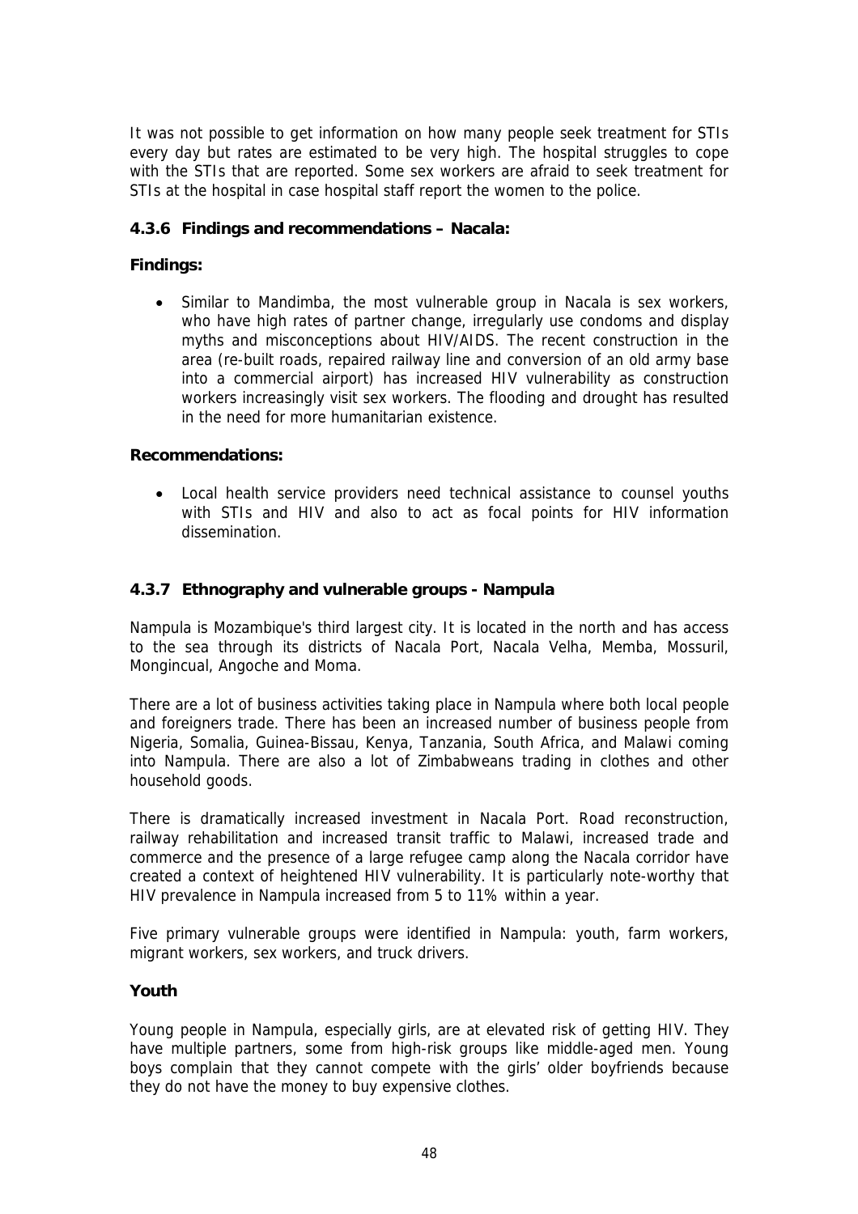It was not possible to get information on how many people seek treatment for STIs every day but rates are estimated to be very high. The hospital struggles to cope with the STIs that are reported. Some sex workers are afraid to seek treatment for STIs at the hospital in case hospital staff report the women to the police.

### 4.3.6 Findings and recommendations – Nacala:

**Findings:**

- Similar to Mandimba, the most vulnerable group in Nacala is sex workers, who have high rates of partner change, irregularly use condoms and display myths and misconceptions about HIV/AIDS. The recent construction in the area (re-built roads, repaired railway line and conversion of an old army base into a commercial airport) has increased HIV vulnerability as construction workers increasingly visit sex workers. The flooding and drought has resulted in the need for more humanitarian existence.

**Recommendations:**

- Local health service providers need technical assistance to counsel youths with STIs and HIV and also to act as focal points for HIV information dissemination.

### 4.3.7 Ethnography and vulnerable groups - Nampula

Nampula is Mozambique's third largest city. It is located in the north and has access to the sea through its districts of Nacala Port, Nacala Velha, Memba, Mossuril, Mongincual, Angoche and Moma.

There are a lot of business activities taking place in Nampula where both local people and foreigners trade. There has been an increased number of business people from Nigeria, Somalia, Guinea-Bissau, Kenya, Tanzania, South Africa, and Malawi coming into Nampula. There are also a lot of Zimbabweans trading in clothes and other household goods.

There is dramatically increased investment in Nacala Port. Road reconstruction, railway rehabilitation and increased transit traffic to Malawi, increased trade and commerce and the presence of a large refugee camp along the Nacala corridor have created a context of heightened HIV vulnerability. It is particularly note-worthy that HIV prevalence in Nampula increased from 5 to 11% within a year.

Five primary vulnerable groups were identified in Nampula: youth, farm workers, migrant workers, sex workers, and truck drivers.

**Youth**

Young people in Nampula, especially girls, are at elevated risk of getting HIV. They have multiple partners, some from high-risk groups like middle-aged men. Young boys complain that they cannot compete with the girls' older boyfriends because they do not have the money to buy expensive clothes.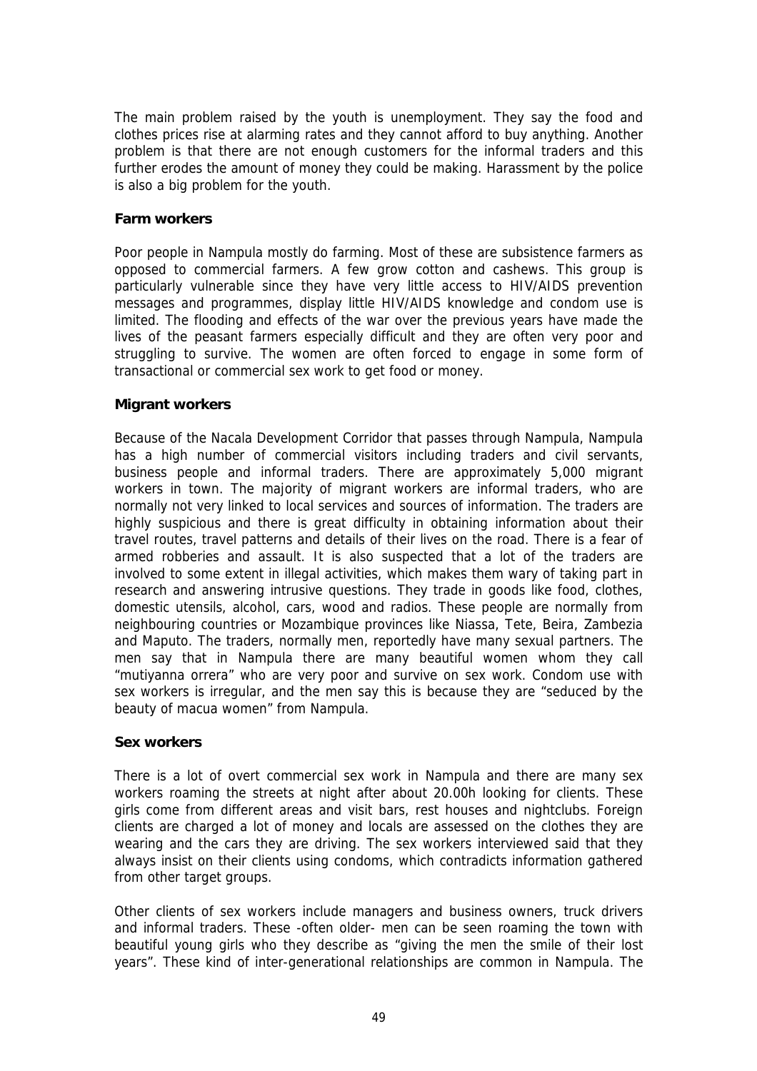The main problem raised by the youth is unemployment. They say the food and clothes prices rise at alarming rates and they cannot afford to buy anything. Another problem is that there are not enough customers for the informal traders and this further erodes the amount of money they could be making. Harassment by the police is also a big problem for the youth.

**Farm workers**

Poor people in Nampula mostly do farming. Most of these are subsistence farmers as opposed to commercial farmers. A few grow cotton and cashews. This group is particularly vulnerable since they have very little access to HIV/AIDS prevention messages and programmes, display little HIV/AIDS knowledge and condom use is limited. The flooding and effects of the war over the previous years have made the lives of the peasant farmers especially difficult and they are often very poor and struggling to survive. The women are often forced to engage in some form of transactional or commercial sex work to get food or money.

**Migrant workers**

Because of the Nacala Development Corridor that passes through Nampula, Nampula has a high number of commercial visitors including traders and civil servants, business people and informal traders. There are approximately 5,000 migrant workers in town. The majority of migrant workers are informal traders, who are normally not very linked to local services and sources of information. The traders are highly suspicious and there is great difficulty in obtaining information about their travel routes, travel patterns and details of their lives on the road. There is a fear of armed robberies and assault. It is also suspected that a lot of the traders are involved to some extent in illegal activities, which makes them wary of taking part in research and answering intrusive questions. They trade in goods like food, clothes, domestic utensils, alcohol, cars, wood and radios. These people are normally from neighbouring countries or Mozambique provinces like Niassa, Tete, Beira, Zambezia and Maputo. The traders, normally men, reportedly have many sexual partners. The men say that in Nampula there are many beautiful women whom they call "mutiyanna orrera" who are very poor and survive on sex work. Condom use with sex workers is irregular, and the men say this is because they are "seduced by the beauty of macua women" from Nampula.

**Sex workers**

There is a lot of overt commercial sex work in Nampula and there are many sex workers roaming the streets at night after about 20.00h looking for clients. These girls come from different areas and visit bars, rest houses and nightclubs. Foreign clients are charged a lot of money and locals are assessed on the clothes they are wearing and the cars they are driving. The sex workers interviewed said that they always insist on their clients using condoms, which contradicts information gathered from other target groups.

Other clients of sex workers include managers and business owners, truck drivers and informal traders. These -often older- men can be seen roaming the town with beautiful young girls who they describe as "giving the men the smile of their lost years". These kind of inter-generational relationships are common in Nampula. The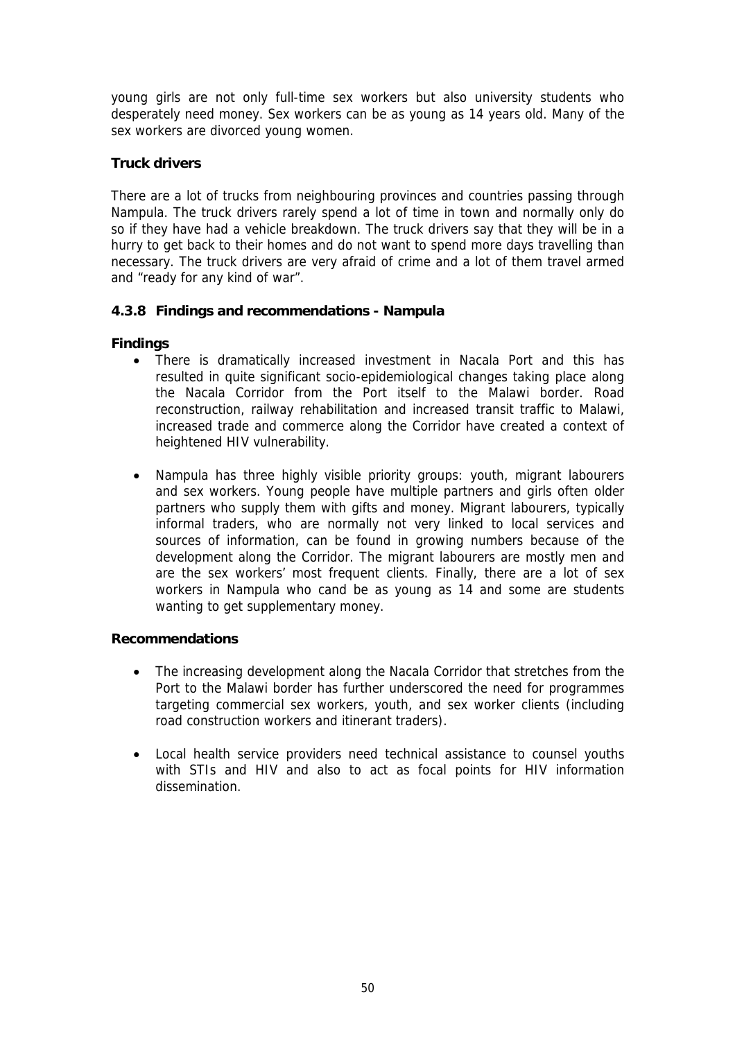young girls are not only full-time sex workers but also university students who desperately need money. Sex workers can be as young as 14 years old. Many of the sex workers are divorced young women.

**Truck drivers**

There are a lot of trucks from neighbouring provinces and countries passing through Nampula. The truck drivers rarely spend a lot of time in town and normally only do so if they have had a vehicle breakdown. The truck drivers say that they will be in a hurry to get back to their homes and do not want to spend more days travelling than necessary. The truck drivers are very afraid of crime and a lot of them travel armed and "ready for any kind of war".

### 4.3.8 Findings and recommendations - Nampula

**Findings**

- There is dramatically increased investment in Nacala Port and this has resulted in quite significant socio-epidemiological changes taking place along the Nacala Corridor from the Port itself to the Malawi border. Road reconstruction, railway rehabilitation and increased transit traffic to Malawi, increased trade and commerce along the Corridor have created a context of heightened HIV vulnerability.

- Nampula has three highly visible priority groups: youth, migrant labourers and sex workers. Young people have multiple partners and girls often older partners who supply them with gifts and money. Migrant labourers, typically informal traders, who are normally not very linked to local services and sources of information, can be found in growing numbers because of the development along the Corridor. The migrant labourers are mostly men and are the sex workers' most frequent clients. Finally, there are a lot of sex workers in Nampula who cand be as young as 14 and some are students wanting to get supplementary money.

**Recommendations**

- The increasing development along the Nacala Corridor that stretches from the Port to the Malawi border has further underscored the need for programmes targeting commercial sex workers, youth, and sex worker clients (including road construction workers and itinerant traders).

- Local health service providers need technical assistance to counsel youths with STIs and HIV and also to act as focal points for HIV information dissemination.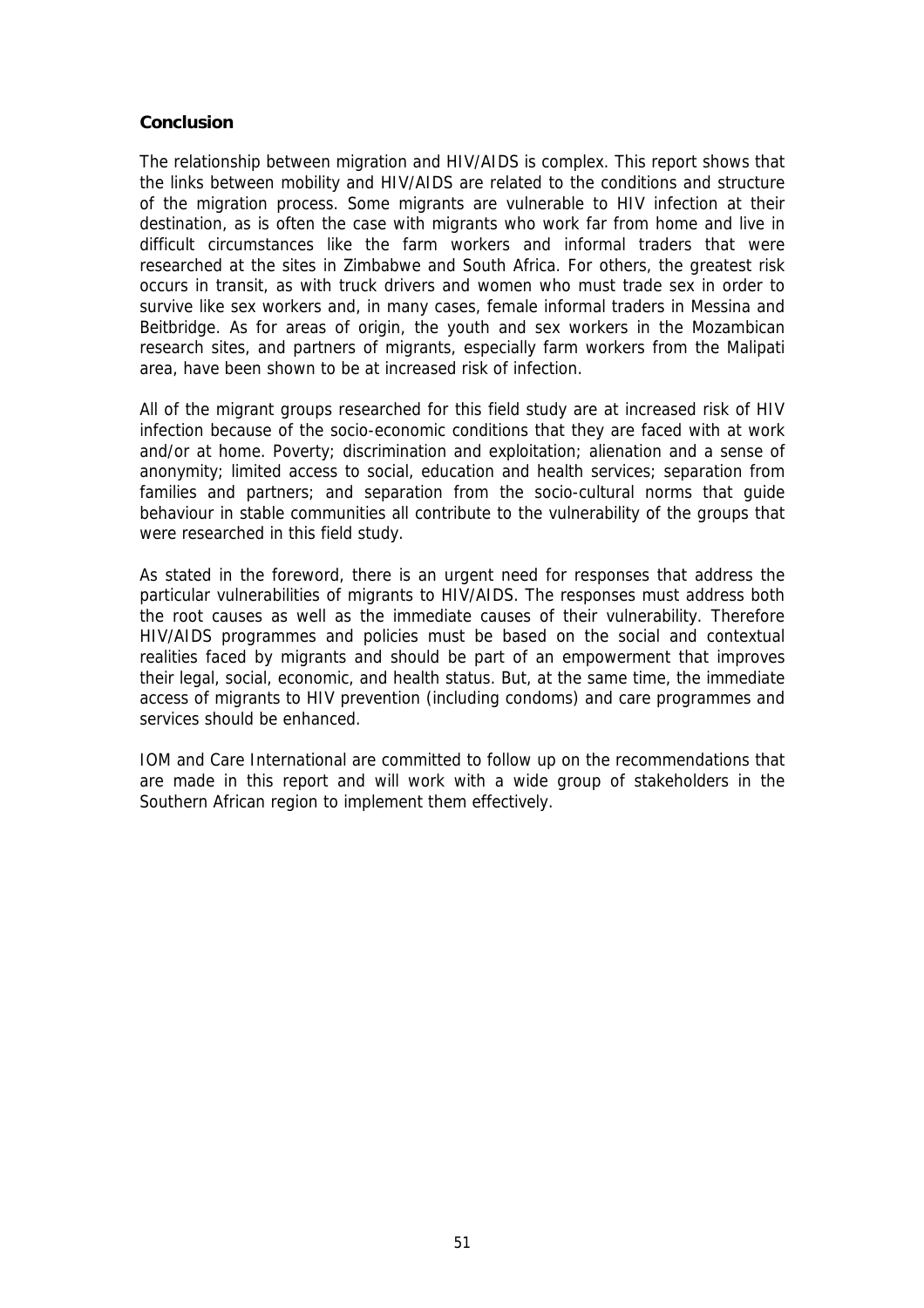**Conclusion**

The relationship between migration and HIV/AIDS is complex. This report shows that the links between mobility and HIV/AIDS are related to the conditions and structure of the migration process. Some migrants are vulnerable to HIV infection at their destination, as is often the case with migrants who work far from home and live in difficult circumstances like the farm workers and informal traders that were researched at the sites in Zimbabwe and South Africa. For others, the greatest risk occurs in transit, as with truck drivers and women who must trade sex in order to survive like sex workers and, in many cases, female informal traders in Messina and Beitbridge. As for areas of origin, the youth and sex workers in the Mozambican research sites, and partners of migrants, especially farm workers from the Malipati area, have been shown to be at increased risk of infection.

All of the migrant groups researched for this field study are at increased risk of HIV infection because of the socio-economic conditions that they are faced with at work and/or at home. Poverty; discrimination and exploitation; alienation and a sense of anonymity; limited access to social, education and health services; separation from families and partners; and separation from the socio-cultural norms that guide behaviour in stable communities all contribute to the vulnerability of the groups that were researched in this field study.

As stated in the foreword, there is an urgent need for responses that address the particular vulnerabilities of migrants to HIV/AIDS. The responses must address both the root causes as well as the immediate causes of their vulnerability. Therefore HIV/AIDS programmes and policies must be based on the social and contextual realities faced by migrants and should be part of an empowerment that improves their legal, social, economic, and health status. But, at the same time, the immediate access of migrants to HIV prevention (including condoms) and care programmes and services should be enhanced.

IOM and Care International are committed to follow up on the recommendations that are made in this report and will work with a wide group of stakeholders in the Southern African region to implement them effectively.